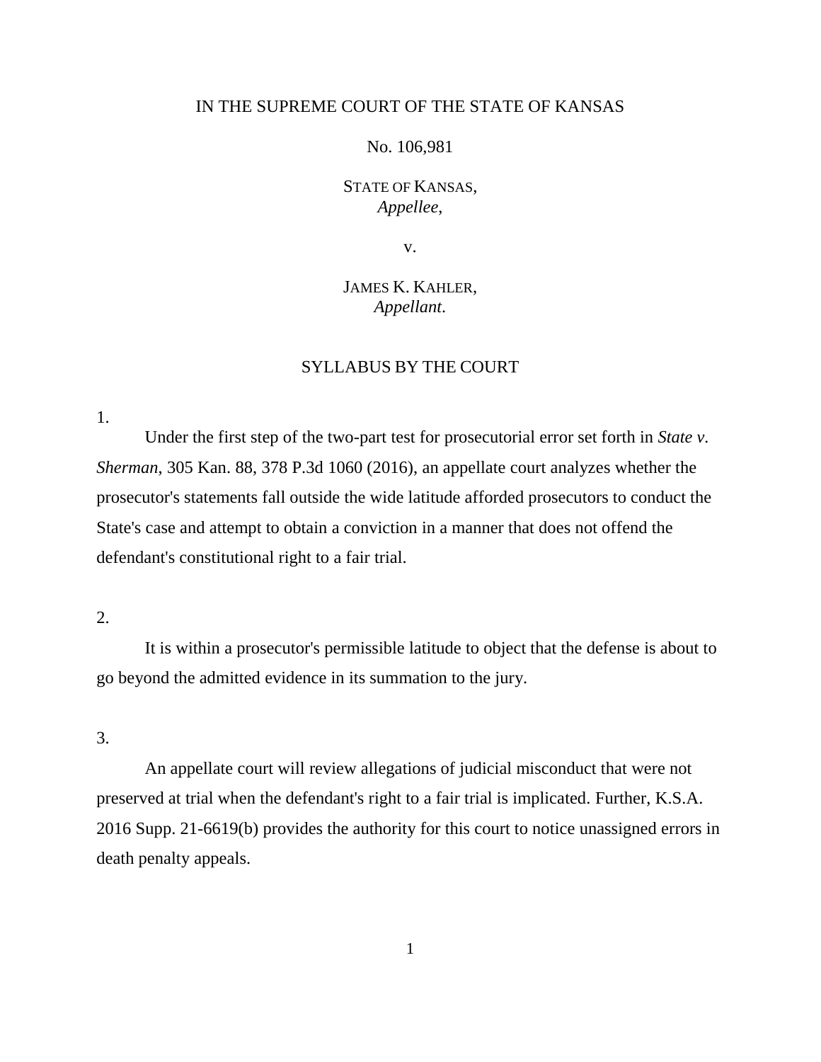IN THE SUPREME COURT OF THE STATE OF KANSAS

No. 106,981

STATE OF KANSAS,
*Appellee*,

v.

JAMES K. KAHLER,
*Appellant*.

SYLLABUS BY THE COURT

1.

Under the first step of the two-part test for prosecutorial error set forth in *State v. Sherman*, 305 Kan. 88, 378 P.3d 1060 (2016), an appellate court analyzes whether the prosecutor's statements fall outside the wide latitude afforded prosecutors to conduct the State's case and attempt to obtain a conviction in a manner that does not offend the defendant's constitutional right to a fair trial.

2.

It is within a prosecutor's permissible latitude to object that the defense is about to go beyond the admitted evidence in its summation to the jury.

3.

An appellate court will review allegations of judicial misconduct that were not preserved at trial when the defendant's right to a fair trial is implicated. Further, K.S.A. 2016 Supp. 21-6619(b) provides the authority for this court to notice unassigned errors in death penalty appeals.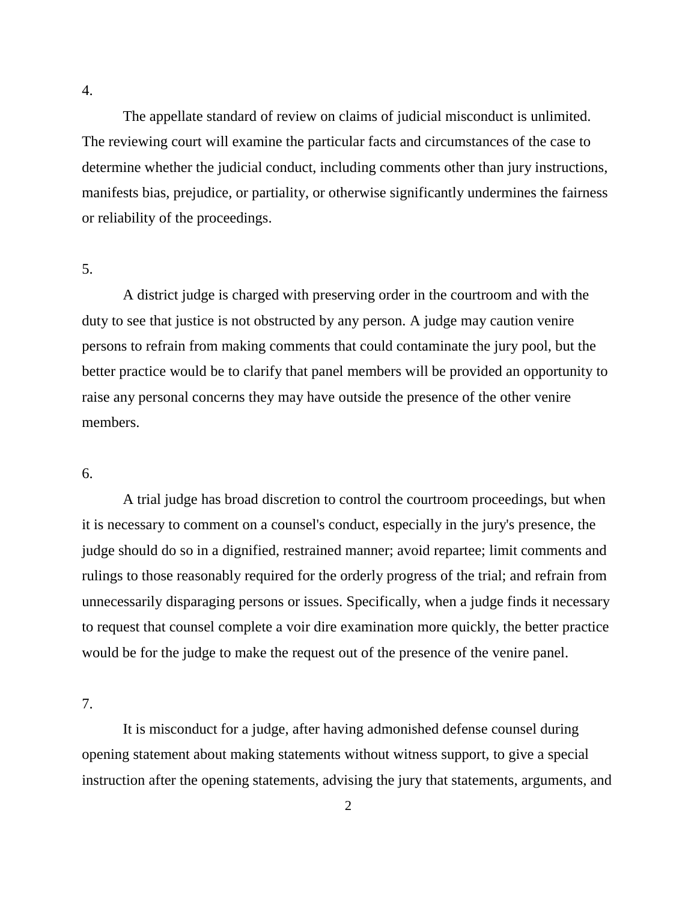4.

The appellate standard of review on claims of judicial misconduct is unlimited. The reviewing court will examine the particular facts and circumstances of the case to determine whether the judicial conduct, including comments other than jury instructions, manifests bias, prejudice, or partiality, or otherwise significantly undermines the fairness or reliability of the proceedings.

5.

A district judge is charged with preserving order in the courtroom and with the duty to see that justice is not obstructed by any person. A judge may caution venire persons to refrain from making comments that could contaminate the jury pool, but the better practice would be to clarify that panel members will be provided an opportunity to raise any personal concerns they may have outside the presence of the other venire members.

6.

A trial judge has broad discretion to control the courtroom proceedings, but when it is necessary to comment on a counsel's conduct, especially in the jury's presence, the judge should do so in a dignified, restrained manner; avoid repartee; limit comments and rulings to those reasonably required for the orderly progress of the trial; and refrain from unnecessarily disparaging persons or issues. Specifically, when a judge finds it necessary to request that counsel complete a voir dire examination more quickly, the better practice would be for the judge to make the request out of the presence of the venire panel.

7.

It is misconduct for a judge, after having admonished defense counsel during opening statement about making statements without witness support, to give a special instruction after the opening statements, advising the jury that statements, arguments, and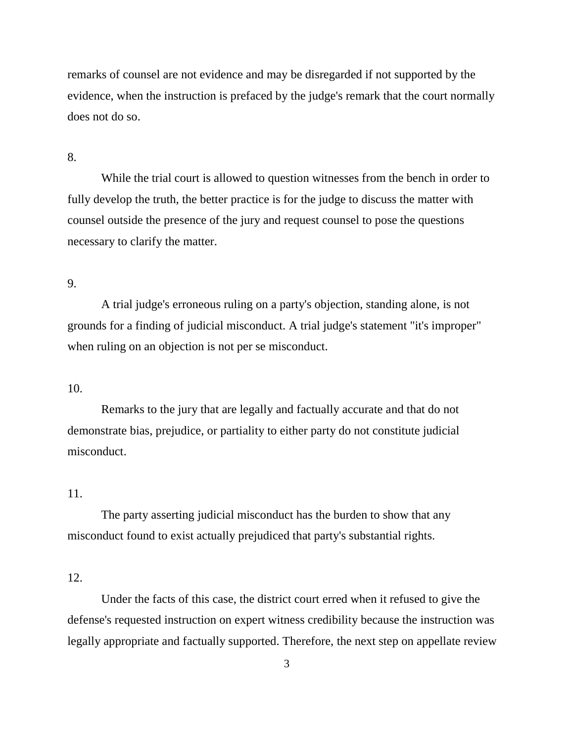remarks of counsel are not evidence and may be disregarded if not supported by the evidence, when the instruction is prefaced by the judge's remark that the court normally does not do so.

8.

While the trial court is allowed to question witnesses from the bench in order to fully develop the truth, the better practice is for the judge to discuss the matter with counsel outside the presence of the jury and request counsel to pose the questions necessary to clarify the matter.

9.

A trial judge's erroneous ruling on a party's objection, standing alone, is not grounds for a finding of judicial misconduct. A trial judge's statement "it's improper" when ruling on an objection is not per se misconduct.

10.

Remarks to the jury that are legally and factually accurate and that do not demonstrate bias, prejudice, or partiality to either party do not constitute judicial misconduct.

11.

The party asserting judicial misconduct has the burden to show that any misconduct found to exist actually prejudiced that party's substantial rights.

12.

Under the facts of this case, the district court erred when it refused to give the defense's requested instruction on expert witness credibility because the instruction was legally appropriate and factually supported. Therefore, the next step on appellate review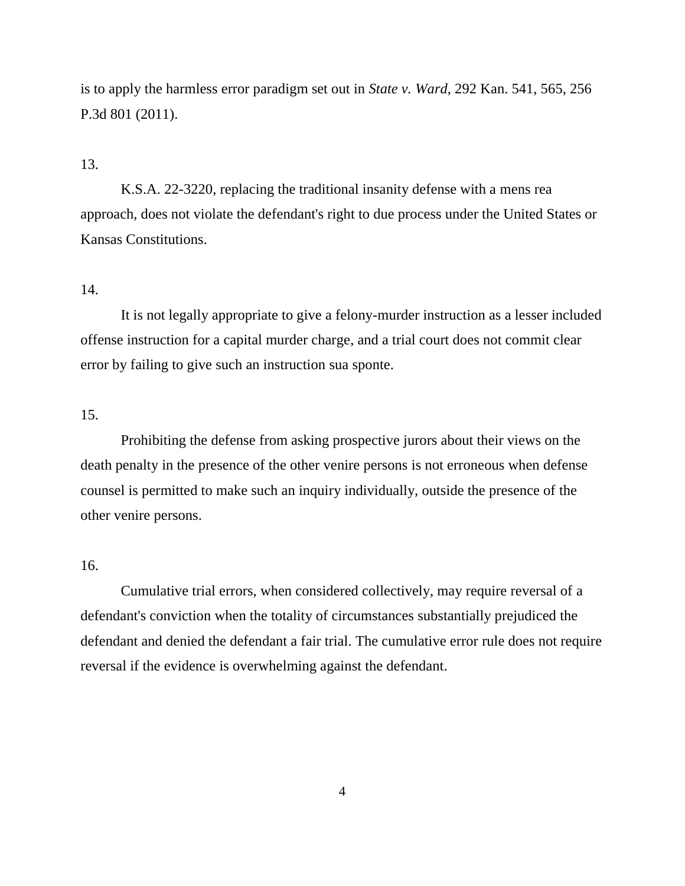is to apply the harmless error paradigm set out in *State v. Ward*, 292 Kan. 541, 565, 256 P.3d 801 (2011).

13.

K.S.A. 22-3220, replacing the traditional insanity defense with a mens rea approach, does not violate the defendant's right to due process under the United States or Kansas Constitutions.

14.

It is not legally appropriate to give a felony-murder instruction as a lesser included offense instruction for a capital murder charge, and a trial court does not commit clear error by failing to give such an instruction sua sponte.

15.

Prohibiting the defense from asking prospective jurors about their views on the death penalty in the presence of the other venire persons is not erroneous when defense counsel is permitted to make such an inquiry individually, outside the presence of the other venire persons.

16.

Cumulative trial errors, when considered collectively, may require reversal of a defendant's conviction when the totality of circumstances substantially prejudiced the defendant and denied the defendant a fair trial. The cumulative error rule does not require reversal if the evidence is overwhelming against the defendant.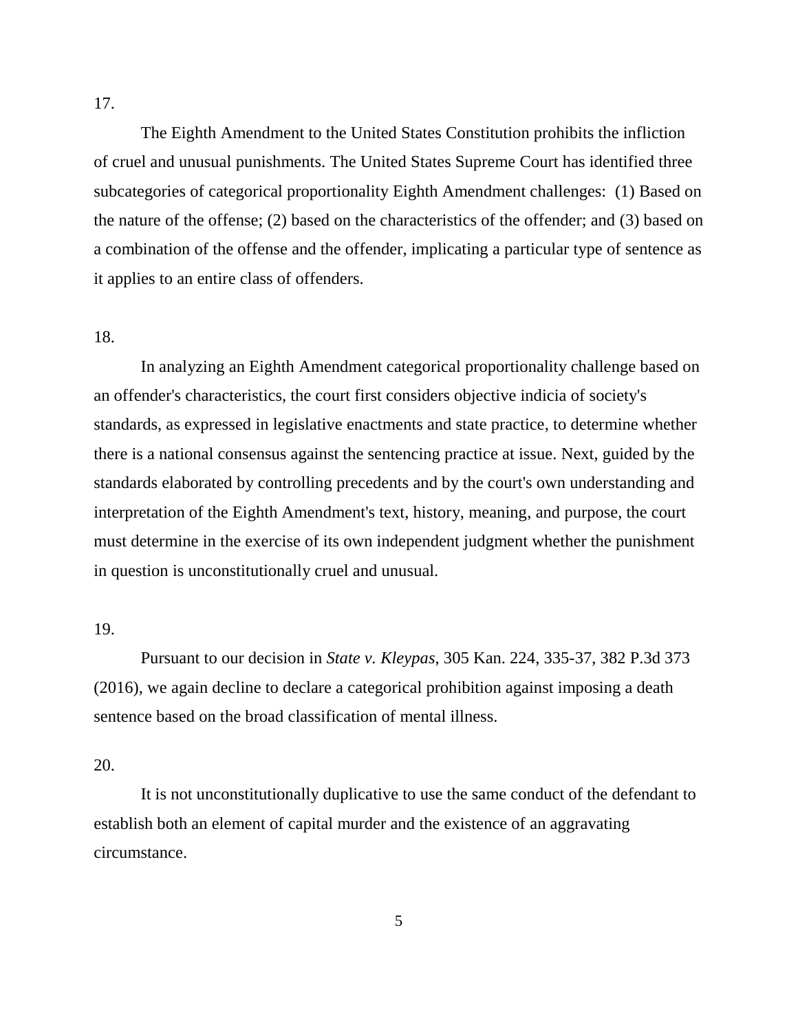17.

The Eighth Amendment to the United States Constitution prohibits the infliction of cruel and unusual punishments. The United States Supreme Court has identified three subcategories of categorical proportionality Eighth Amendment challenges: (1) Based on the nature of the offense; (2) based on the characteristics of the offender; and (3) based on a combination of the offense and the offender, implicating a particular type of sentence as it applies to an entire class of offenders.

18.

In analyzing an Eighth Amendment categorical proportionality challenge based on an offender's characteristics, the court first considers objective indicia of society's standards, as expressed in legislative enactments and state practice, to determine whether there is a national consensus against the sentencing practice at issue. Next, guided by the standards elaborated by controlling precedents and by the court's own understanding and interpretation of the Eighth Amendment's text, history, meaning, and purpose, the court must determine in the exercise of its own independent judgment whether the punishment in question is unconstitutionally cruel and unusual.

19.

Pursuant to our decision in *State v. Kleypas*, 305 Kan. 224, 335-37, 382 P.3d 373 (2016), we again decline to declare a categorical prohibition against imposing a death sentence based on the broad classification of mental illness.

20.

It is not unconstitutionally duplicative to use the same conduct of the defendant to establish both an element of capital murder and the existence of an aggravating circumstance.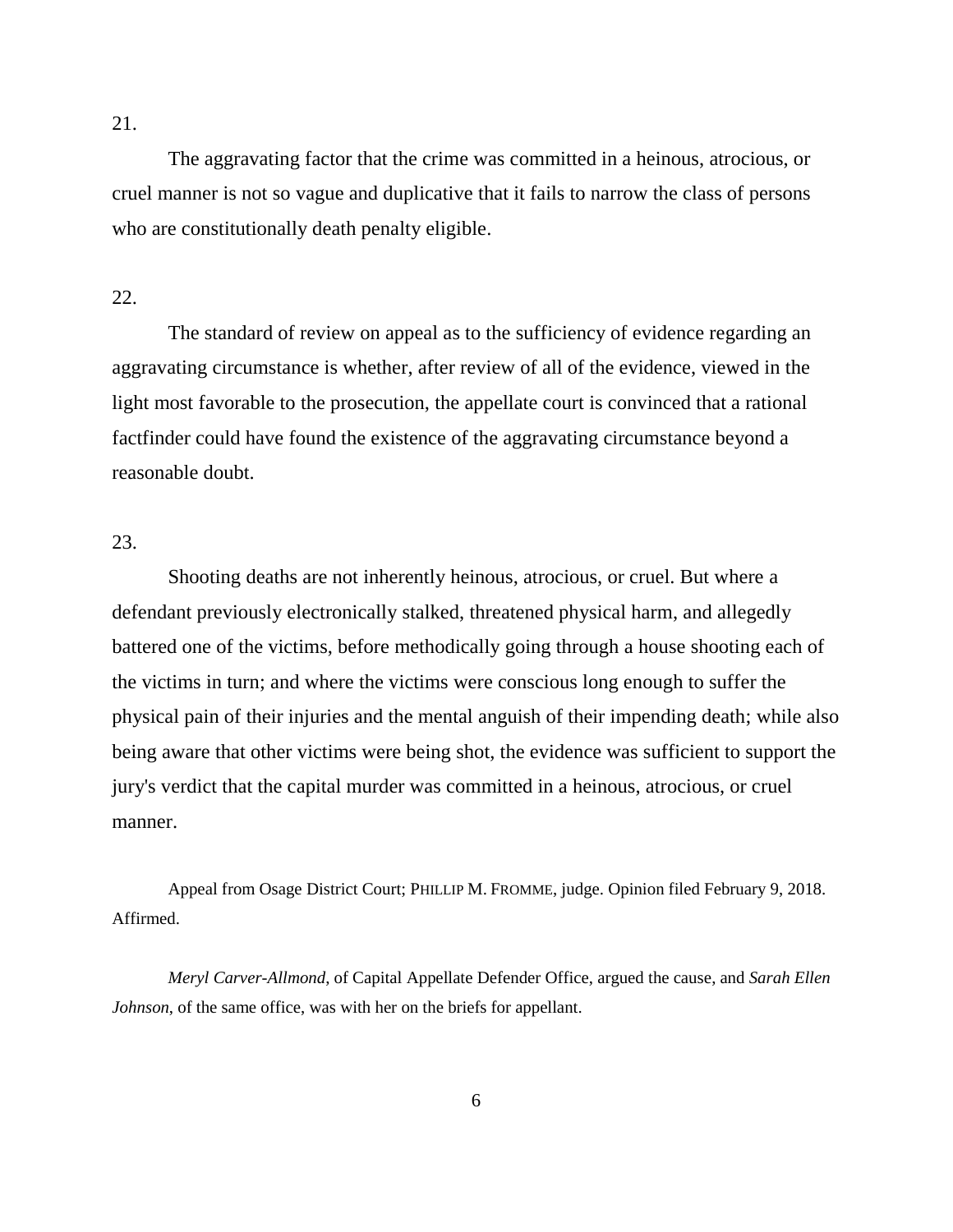21.

The aggravating factor that the crime was committed in a heinous, atrocious, or cruel manner is not so vague and duplicative that it fails to narrow the class of persons who are constitutionally death penalty eligible.

22.

The standard of review on appeal as to the sufficiency of evidence regarding an aggravating circumstance is whether, after review of all of the evidence, viewed in the light most favorable to the prosecution, the appellate court is convinced that a rational factfinder could have found the existence of the aggravating circumstance beyond a reasonable doubt.

23.

Shooting deaths are not inherently heinous, atrocious, or cruel. But where a defendant previously electronically stalked, threatened physical harm, and allegedly battered one of the victims, before methodically going through a house shooting each of the victims in turn; and where the victims were conscious long enough to suffer the physical pain of their injuries and the mental anguish of their impending death; while also being aware that other victims were being shot, the evidence was sufficient to support the jury's verdict that the capital murder was committed in a heinous, atrocious, or cruel manner.

Appeal from Osage District Court; PHILLIP M. FROMME, judge. Opinion filed February 9, 2018. Affirmed.

*Meryl Carver-Allmond*, of Capital Appellate Defender Office, argued the cause, and *Sarah Ellen Johnson*, of the same office, was with her on the briefs for appellant.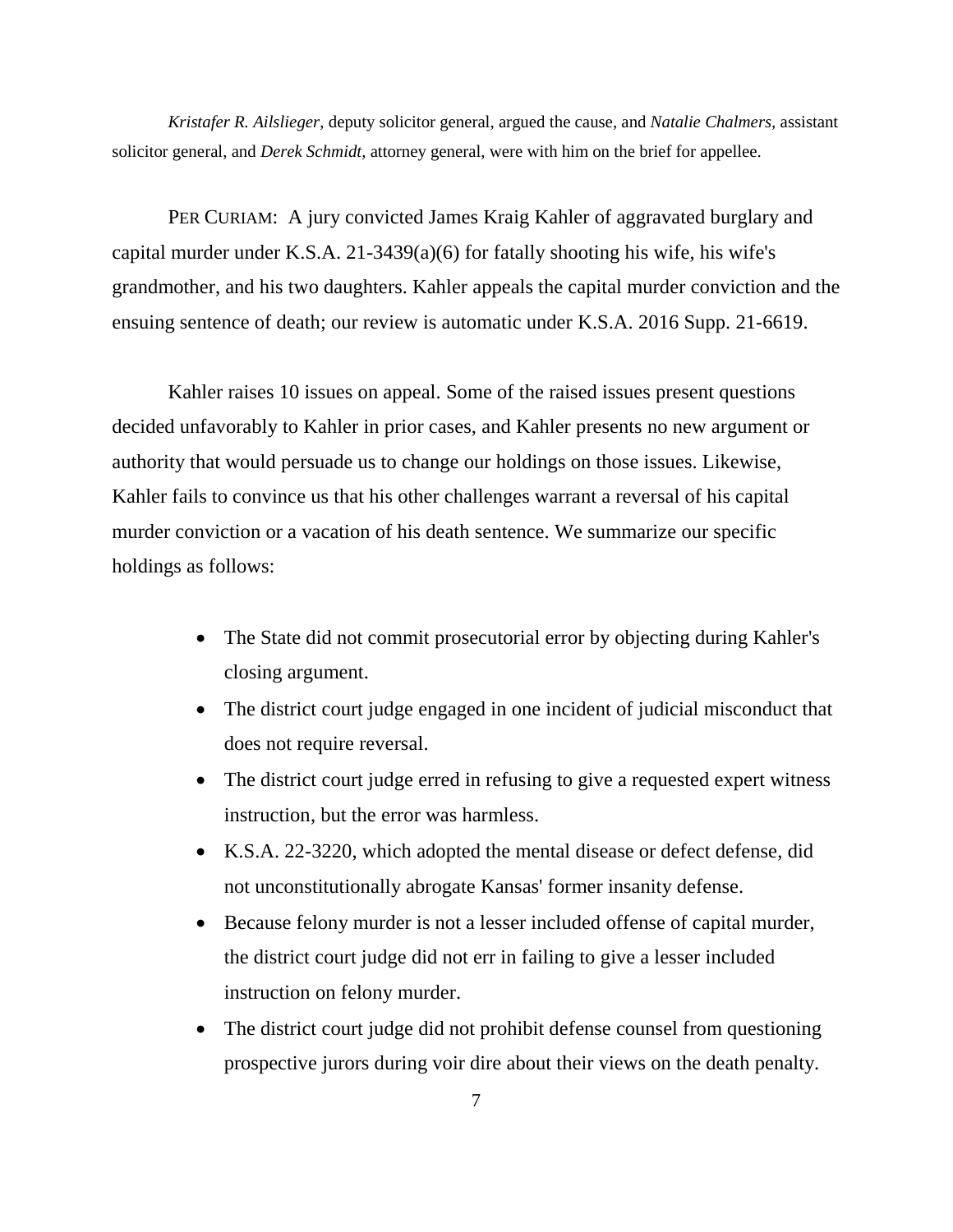*Kristafer R. Ailslieger*, deputy solicitor general, argued the cause, and *Natalie Chalmers*, assistant solicitor general, and *Derek Schmidt*, attorney general, were with him on the brief for appellee.

PER CURIAM: A jury convicted James Kraig Kahler of aggravated burglary and capital murder under K.S.A. 21-3439(a)(6) for fatally shooting his wife, his wife's grandmother, and his two daughters. Kahler appeals the capital murder conviction and the ensuing sentence of death; our review is automatic under K.S.A. 2016 Supp. 21-6619.

Kahler raises 10 issues on appeal. Some of the raised issues present questions decided unfavorably to Kahler in prior cases, and Kahler presents no new argument or authority that would persuade us to change our holdings on those issues. Likewise, Kahler fails to convince us that his other challenges warrant a reversal of his capital murder conviction or a vacation of his death sentence. We summarize our specific holdings as follows:

- The State did not commit prosecutorial error by objecting during Kahler's closing argument.
- The district court judge engaged in one incident of judicial misconduct that does not require reversal.
- The district court judge erred in refusing to give a requested expert witness instruction, but the error was harmless.
- K.S.A. 22-3220, which adopted the mental disease or defect defense, did not unconstitutionally abrogate Kansas' former insanity defense.
- Because felony murder is not a lesser included offense of capital murder, the district court judge did not err in failing to give a lesser included instruction on felony murder.
- The district court judge did not prohibit defense counsel from questioning prospective jurors during voir dire about their views on the death penalty.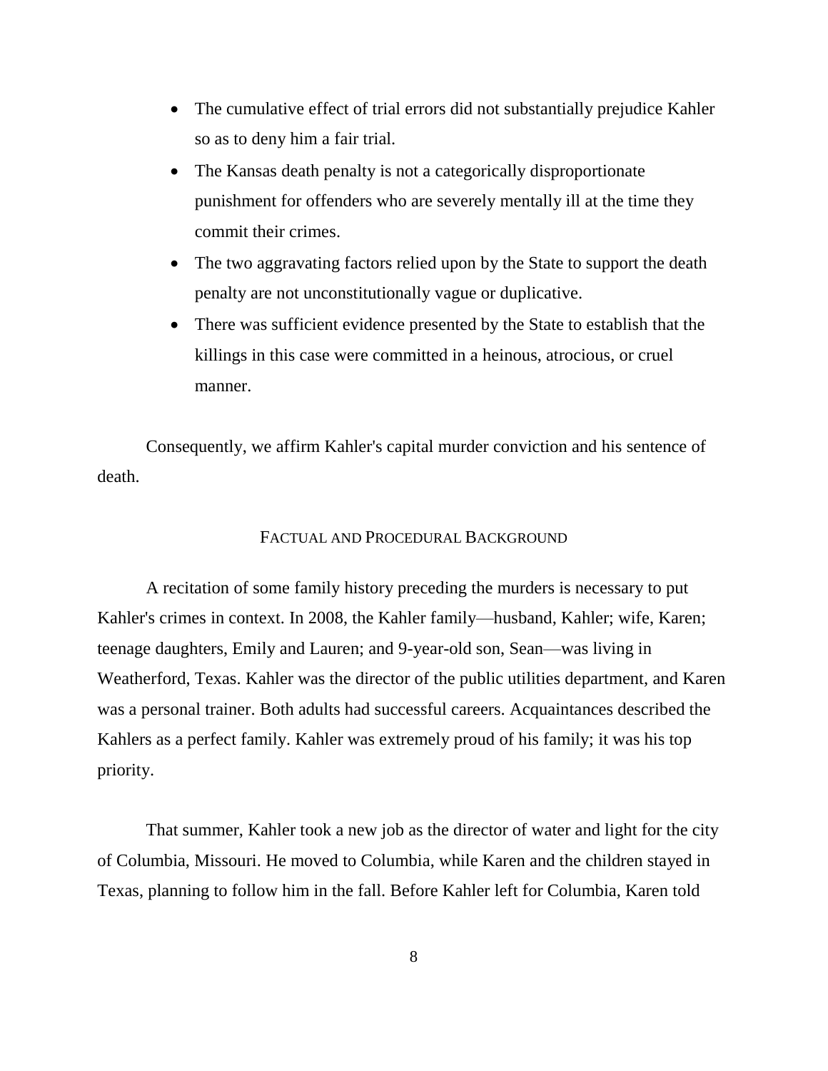- The cumulative effect of trial errors did not substantially prejudice Kahler so as to deny him a fair trial.
- The Kansas death penalty is not a categorically disproportionate punishment for offenders who are severely mentally ill at the time they commit their crimes.
- The two aggravating factors relied upon by the State to support the death penalty are not unconstitutionally vague or duplicative.
- There was sufficient evidence presented by the State to establish that the killings in this case were committed in a heinous, atrocious, or cruel manner.

Consequently, we affirm Kahler's capital murder conviction and his sentence of death.

## FACTUAL AND PROCEDURAL BACKGROUND

A recitation of some family history preceding the murders is necessary to put Kahler's crimes in context. In 2008, the Kahler family—husband, Kahler; wife, Karen; teenage daughters, Emily and Lauren; and 9-year-old son, Sean—was living in Weatherford, Texas. Kahler was the director of the public utilities department, and Karen was a personal trainer. Both adults had successful careers. Acquaintances described the Kahlers as a perfect family. Kahler was extremely proud of his family; it was his top priority.

That summer, Kahler took a new job as the director of water and light for the city of Columbia, Missouri. He moved to Columbia, while Karen and the children stayed in Texas, planning to follow him in the fall. Before Kahler left for Columbia, Karen told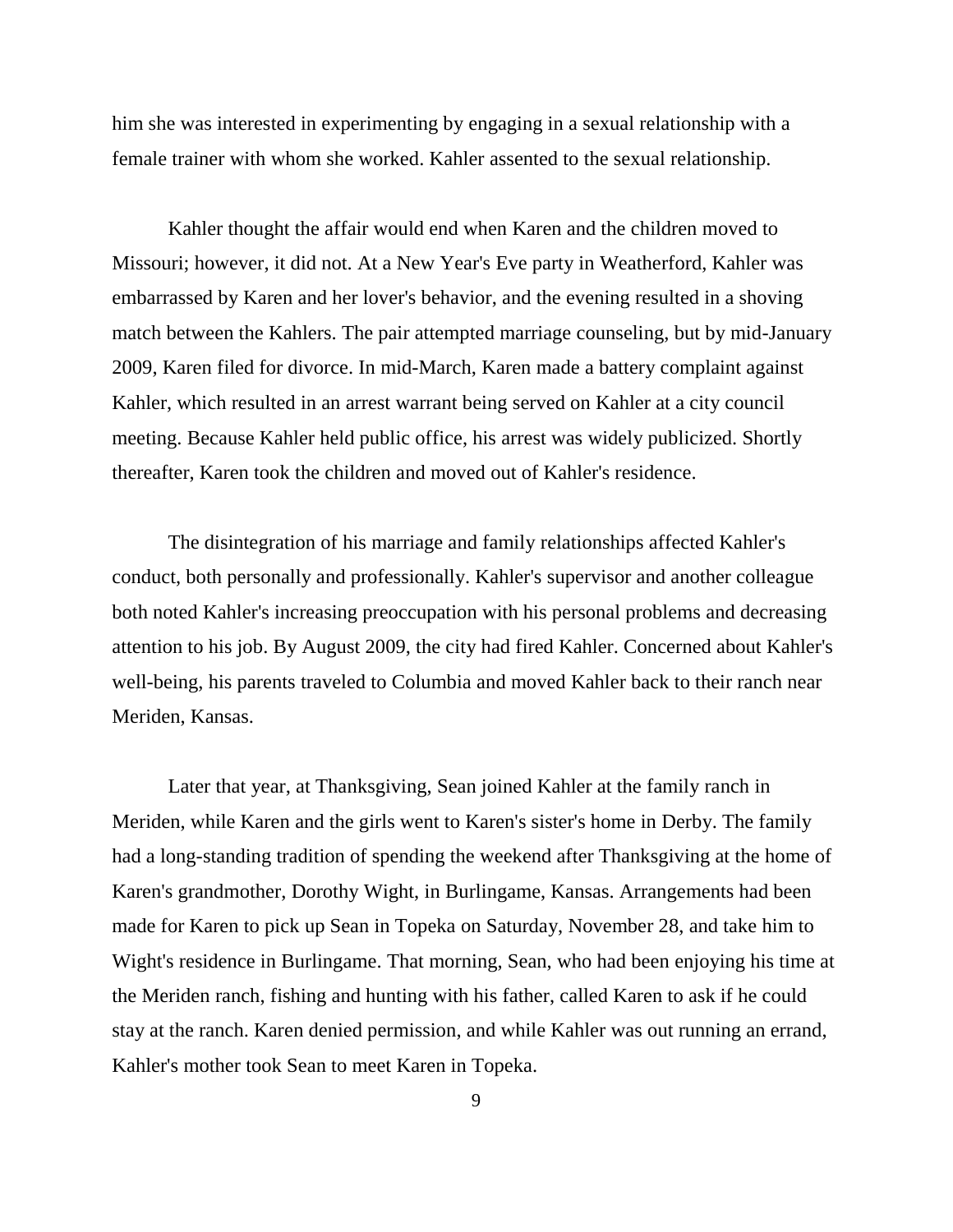him she was interested in experimenting by engaging in a sexual relationship with a female trainer with whom she worked. Kahler assented to the sexual relationship.

Kahler thought the affair would end when Karen and the children moved to Missouri; however, it did not. At a New Year's Eve party in Weatherford, Kahler was embarrassed by Karen and her lover's behavior, and the evening resulted in a shoving match between the Kahlers. The pair attempted marriage counseling, but by mid-January 2009, Karen filed for divorce. In mid-March, Karen made a battery complaint against Kahler, which resulted in an arrest warrant being served on Kahler at a city council meeting. Because Kahler held public office, his arrest was widely publicized. Shortly thereafter, Karen took the children and moved out of Kahler's residence.

The disintegration of his marriage and family relationships affected Kahler's conduct, both personally and professionally. Kahler's supervisor and another colleague both noted Kahler's increasing preoccupation with his personal problems and decreasing attention to his job. By August 2009, the city had fired Kahler. Concerned about Kahler's well-being, his parents traveled to Columbia and moved Kahler back to their ranch near Meriden, Kansas.

Later that year, at Thanksgiving, Sean joined Kahler at the family ranch in Meriden, while Karen and the girls went to Karen's sister's home in Derby. The family had a long-standing tradition of spending the weekend after Thanksgiving at the home of Karen's grandmother, Dorothy Wight, in Burlingame, Kansas. Arrangements had been made for Karen to pick up Sean in Topeka on Saturday, November 28, and take him to Wight's residence in Burlingame. That morning, Sean, who had been enjoying his time at the Meriden ranch, fishing and hunting with his father, called Karen to ask if he could stay at the ranch. Karen denied permission, and while Kahler was out running an errand, Kahler's mother took Sean to meet Karen in Topeka.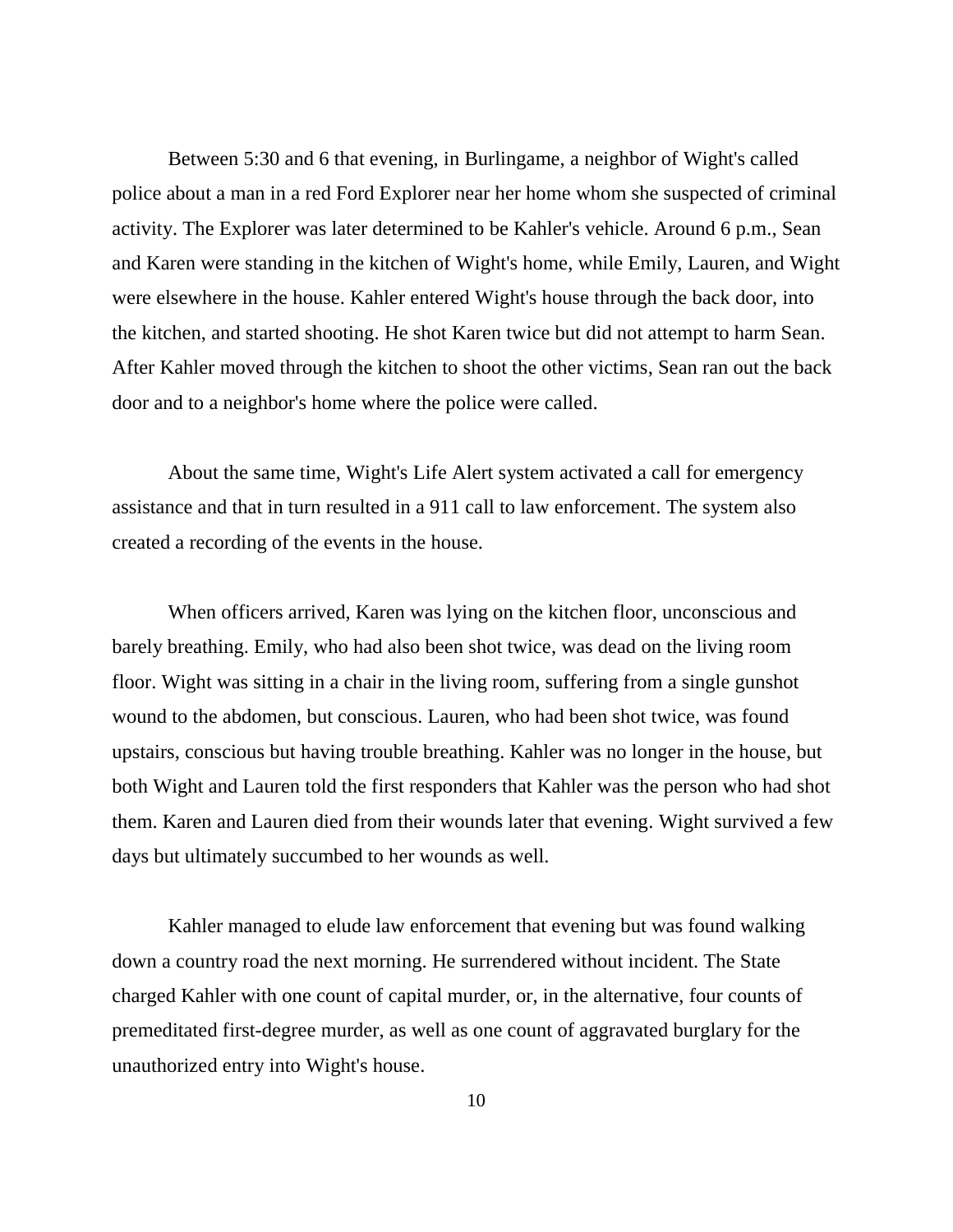Between 5:30 and 6 that evening, in Burlingame, a neighbor of Wight's called police about a man in a red Ford Explorer near her home whom she suspected of criminal activity. The Explorer was later determined to be Kahler's vehicle. Around 6 p.m., Sean and Karen were standing in the kitchen of Wight's home, while Emily, Lauren, and Wight were elsewhere in the house. Kahler entered Wight's house through the back door, into the kitchen, and started shooting. He shot Karen twice but did not attempt to harm Sean. After Kahler moved through the kitchen to shoot the other victims, Sean ran out the back door and to a neighbor's home where the police were called.

About the same time, Wight's Life Alert system activated a call for emergency assistance and that in turn resulted in a 911 call to law enforcement. The system also created a recording of the events in the house.

When officers arrived, Karen was lying on the kitchen floor, unconscious and barely breathing. Emily, who had also been shot twice, was dead on the living room floor. Wight was sitting in a chair in the living room, suffering from a single gunshot wound to the abdomen, but conscious. Lauren, who had been shot twice, was found upstairs, conscious but having trouble breathing. Kahler was no longer in the house, but both Wight and Lauren told the first responders that Kahler was the person who had shot them. Karen and Lauren died from their wounds later that evening. Wight survived a few days but ultimately succumbed to her wounds as well.

Kahler managed to elude law enforcement that evening but was found walking down a country road the next morning. He surrendered without incident. The State charged Kahler with one count of capital murder, or, in the alternative, four counts of premeditated first-degree murder, as well as one count of aggravated burglary for the unauthorized entry into Wight's house.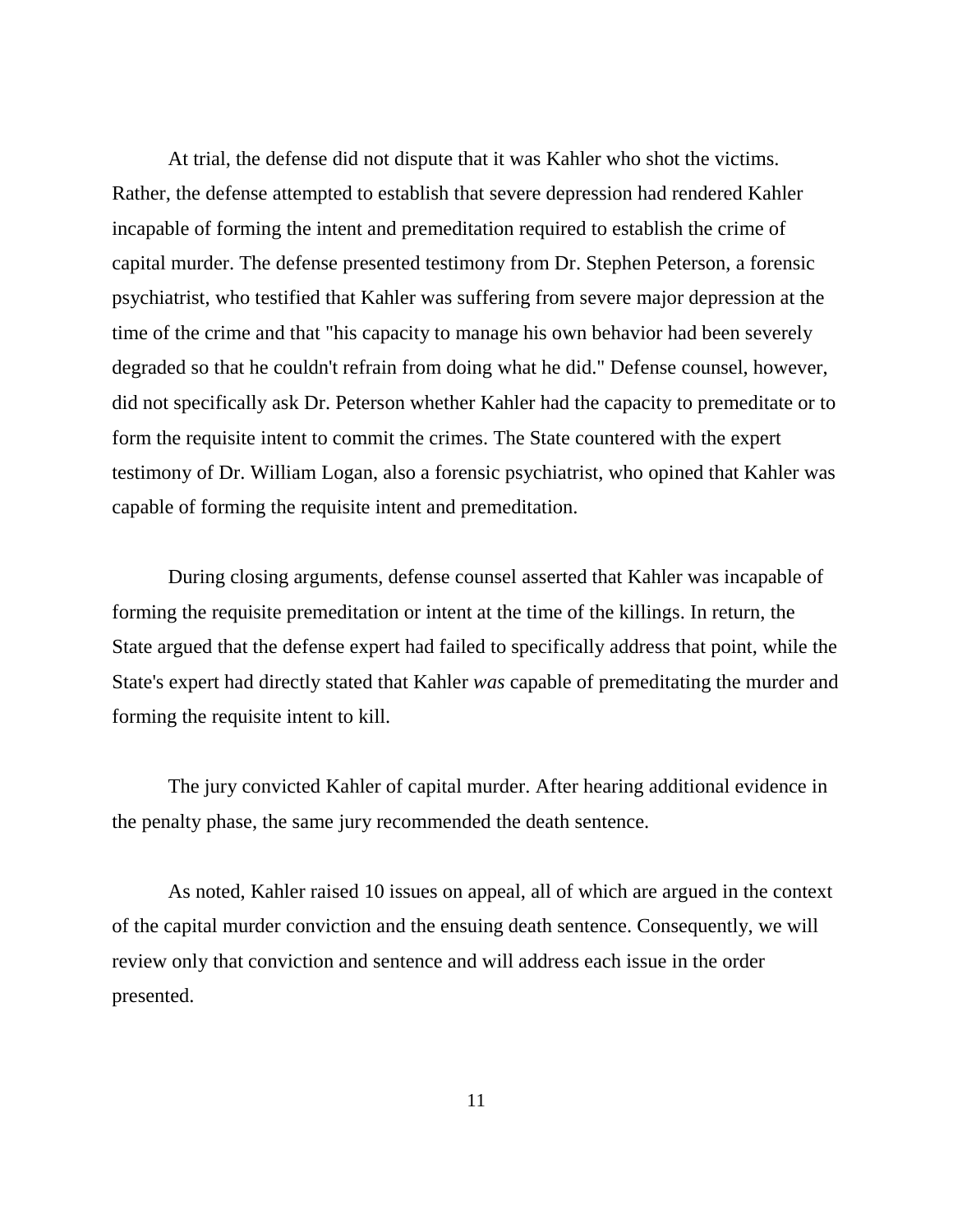At trial, the defense did not dispute that it was Kahler who shot the victims. Rather, the defense attempted to establish that severe depression had rendered Kahler incapable of forming the intent and premeditation required to establish the crime of capital murder. The defense presented testimony from Dr. Stephen Peterson, a forensic psychiatrist, who testified that Kahler was suffering from severe major depression at the time of the crime and that "his capacity to manage his own behavior had been severely degraded so that he couldn't refrain from doing what he did." Defense counsel, however, did not specifically ask Dr. Peterson whether Kahler had the capacity to premeditate or to form the requisite intent to commit the crimes. The State countered with the expert testimony of Dr. William Logan, also a forensic psychiatrist, who opined that Kahler was capable of forming the requisite intent and premeditation.

During closing arguments, defense counsel asserted that Kahler was incapable of forming the requisite premeditation or intent at the time of the killings. In return, the State argued that the defense expert had failed to specifically address that point, while the State's expert had directly stated that Kahler *was* capable of premeditating the murder and forming the requisite intent to kill.

The jury convicted Kahler of capital murder. After hearing additional evidence in the penalty phase, the same jury recommended the death sentence.

As noted, Kahler raised 10 issues on appeal, all of which are argued in the context of the capital murder conviction and the ensuing death sentence. Consequently, we will review only that conviction and sentence and will address each issue in the order presented.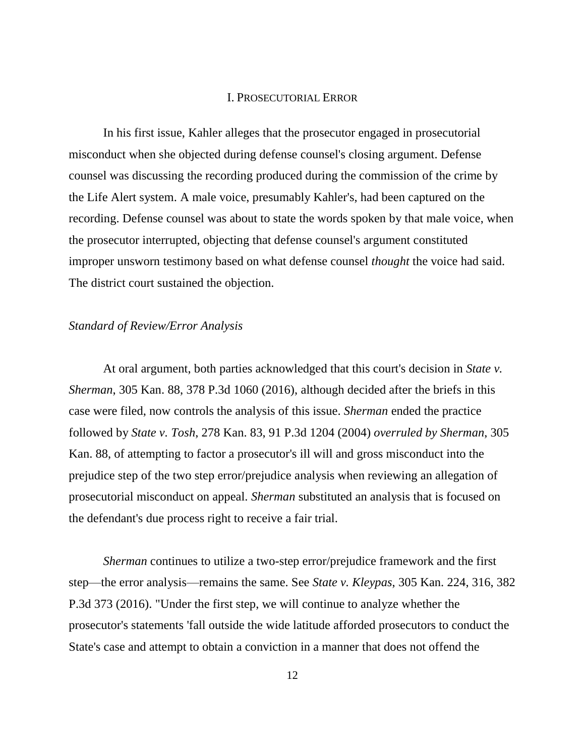## I. PROSECUTORIAL ERROR

In his first issue, Kahler alleges that the prosecutor engaged in prosecutorial misconduct when she objected during defense counsel's closing argument. Defense counsel was discussing the recording produced during the commission of the crime by the Life Alert system. A male voice, presumably Kahler's, had been captured on the recording. Defense counsel was about to state the words spoken by that male voice, when the prosecutor interrupted, objecting that defense counsel's argument constituted improper unsworn testimony based on what defense counsel *thought* the voice had said. The district court sustained the objection.

### *Standard of Review/Error Analysis*

At oral argument, both parties acknowledged that this court's decision in *State v. Sherman*, 305 Kan. 88, 378 P.3d 1060 (2016), although decided after the briefs in this case were filed, now controls the analysis of this issue. *Sherman* ended the practice followed by *State v. Tosh*, 278 Kan. 83, 91 P.3d 1204 (2004) *overruled by Sherman*, 305 Kan. 88, of attempting to factor a prosecutor's ill will and gross misconduct into the prejudice step of the two step error/prejudice analysis when reviewing an allegation of prosecutorial misconduct on appeal. *Sherman* substituted an analysis that is focused on the defendant's due process right to receive a fair trial.

*Sherman* continues to utilize a two-step error/prejudice framework and the first step—the error analysis—remains the same. See *State v. Kleypas*, 305 Kan. 224, 316, 382 P.3d 373 (2016). "Under the first step, we will continue to analyze whether the prosecutor's statements 'fall outside the wide latitude afforded prosecutors to conduct the State's case and attempt to obtain a conviction in a manner that does not offend the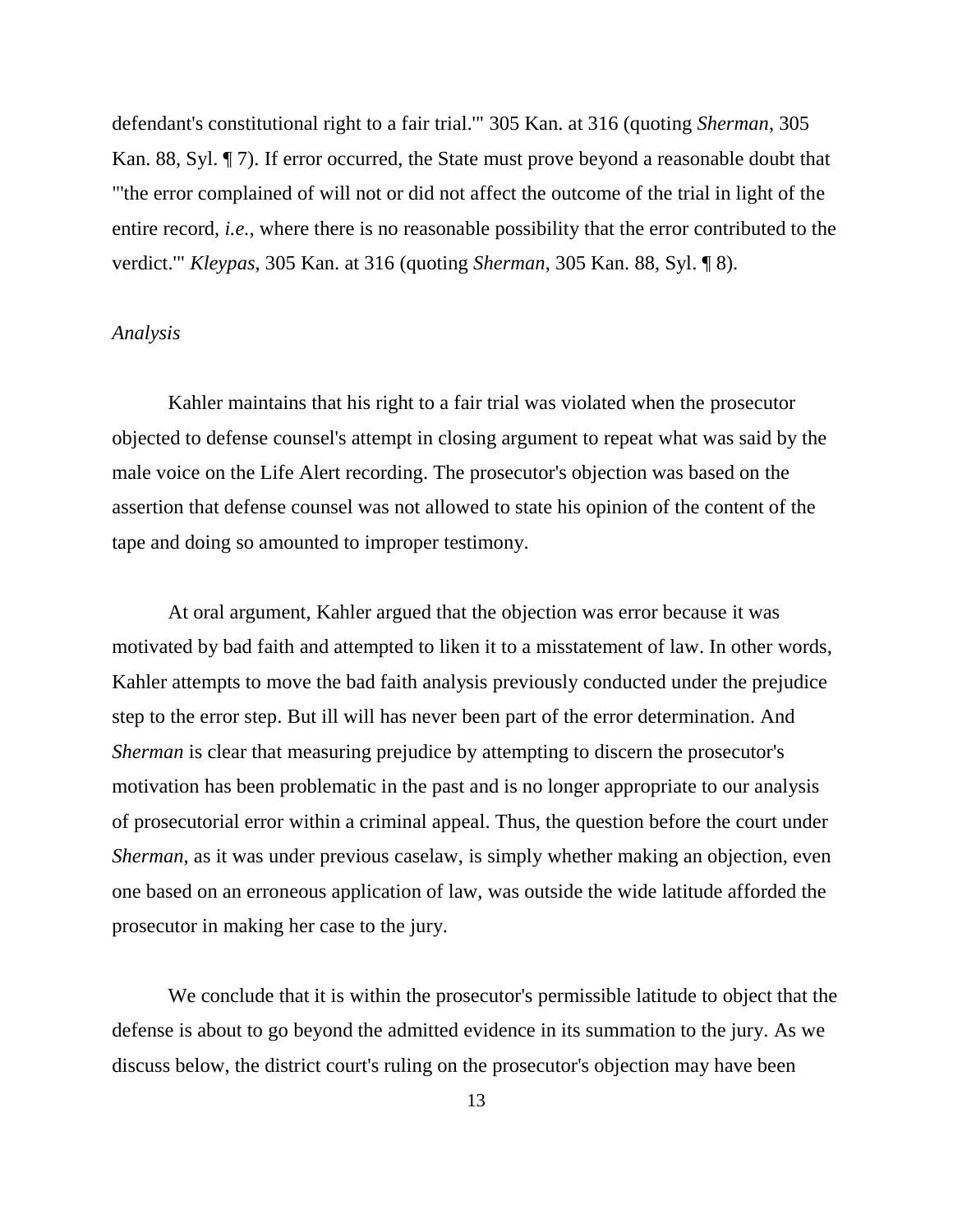defendant's constitutional right to a fair trial.'" 305 Kan. at 316 (quoting *Sherman*, 305 Kan. 88, Syl. ¶ 7). If error occurred, the State must prove beyond a reasonable doubt that "'the error complained of will not or did not affect the outcome of the trial in light of the entire record, *i.e.*, where there is no reasonable possibility that the error contributed to the verdict.'" *Kleypas*, 305 Kan. at 316 (quoting *Sherman*, 305 Kan. 88, Syl. ¶ 8).

*Analysis*

Kahler maintains that his right to a fair trial was violated when the prosecutor objected to defense counsel's attempt in closing argument to repeat what was said by the male voice on the Life Alert recording. The prosecutor's objection was based on the assertion that defense counsel was not allowed to state his opinion of the content of the tape and doing so amounted to improper testimony.

At oral argument, Kahler argued that the objection was error because it was motivated by bad faith and attempted to liken it to a misstatement of law. In other words, Kahler attempts to move the bad faith analysis previously conducted under the prejudice step to the error step. But ill will has never been part of the error determination. And *Sherman* is clear that measuring prejudice by attempting to discern the prosecutor's motivation has been problematic in the past and is no longer appropriate to our analysis of prosecutorial error within a criminal appeal. Thus, the question before the court under *Sherman*, as it was under previous caselaw, is simply whether making an objection, even one based on an erroneous application of law, was outside the wide latitude afforded the prosecutor in making her case to the jury.

We conclude that it is within the prosecutor's permissible latitude to object that the defense is about to go beyond the admitted evidence in its summation to the jury. As we discuss below, the district court's ruling on the prosecutor's objection may have been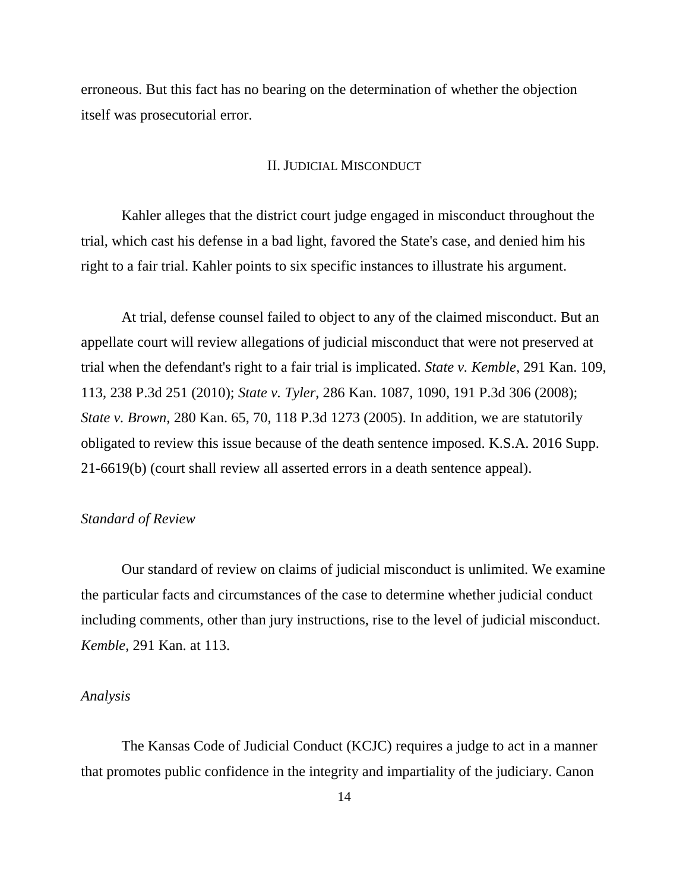erroneous. But this fact has no bearing on the determination of whether the objection itself was prosecutorial error.

## II. JUDICIAL MISCONDUCT

Kahler alleges that the district court judge engaged in misconduct throughout the trial, which cast his defense in a bad light, favored the State's case, and denied him his right to a fair trial. Kahler points to six specific instances to illustrate his argument.

At trial, defense counsel failed to object to any of the claimed misconduct. But an appellate court will review allegations of judicial misconduct that were not preserved at trial when the defendant's right to a fair trial is implicated. *State v. Kemble*, 291 Kan. 109, 113, 238 P.3d 251 (2010); *State v. Tyler*, 286 Kan. 1087, 1090, 191 P.3d 306 (2008); *State v. Brown*, 280 Kan. 65, 70, 118 P.3d 1273 (2005). In addition, we are statutorily obligated to review this issue because of the death sentence imposed. K.S.A. 2016 Supp. 21-6619(b) (court shall review all asserted errors in a death sentence appeal).

### *Standard of Review*

Our standard of review on claims of judicial misconduct is unlimited. We examine the particular facts and circumstances of the case to determine whether judicial conduct including comments, other than jury instructions, rise to the level of judicial misconduct. *Kemble*, 291 Kan. at 113.

### *Analysis*

The Kansas Code of Judicial Conduct (KCJC) requires a judge to act in a manner that promotes public confidence in the integrity and impartiality of the judiciary. Canon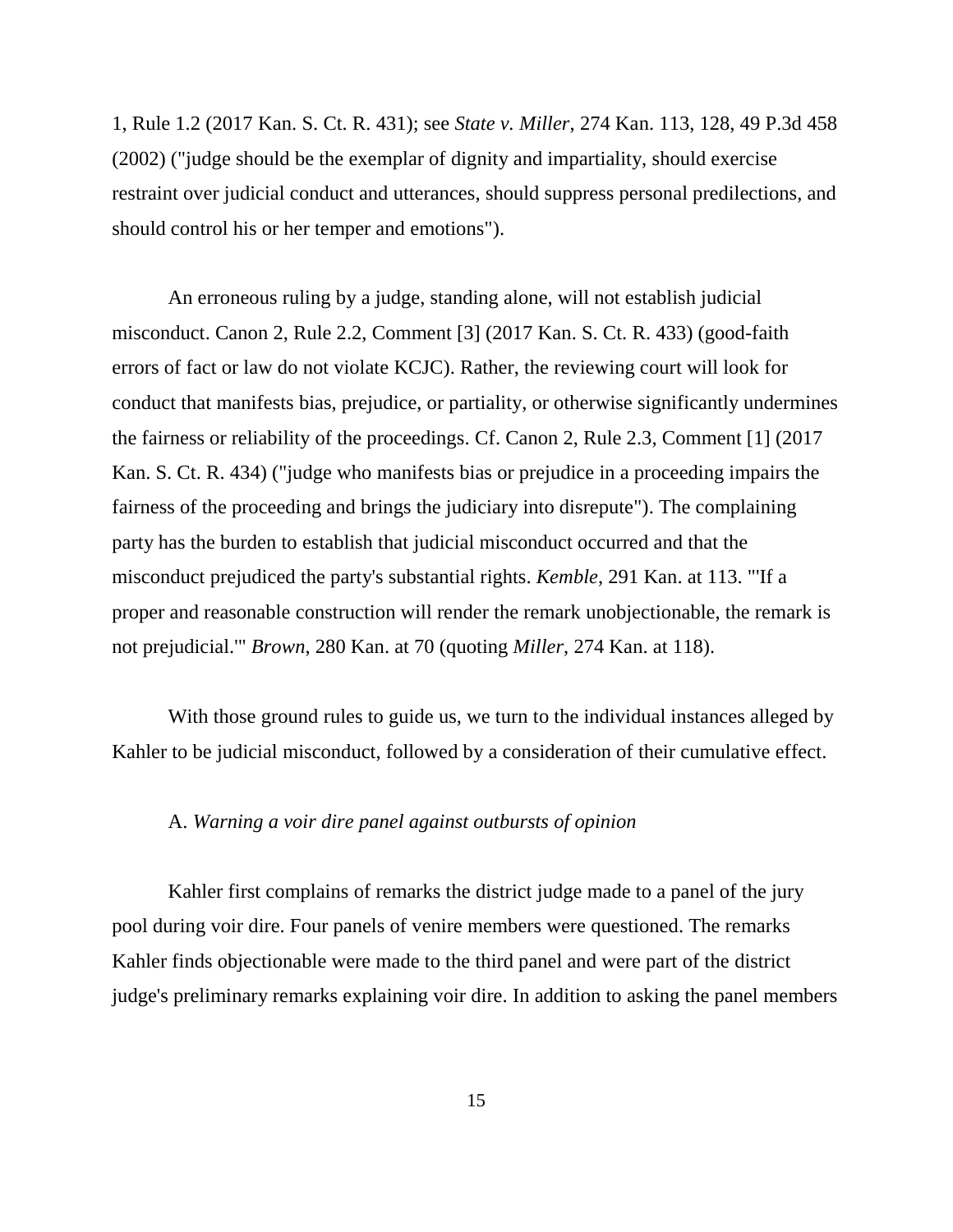1, Rule 1.2 (2017 Kan. S. Ct. R. 431); see *State v. Miller*, 274 Kan. 113, 128, 49 P.3d 458 (2002) ("judge should be the exemplar of dignity and impartiality, should exercise restraint over judicial conduct and utterances, should suppress personal predilections, and should control his or her temper and emotions").

An erroneous ruling by a judge, standing alone, will not establish judicial misconduct. Canon 2, Rule 2.2, Comment [3] (2017 Kan. S. Ct. R. 433) (good-faith errors of fact or law do not violate KCJC). Rather, the reviewing court will look for conduct that manifests bias, prejudice, or partiality, or otherwise significantly undermines the fairness or reliability of the proceedings. Cf. Canon 2, Rule 2.3, Comment [1] (2017 Kan. S. Ct. R. 434) ("judge who manifests bias or prejudice in a proceeding impairs the fairness of the proceeding and brings the judiciary into disrepute"). The complaining party has the burden to establish that judicial misconduct occurred and that the misconduct prejudiced the party's substantial rights. *Kemble*, 291 Kan. at 113. "'If a proper and reasonable construction will render the remark unobjectionable, the remark is not prejudicial.'" *Brown*, 280 Kan. at 70 (quoting *Miller*, 274 Kan. at 118).

With those ground rules to guide us, we turn to the individual instances alleged by Kahler to be judicial misconduct, followed by a consideration of their cumulative effect.

A. *Warning a voir dire panel against outbursts of opinion*

Kahler first complains of remarks the district judge made to a panel of the jury pool during voir dire. Four panels of venire members were questioned. The remarks Kahler finds objectionable were made to the third panel and were part of the district judge's preliminary remarks explaining voir dire. In addition to asking the panel members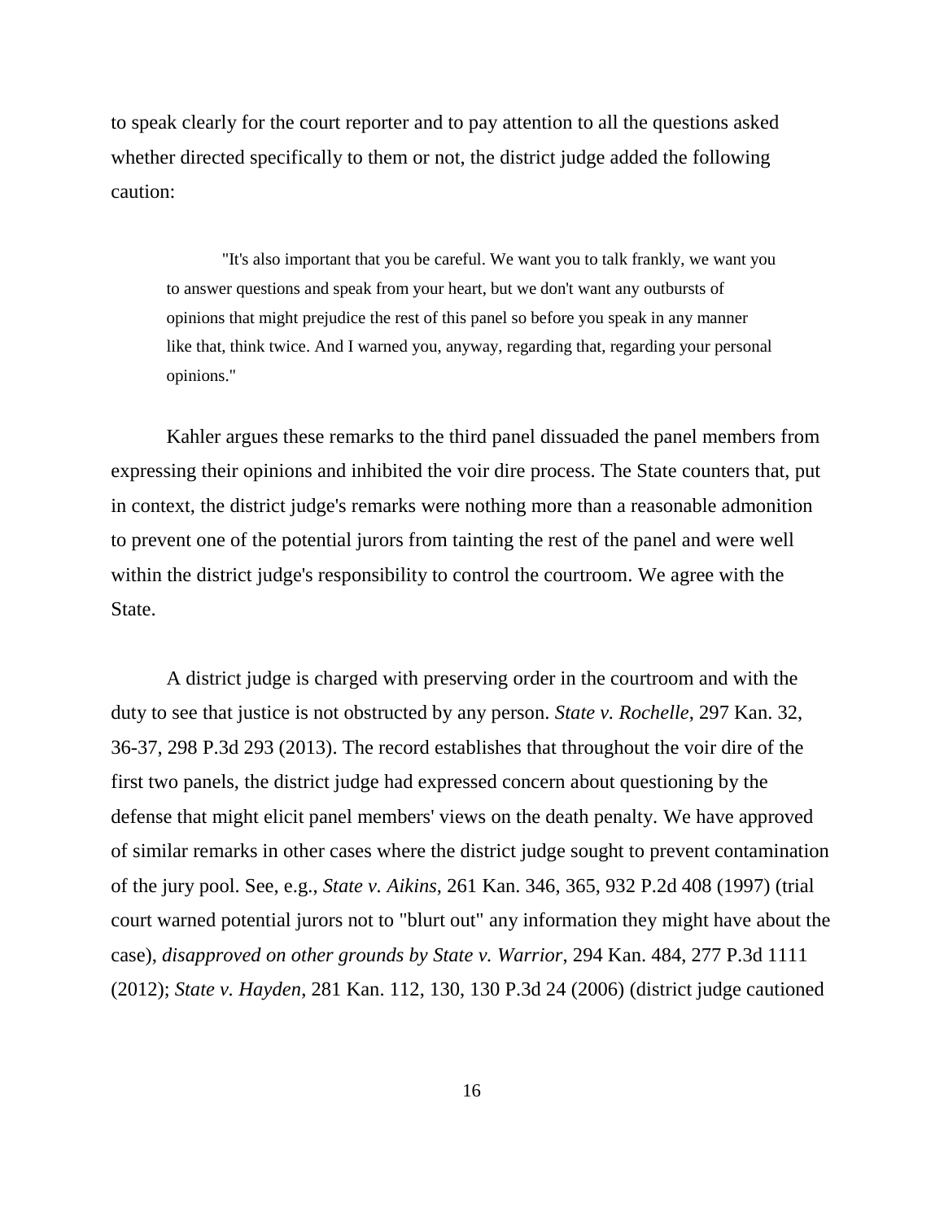to speak clearly for the court reporter and to pay attention to all the questions asked whether directed specifically to them or not, the district judge added the following caution:

> "It's also important that you be careful. We want you to talk frankly, we want you to answer questions and speak from your heart, but we don't want any outbursts of opinions that might prejudice the rest of this panel so before you speak in any manner like that, think twice. And I warned you, anyway, regarding that, regarding your personal opinions."

Kahler argues these remarks to the third panel dissuaded the panel members from expressing their opinions and inhibited the voir dire process. The State counters that, put in context, the district judge's remarks were nothing more than a reasonable admonition to prevent one of the potential jurors from tainting the rest of the panel and were well within the district judge's responsibility to control the courtroom. We agree with the State.

A district judge is charged with preserving order in the courtroom and with the duty to see that justice is not obstructed by any person. *State v. Rochelle*, 297 Kan. 32, 36-37, 298 P.3d 293 (2013). The record establishes that throughout the voir dire of the first two panels, the district judge had expressed concern about questioning by the defense that might elicit panel members' views on the death penalty. We have approved of similar remarks in other cases where the district judge sought to prevent contamination of the jury pool. See, e.g., *State v. Aikins*, 261 Kan. 346, 365, 932 P.2d 408 (1997) (trial court warned potential jurors not to "blurt out" any information they might have about the case), *disapproved on other grounds by State v. Warrior*, 294 Kan. 484, 277 P.3d 1111 (2012); *State v. Hayden*, 281 Kan. 112, 130, 130 P.3d 24 (2006) (district judge cautioned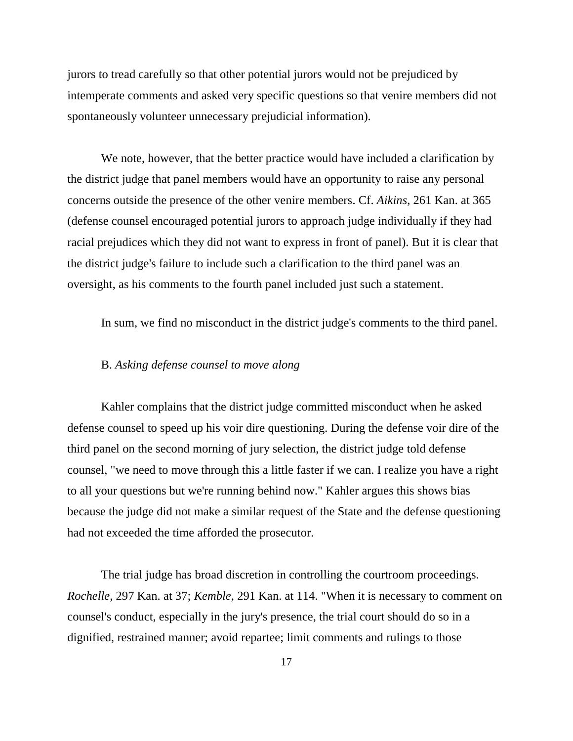jurors to tread carefully so that other potential jurors would not be prejudiced by intemperate comments and asked very specific questions so that venire members did not spontaneously volunteer unnecessary prejudicial information).

We note, however, that the better practice would have included a clarification by the district judge that panel members would have an opportunity to raise any personal concerns outside the presence of the other venire members. Cf. *Aikins*, 261 Kan. at 365 (defense counsel encouraged potential jurors to approach judge individually if they had racial prejudices which they did not want to express in front of panel). But it is clear that the district judge's failure to include such a clarification to the third panel was an oversight, as his comments to the fourth panel included just such a statement.

In sum, we find no misconduct in the district judge's comments to the third panel.

B. *Asking defense counsel to move along*

Kahler complains that the district judge committed misconduct when he asked defense counsel to speed up his voir dire questioning. During the defense voir dire of the third panel on the second morning of jury selection, the district judge told defense counsel, "we need to move through this a little faster if we can. I realize you have a right to all your questions but we're running behind now." Kahler argues this shows bias because the judge did not make a similar request of the State and the defense questioning had not exceeded the time afforded the prosecutor.

The trial judge has broad discretion in controlling the courtroom proceedings. *Rochelle*, 297 Kan. at 37; *Kemble*, 291 Kan. at 114. "When it is necessary to comment on counsel's conduct, especially in the jury's presence, the trial court should do so in a dignified, restrained manner; avoid repartee; limit comments and rulings to those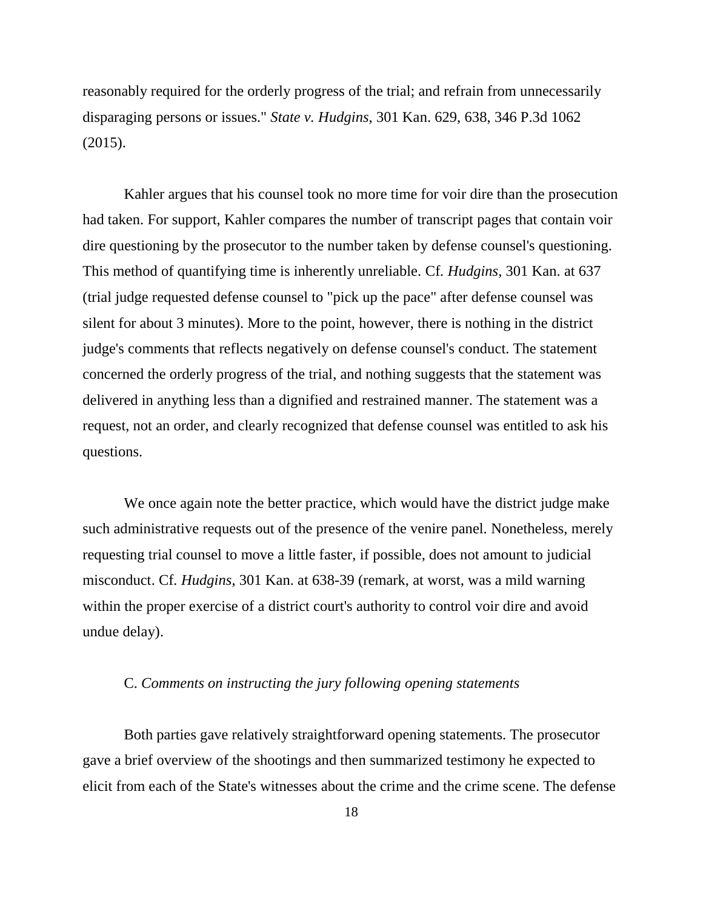reasonably required for the orderly progress of the trial; and refrain from unnecessarily disparaging persons or issues." *State v. Hudgins*, 301 Kan. 629, 638, 346 P.3d 1062 (2015).

Kahler argues that his counsel took no more time for voir dire than the prosecution had taken. For support, Kahler compares the number of transcript pages that contain voir dire questioning by the prosecutor to the number taken by defense counsel's questioning. This method of quantifying time is inherently unreliable. Cf. *Hudgins*, 301 Kan. at 637 (trial judge requested defense counsel to "pick up the pace" after defense counsel was silent for about 3 minutes). More to the point, however, there is nothing in the district judge's comments that reflects negatively on defense counsel's conduct. The statement concerned the orderly progress of the trial, and nothing suggests that the statement was delivered in anything less than a dignified and restrained manner. The statement was a request, not an order, and clearly recognized that defense counsel was entitled to ask his questions.

We once again note the better practice, which would have the district judge make such administrative requests out of the presence of the venire panel. Nonetheless, merely requesting trial counsel to move a little faster, if possible, does not amount to judicial misconduct. Cf. *Hudgins*, 301 Kan. at 638-39 (remark, at worst, was a mild warning within the proper exercise of a district court's authority to control voir dire and avoid undue delay).

C. *Comments on instructing the jury following opening statements*

Both parties gave relatively straightforward opening statements. The prosecutor gave a brief overview of the shootings and then summarized testimony he expected to elicit from each of the State's witnesses about the crime and the crime scene. The defense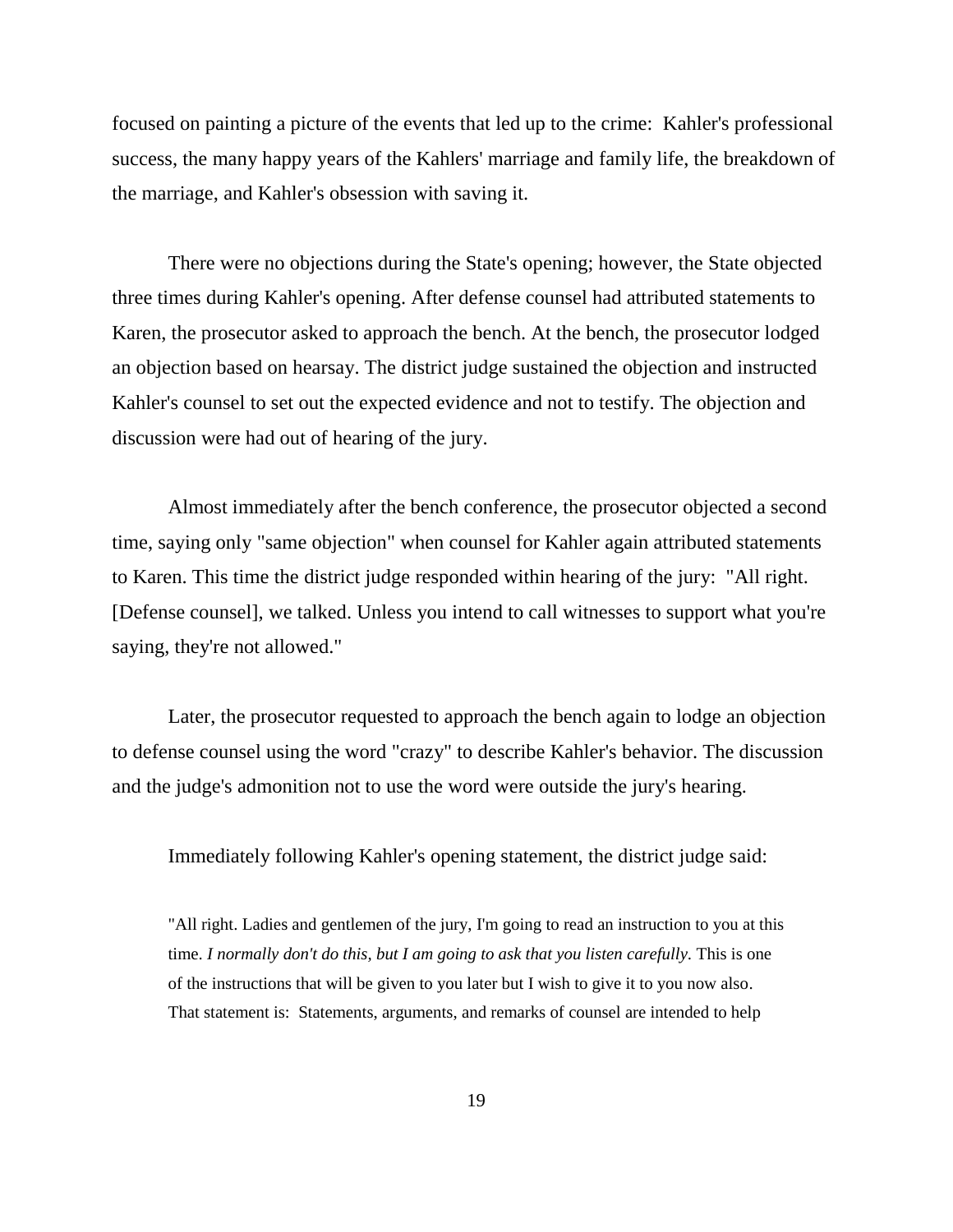focused on painting a picture of the events that led up to the crime: Kahler's professional success, the many happy years of the Kahlers' marriage and family life, the breakdown of the marriage, and Kahler's obsession with saving it.

There were no objections during the State's opening; however, the State objected three times during Kahler's opening. After defense counsel had attributed statements to Karen, the prosecutor asked to approach the bench. At the bench, the prosecutor lodged an objection based on hearsay. The district judge sustained the objection and instructed Kahler's counsel to set out the expected evidence and not to testify. The objection and discussion were had out of hearing of the jury.

Almost immediately after the bench conference, the prosecutor objected a second time, saying only "same objection" when counsel for Kahler again attributed statements to Karen. This time the district judge responded within hearing of the jury: "All right. [Defense counsel], we talked. Unless you intend to call witnesses to support what you're saying, they're not allowed."

Later, the prosecutor requested to approach the bench again to lodge an objection to defense counsel using the word "crazy" to describe Kahler's behavior. The discussion and the judge's admonition not to use the word were outside the jury's hearing.

Immediately following Kahler's opening statement, the district judge said:

> "All right. Ladies and gentlemen of the jury, I'm going to read an instruction to you at this time. *I normally don't do this, but I am going to ask that you listen carefully.* This is one of the instructions that will be given to you later but I wish to give it to you now also. That statement is: Statements, arguments, and remarks of counsel are intended to help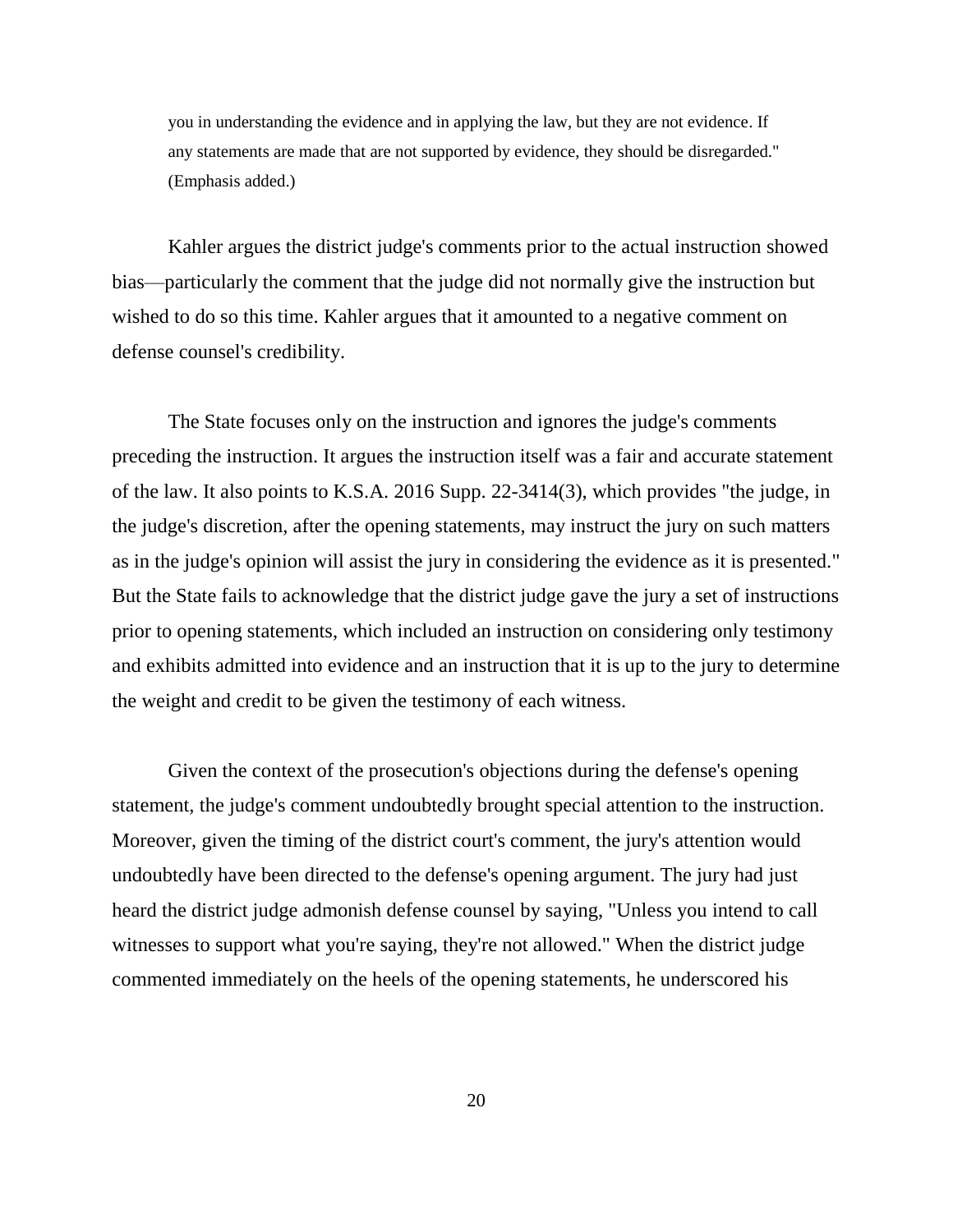> you in understanding the evidence and in applying the law, but they are not evidence. If any statements are made that are not supported by evidence, they should be disregarded." (Emphasis added.)

Kahler argues the district judge's comments prior to the actual instruction showed bias—particularly the comment that the judge did not normally give the instruction but wished to do so this time. Kahler argues that it amounted to a negative comment on defense counsel's credibility.

The State focuses only on the instruction and ignores the judge's comments preceding the instruction. It argues the instruction itself was a fair and accurate statement of the law. It also points to K.S.A. 2016 Supp. 22-3414(3), which provides "the judge, in the judge's discretion, after the opening statements, may instruct the jury on such matters as in the judge's opinion will assist the jury in considering the evidence as it is presented." But the State fails to acknowledge that the district judge gave the jury a set of instructions prior to opening statements, which included an instruction on considering only testimony and exhibits admitted into evidence and an instruction that it is up to the jury to determine the weight and credit to be given the testimony of each witness.

Given the context of the prosecution's objections during the defense's opening statement, the judge's comment undoubtedly brought special attention to the instruction. Moreover, given the timing of the district court's comment, the jury's attention would undoubtedly have been directed to the defense's opening argument. The jury had just heard the district judge admonish defense counsel by saying, "Unless you intend to call witnesses to support what you're saying, they're not allowed." When the district judge commented immediately on the heels of the opening statements, he underscored his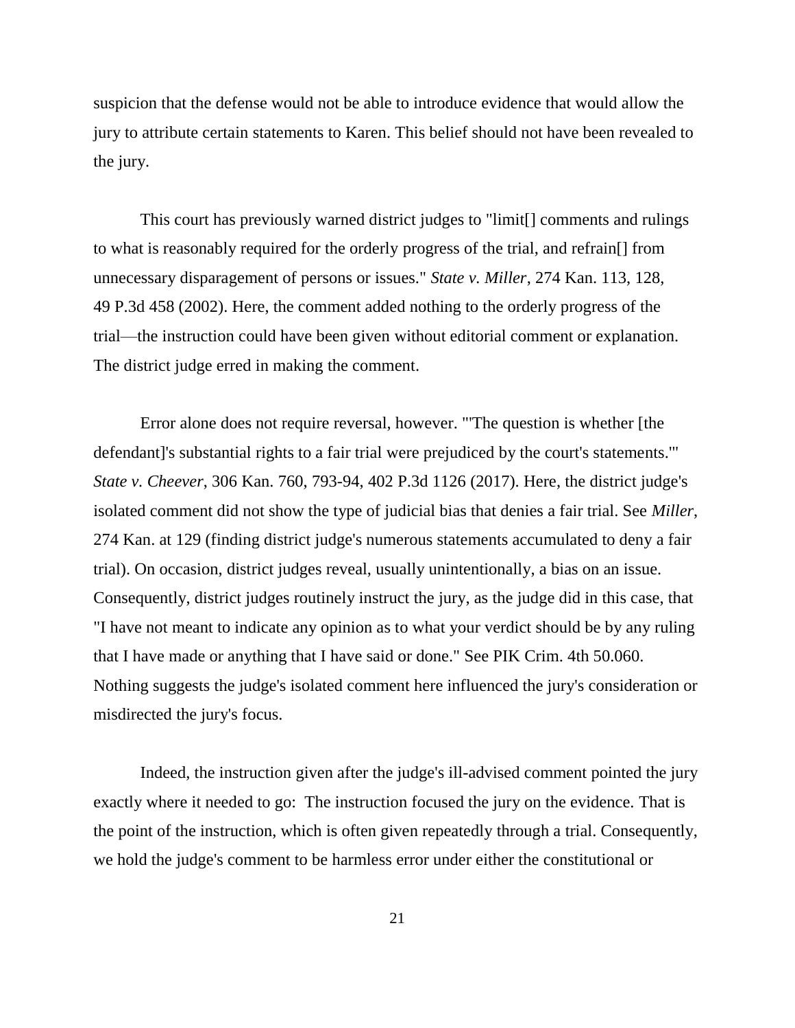suspicion that the defense would not be able to introduce evidence that would allow the jury to attribute certain statements to Karen. This belief should not have been revealed to the jury.

This court has previously warned district judges to "limit[] comments and rulings to what is reasonably required for the orderly progress of the trial, and refrain[] from unnecessary disparagement of persons or issues." *State v. Miller*, 274 Kan. 113, 128, 49 P.3d 458 (2002). Here, the comment added nothing to the orderly progress of the trial—the instruction could have been given without editorial comment or explanation. The district judge erred in making the comment.

Error alone does not require reversal, however. "'The question is whether [the defendant]'s substantial rights to a fair trial were prejudiced by the court's statements.'" *State v. Cheever*, 306 Kan. 760, 793-94, 402 P.3d 1126 (2017). Here, the district judge's isolated comment did not show the type of judicial bias that denies a fair trial. See *Miller*, 274 Kan. at 129 (finding district judge's numerous statements accumulated to deny a fair trial). On occasion, district judges reveal, usually unintentionally, a bias on an issue. Consequently, district judges routinely instruct the jury, as the judge did in this case, that "I have not meant to indicate any opinion as to what your verdict should be by any ruling that I have made or anything that I have said or done." See PIK Crim. 4th 50.060. Nothing suggests the judge's isolated comment here influenced the jury's consideration or misdirected the jury's focus.

Indeed, the instruction given after the judge's ill-advised comment pointed the jury exactly where it needed to go: The instruction focused the jury on the evidence. That is the point of the instruction, which is often given repeatedly through a trial. Consequently, we hold the judge's comment to be harmless error under either the constitutional or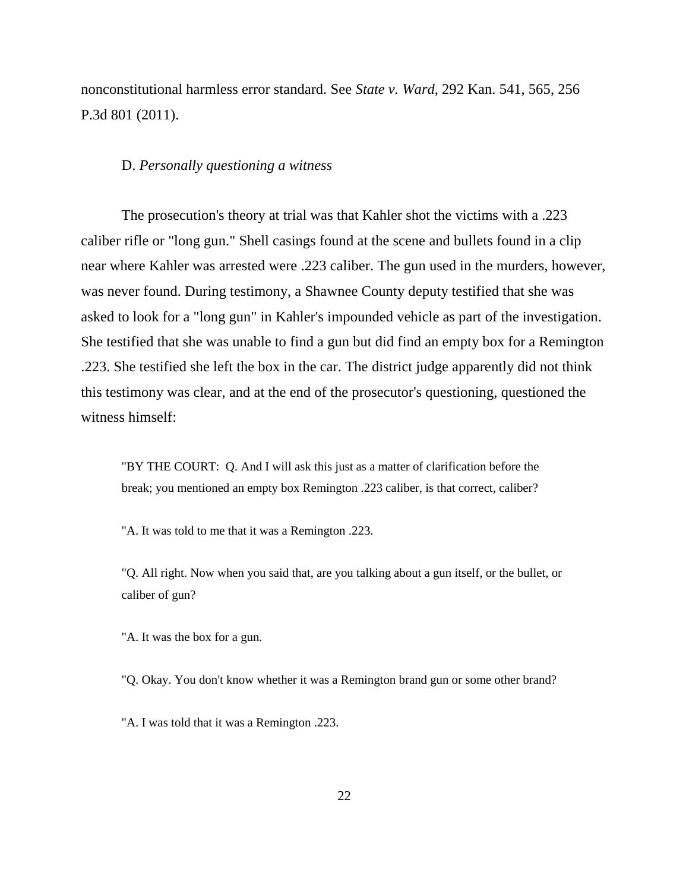nonconstitutional harmless error standard. See *State v. Ward*, 292 Kan. 541, 565, 256 P.3d 801 (2011).

D. *Personally questioning a witness*

The prosecution's theory at trial was that Kahler shot the victims with a .223 caliber rifle or "long gun." Shell casings found at the scene and bullets found in a clip near where Kahler was arrested were .223 caliber. The gun used in the murders, however, was never found. During testimony, a Shawnee County deputy testified that she was asked to look for a "long gun" in Kahler's impounded vehicle as part of the investigation. She testified that she was unable to find a gun but did find an empty box for a Remington .223. She testified she left the box in the car. The district judge apparently did not think this testimony was clear, and at the end of the prosecutor's questioning, questioned the witness himself:

> "BY THE COURT: Q. And I will ask this just as a matter of clarification before the break; you mentioned an empty box Remington .223 caliber, is that correct, caliber?
>
> "A. It was told to me that it was a Remington .223.
>
> "Q. All right. Now when you said that, are you talking about a gun itself, or the bullet, or caliber of gun?
>
> "A. It was the box for a gun.
>
> "Q. Okay. You don't know whether it was a Remington brand gun or some other brand?
>
> "A. I was told that it was a Remington .223.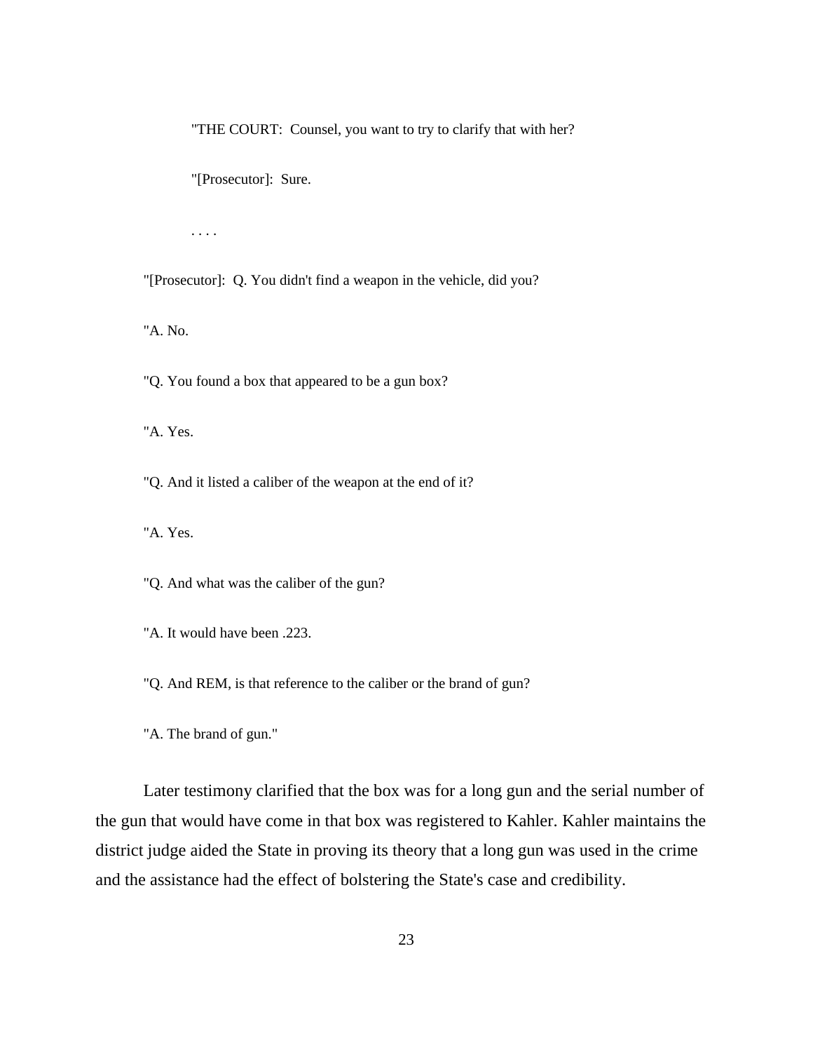"THE COURT: Counsel, you want to try to clarify that with her?

"[Prosecutor]: Sure.

. . . .

"[Prosecutor]: Q. You didn't find a weapon in the vehicle, did you?

"A. No.

"Q. You found a box that appeared to be a gun box?

"A. Yes.

"Q. And it listed a caliber of the weapon at the end of it?

"A. Yes.

"Q. And what was the caliber of the gun?

"A. It would have been .223.

"Q. And REM, is that reference to the caliber or the brand of gun?

"A. The brand of gun."

Later testimony clarified that the box was for a long gun and the serial number of the gun that would have come in that box was registered to Kahler. Kahler maintains the district judge aided the State in proving its theory that a long gun was used in the crime and the assistance had the effect of bolstering the State's case and credibility.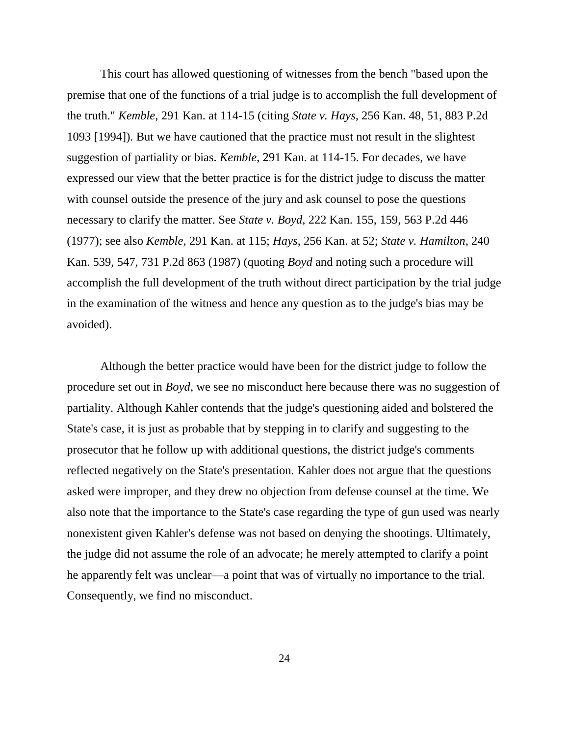This court has allowed questioning of witnesses from the bench "based upon the premise that one of the functions of a trial judge is to accomplish the full development of the truth." *Kemble*, 291 Kan. at 114-15 (citing *State v. Hays*, 256 Kan. 48, 51, 883 P.2d 1093 [1994]). But we have cautioned that the practice must not result in the slightest suggestion of partiality or bias. *Kemble*, 291 Kan. at 114-15. For decades, we have expressed our view that the better practice is for the district judge to discuss the matter with counsel outside the presence of the jury and ask counsel to pose the questions necessary to clarify the matter. See *State v. Boyd*, 222 Kan. 155, 159, 563 P.2d 446 (1977); see also *Kemble*, 291 Kan. at 115; *Hays*, 256 Kan. at 52; *State v. Hamilton*, 240 Kan. 539, 547, 731 P.2d 863 (1987) (quoting *Boyd* and noting such a procedure will accomplish the full development of the truth without direct participation by the trial judge in the examination of the witness and hence any question as to the judge's bias may be avoided).

Although the better practice would have been for the district judge to follow the procedure set out in *Boyd*, we see no misconduct here because there was no suggestion of partiality. Although Kahler contends that the judge's questioning aided and bolstered the State's case, it is just as probable that by stepping in to clarify and suggesting to the prosecutor that he follow up with additional questions, the district judge's comments reflected negatively on the State's presentation. Kahler does not argue that the questions asked were improper, and they drew no objection from defense counsel at the time. We also note that the importance to the State's case regarding the type of gun used was nearly nonexistent given Kahler's defense was not based on denying the shootings. Ultimately, the judge did not assume the role of an advocate; he merely attempted to clarify a point he apparently felt was unclear—a point that was of virtually no importance to the trial. Consequently, we find no misconduct.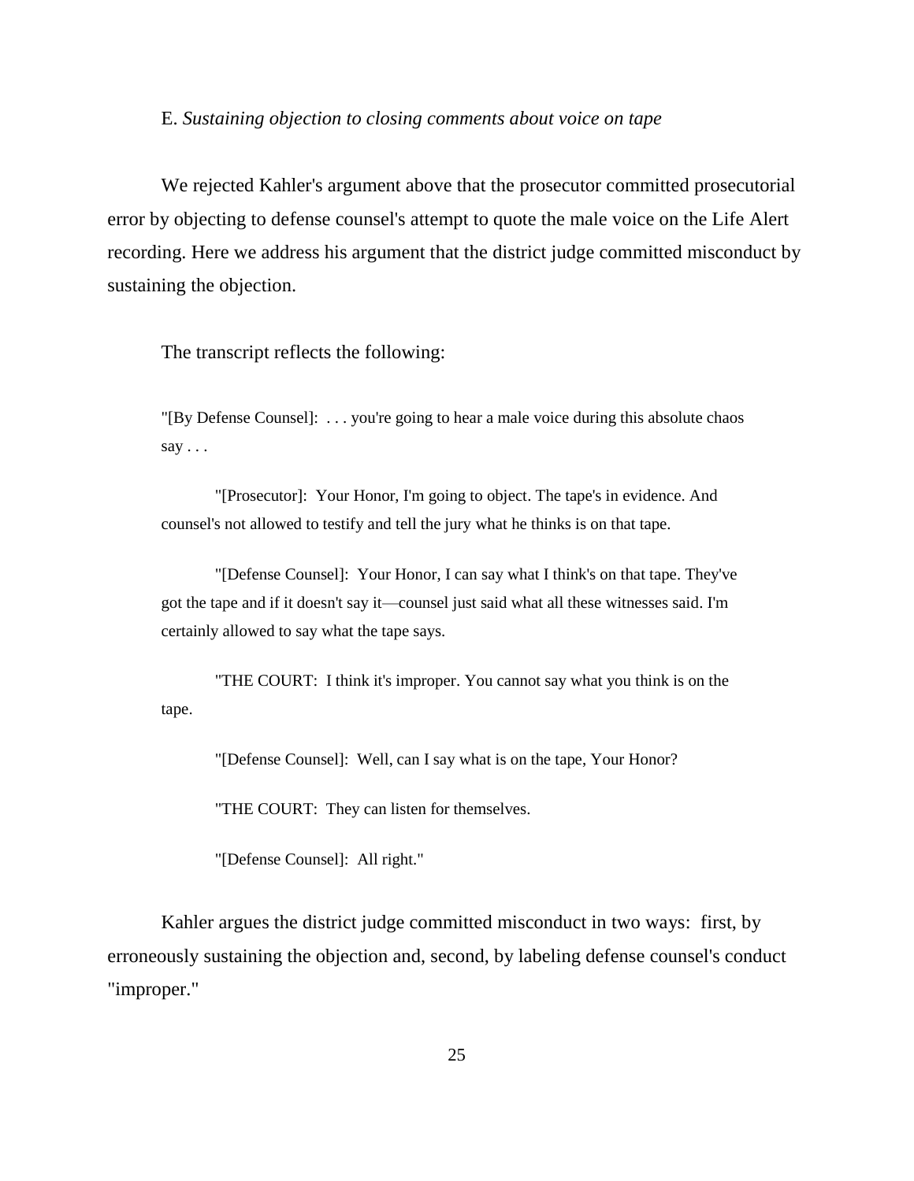E. *Sustaining objection to closing comments about voice on tape*

We rejected Kahler's argument above that the prosecutor committed prosecutorial error by objecting to defense counsel's attempt to quote the male voice on the Life Alert recording. Here we address his argument that the district judge committed misconduct by sustaining the objection.

The transcript reflects the following:

> "[By Defense Counsel]: . . . you're going to hear a male voice during this absolute chaos say . . .
>
> "[Prosecutor]: Your Honor, I'm going to object. The tape's in evidence. And counsel's not allowed to testify and tell the jury what he thinks is on that tape.
>
> "[Defense Counsel]: Your Honor, I can say what I think's on that tape. They've got the tape and if it doesn't say it—counsel just said what all these witnesses said. I'm certainly allowed to say what the tape says.
>
> "THE COURT: I think it's improper. You cannot say what you think is on the tape.
>
> "[Defense Counsel]: Well, can I say what is on the tape, Your Honor?
>
> "THE COURT: They can listen for themselves.
>
> "[Defense Counsel]: All right."

Kahler argues the district judge committed misconduct in two ways: first, by erroneously sustaining the objection and, second, by labeling defense counsel's conduct "improper."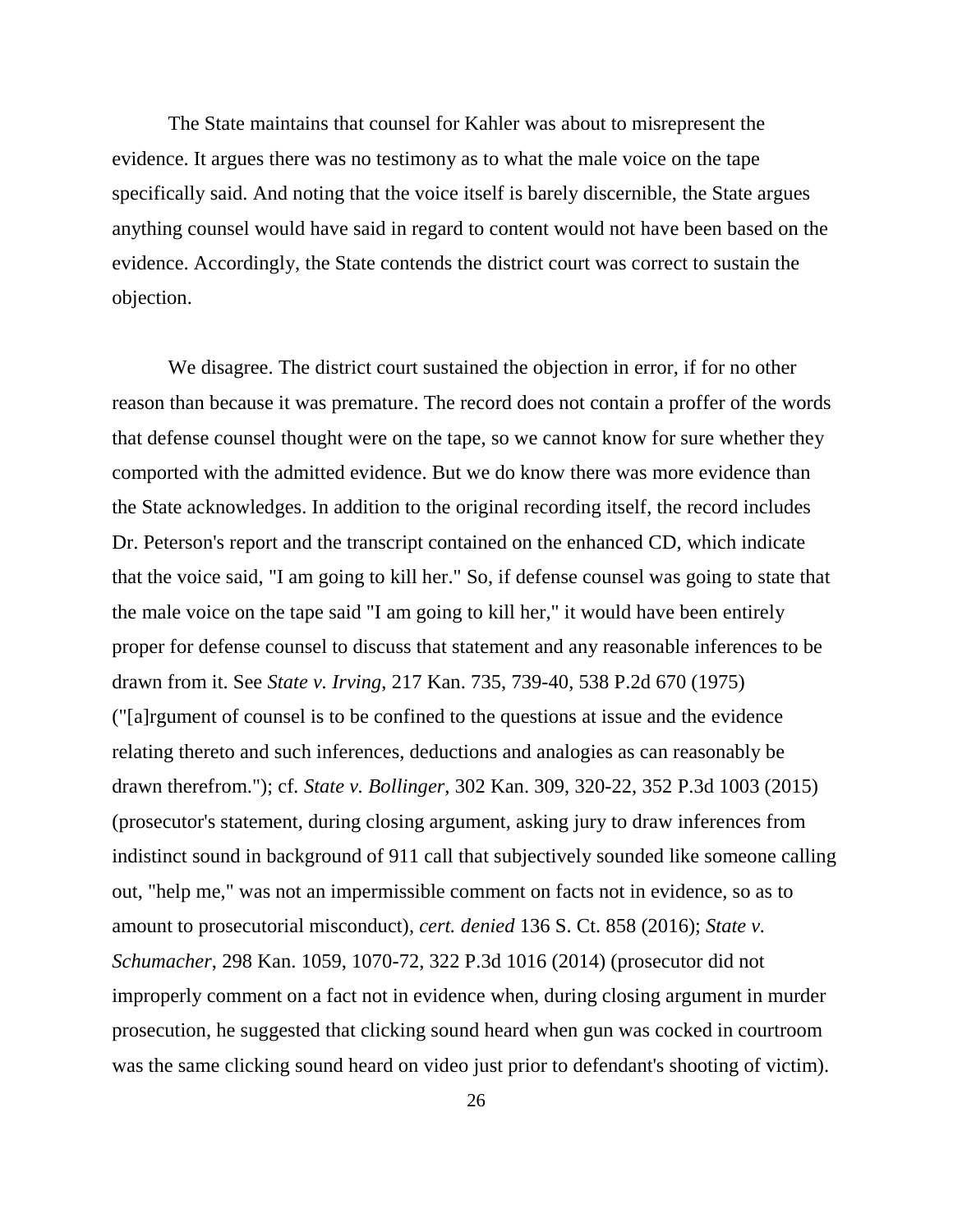The State maintains that counsel for Kahler was about to misrepresent the evidence. It argues there was no testimony as to what the male voice on the tape specifically said. And noting that the voice itself is barely discernible, the State argues anything counsel would have said in regard to content would not have been based on the evidence. Accordingly, the State contends the district court was correct to sustain the objection.

We disagree. The district court sustained the objection in error, if for no other reason than because it was premature. The record does not contain a proffer of the words that defense counsel thought were on the tape, so we cannot know for sure whether they comported with the admitted evidence. But we do know there was more evidence than the State acknowledges. In addition to the original recording itself, the record includes Dr. Peterson's report and the transcript contained on the enhanced CD, which indicate that the voice said, "I am going to kill her." So, if defense counsel was going to state that the male voice on the tape said "I am going to kill her," it would have been entirely proper for defense counsel to discuss that statement and any reasonable inferences to be drawn from it. See *State v. Irving*, 217 Kan. 735, 739-40, 538 P.2d 670 (1975) ("[a]rgument of counsel is to be confined to the questions at issue and the evidence relating thereto and such inferences, deductions and analogies as can reasonably be drawn therefrom."); cf. *State v. Bollinger*, 302 Kan. 309, 320-22, 352 P.3d 1003 (2015) (prosecutor's statement, during closing argument, asking jury to draw inferences from indistinct sound in background of 911 call that subjectively sounded like someone calling out, "help me," was not an impermissible comment on facts not in evidence, so as to amount to prosecutorial misconduct), *cert. denied* 136 S. Ct. 858 (2016); *State v. Schumacher*, 298 Kan. 1059, 1070-72, 322 P.3d 1016 (2014) (prosecutor did not improperly comment on a fact not in evidence when, during closing argument in murder prosecution, he suggested that clicking sound heard when gun was cocked in courtroom was the same clicking sound heard on video just prior to defendant's shooting of victim).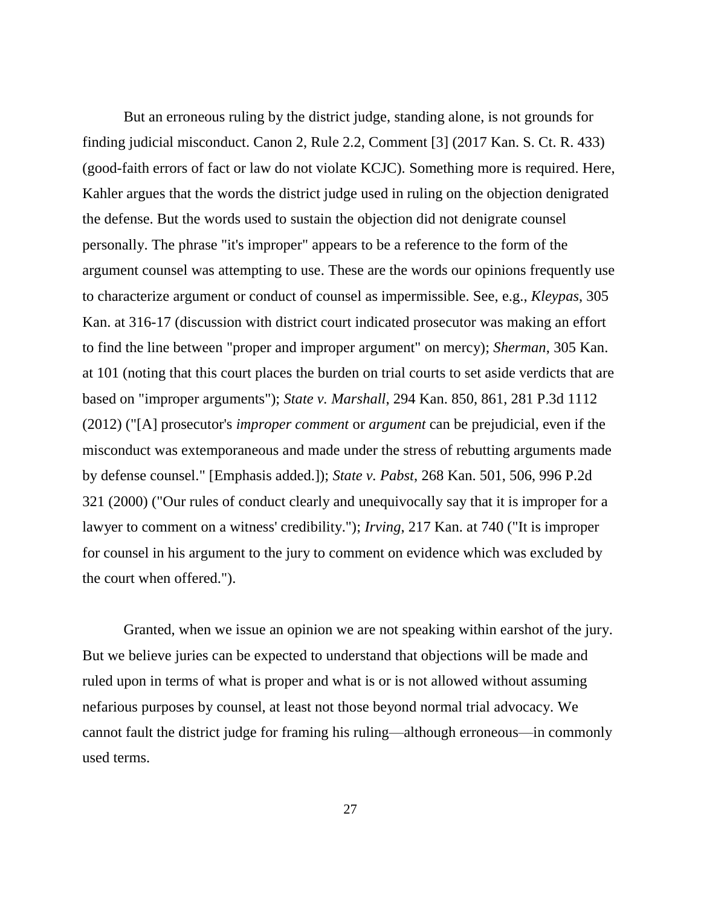But an erroneous ruling by the district judge, standing alone, is not grounds for finding judicial misconduct. Canon 2, Rule 2.2, Comment [3] (2017 Kan. S. Ct. R. 433) (good-faith errors of fact or law do not violate KCJC). Something more is required. Here, Kahler argues that the words the district judge used in ruling on the objection denigrated the defense. But the words used to sustain the objection did not denigrate counsel personally. The phrase "it's improper" appears to be a reference to the form of the argument counsel was attempting to use. These are the words our opinions frequently use to characterize argument or conduct of counsel as impermissible. See, e.g., *Kleypas*, 305 Kan. at 316-17 (discussion with district court indicated prosecutor was making an effort to find the line between "proper and improper argument" on mercy); *Sherman*, 305 Kan. at 101 (noting that this court places the burden on trial courts to set aside verdicts that are based on "improper arguments"); *State v. Marshall*, 294 Kan. 850, 861, 281 P.3d 1112 (2012) ("[A] prosecutor's *improper comment* or *argument* can be prejudicial, even if the misconduct was extemporaneous and made under the stress of rebutting arguments made by defense counsel." [Emphasis added.]); *State v. Pabst*, 268 Kan. 501, 506, 996 P.2d 321 (2000) ("Our rules of conduct clearly and unequivocally say that it is improper for a lawyer to comment on a witness' credibility."); *Irving*, 217 Kan. at 740 ("It is improper for counsel in his argument to the jury to comment on evidence which was excluded by the court when offered.").

Granted, when we issue an opinion we are not speaking within earshot of the jury. But we believe juries can be expected to understand that objections will be made and ruled upon in terms of what is proper and what is or is not allowed without assuming nefarious purposes by counsel, at least not those beyond normal trial advocacy. We cannot fault the district judge for framing his ruling—although erroneous—in commonly used terms.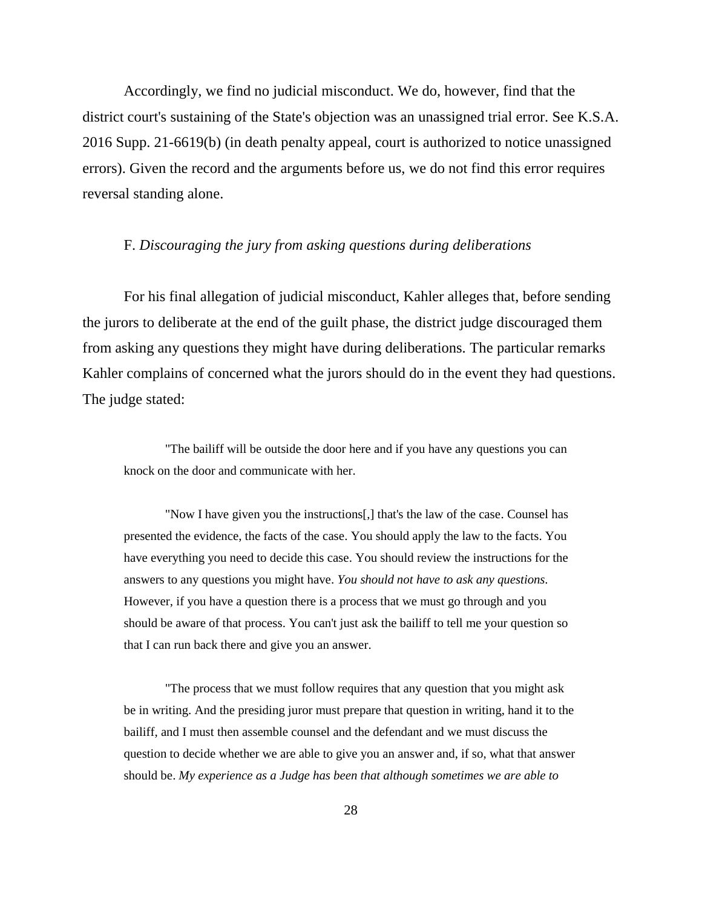Accordingly, we find no judicial misconduct. We do, however, find that the district court's sustaining of the State's objection was an unassigned trial error. See K.S.A. 2016 Supp. 21-6619(b) (in death penalty appeal, court is authorized to notice unassigned errors). Given the record and the arguments before us, we do not find this error requires reversal standing alone.

F. *Discouraging the jury from asking questions during deliberations*

For his final allegation of judicial misconduct, Kahler alleges that, before sending the jurors to deliberate at the end of the guilt phase, the district judge discouraged them from asking any questions they might have during deliberations. The particular remarks Kahler complains of concerned what the jurors should do in the event they had questions. The judge stated:

> "The bailiff will be outside the door here and if you have any questions you can knock on the door and communicate with her.
>
> "Now I have given you the instructions[,] that's the law of the case. Counsel has presented the evidence, the facts of the case. You should apply the law to the facts. You have everything you need to decide this case. You should review the instructions for the answers to any questions you might have. *You should not have to ask any questions.* However, if you have a question there is a process that we must go through and you should be aware of that process. You can't just ask the bailiff to tell me your question so that I can run back there and give you an answer.
>
> "The process that we must follow requires that any question that you might ask be in writing. And the presiding juror must prepare that question in writing, hand it to the bailiff, and I must then assemble counsel and the defendant and we must discuss the question to decide whether we are able to give you an answer and, if so, what that answer should be. *My experience as a Judge has been that although sometimes we are able to*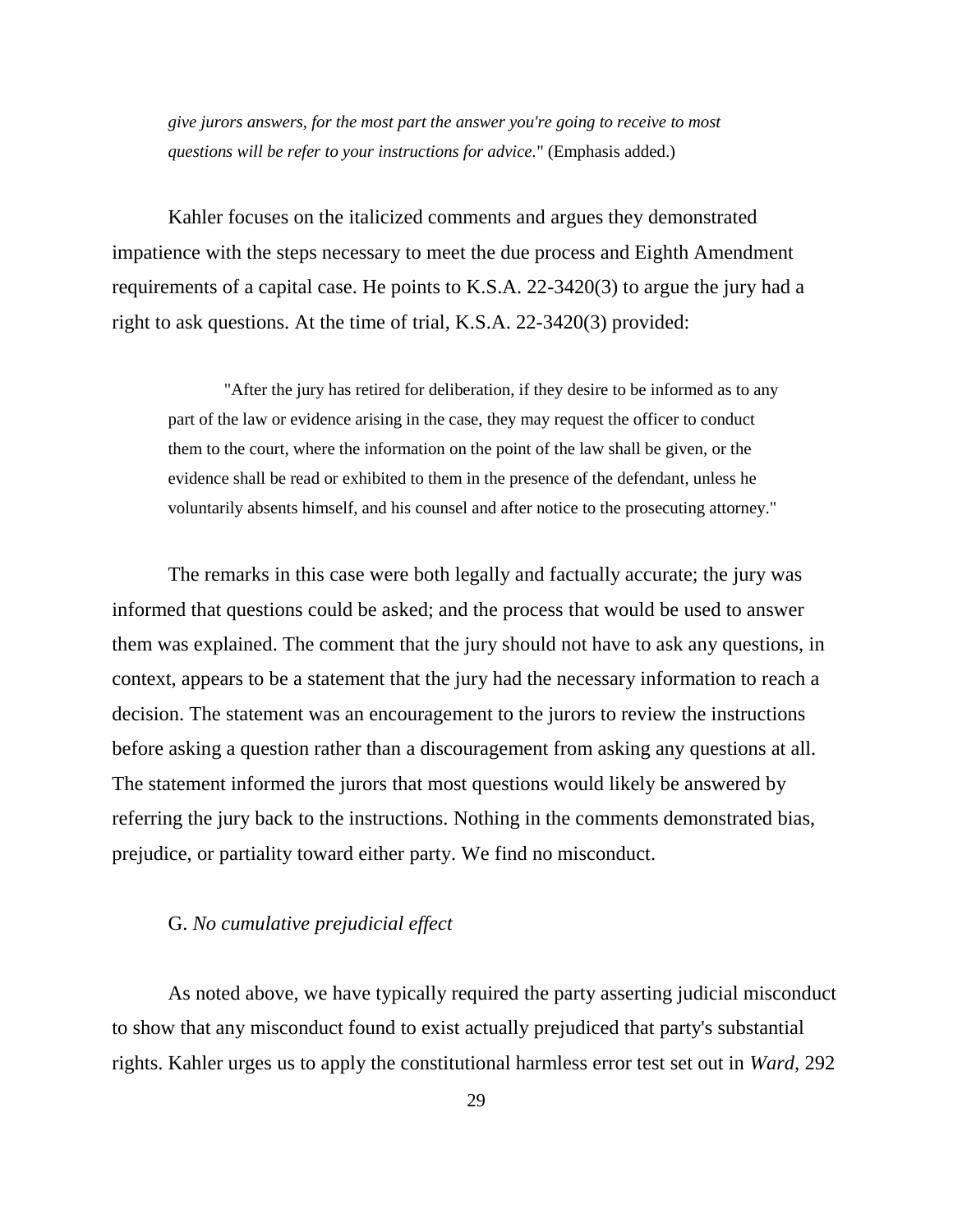> *give jurors answers, for the most part the answer you're going to receive to most questions will be refer to your instructions for advice.*" (Emphasis added.)

Kahler focuses on the italicized comments and argues they demonstrated impatience with the steps necessary to meet the due process and Eighth Amendment requirements of a capital case. He points to K.S.A. 22-3420(3) to argue the jury had a right to ask questions. At the time of trial, K.S.A. 22-3420(3) provided:

> "After the jury has retired for deliberation, if they desire to be informed as to any part of the law or evidence arising in the case, they may request the officer to conduct them to the court, where the information on the point of the law shall be given, or the evidence shall be read or exhibited to them in the presence of the defendant, unless he voluntarily absents himself, and his counsel and after notice to the prosecuting attorney."

The remarks in this case were both legally and factually accurate; the jury was informed that questions could be asked; and the process that would be used to answer them was explained. The comment that the jury should not have to ask any questions, in context, appears to be a statement that the jury had the necessary information to reach a decision. The statement was an encouragement to the jurors to review the instructions before asking a question rather than a discouragement from asking any questions at all. The statement informed the jurors that most questions would likely be answered by referring the jury back to the instructions. Nothing in the comments demonstrated bias, prejudice, or partiality toward either party. We find no misconduct.

G. *No cumulative prejudicial effect*

As noted above, we have typically required the party asserting judicial misconduct to show that any misconduct found to exist actually prejudiced that party's substantial rights. Kahler urges us to apply the constitutional harmless error test set out in *Ward*, 292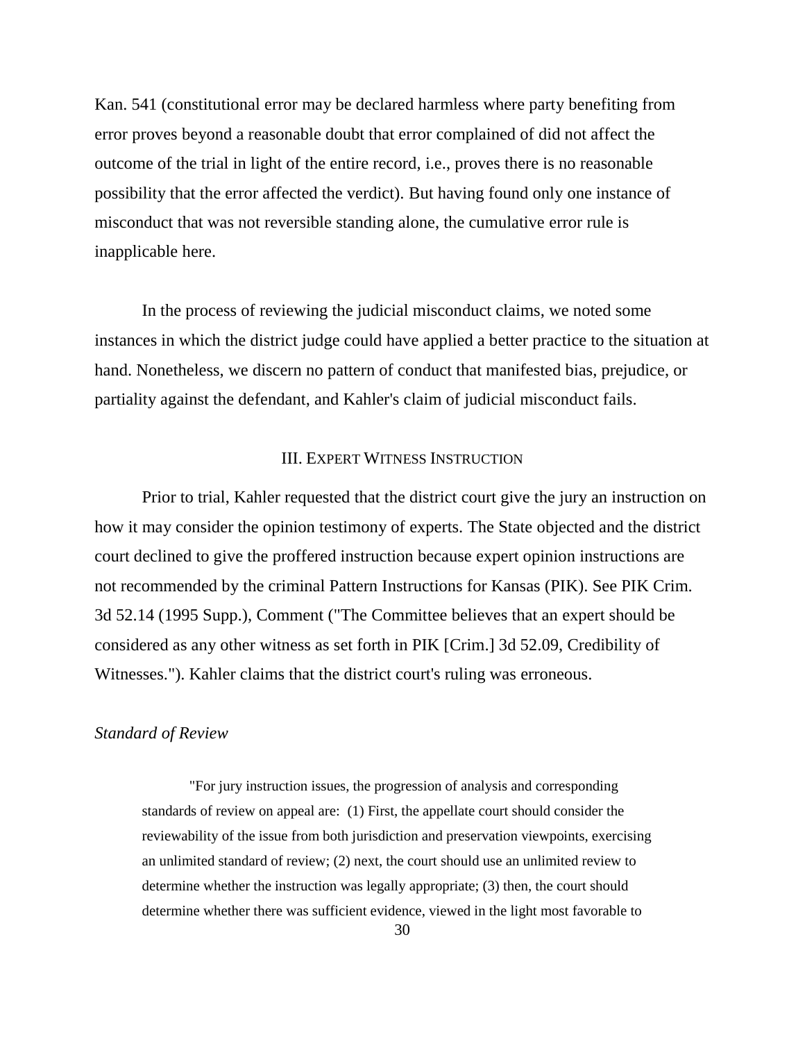Kan. 541 (constitutional error may be declared harmless where party benefiting from error proves beyond a reasonable doubt that error complained of did not affect the outcome of the trial in light of the entire record, i.e., proves there is no reasonable possibility that the error affected the verdict). But having found only one instance of misconduct that was not reversible standing alone, the cumulative error rule is inapplicable here.

In the process of reviewing the judicial misconduct claims, we noted some instances in which the district judge could have applied a better practice to the situation at hand. Nonetheless, we discern no pattern of conduct that manifested bias, prejudice, or partiality against the defendant, and Kahler's claim of judicial misconduct fails.

## III. EXPERT WITNESS INSTRUCTION

Prior to trial, Kahler requested that the district court give the jury an instruction on how it may consider the opinion testimony of experts. The State objected and the district court declined to give the proffered instruction because expert opinion instructions are not recommended by the criminal Pattern Instructions for Kansas (PIK). See PIK Crim. 3d 52.14 (1995 Supp.), Comment ("The Committee believes that an expert should be considered as any other witness as set forth in PIK [Crim.] 3d 52.09, Credibility of Witnesses."). Kahler claims that the district court's ruling was erroneous.

### *Standard of Review*

> "For jury instruction issues, the progression of analysis and corresponding standards of review on appeal are: (1) First, the appellate court should consider the reviewability of the issue from both jurisdiction and preservation viewpoints, exercising an unlimited standard of review; (2) next, the court should use an unlimited review to determine whether the instruction was legally appropriate; (3) then, the court should determine whether there was sufficient evidence, viewed in the light most favorable to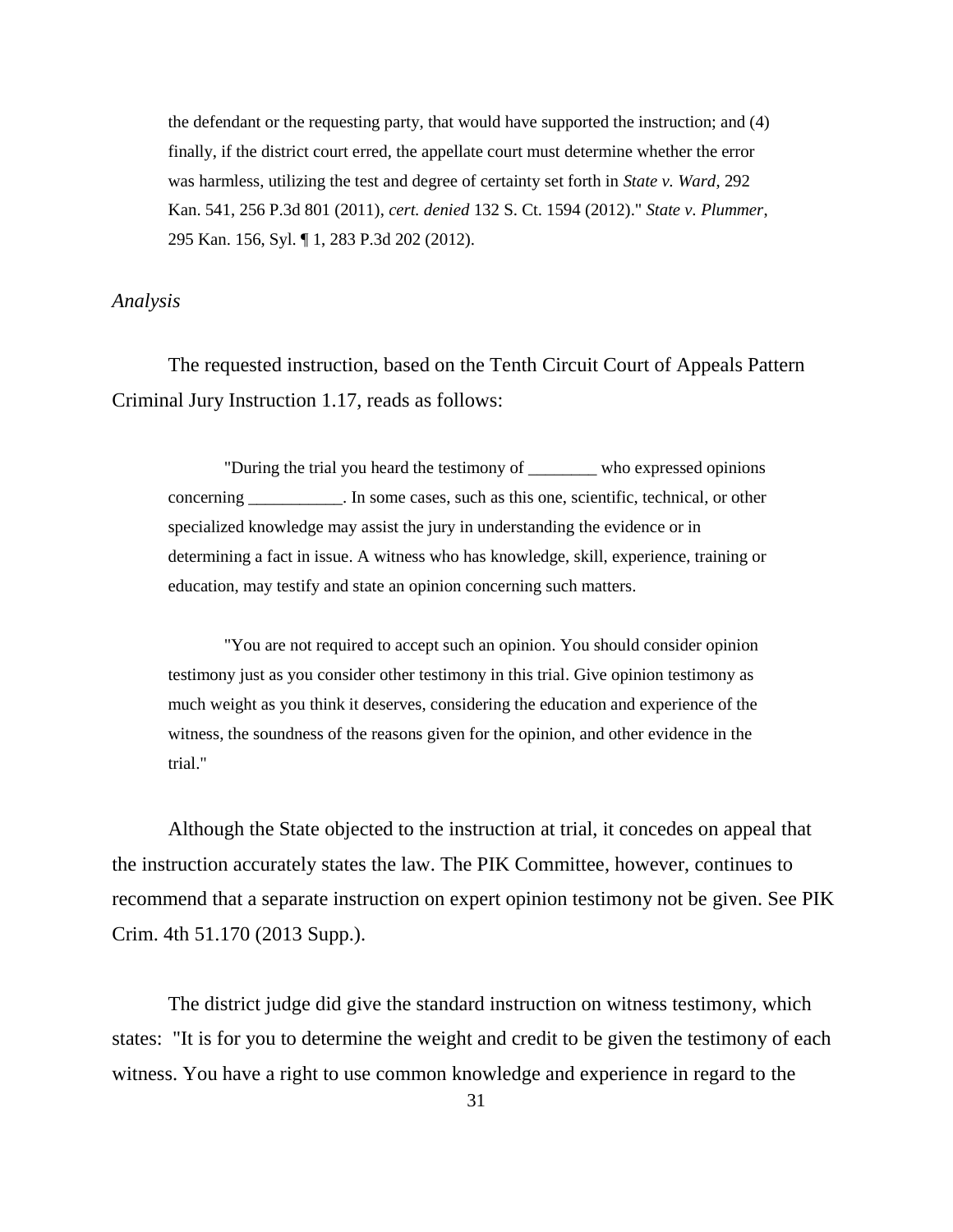> the defendant or the requesting party, that would have supported the instruction; and (4) finally, if the district court erred, the appellate court must determine whether the error was harmless, utilizing the test and degree of certainty set forth in *State v. Ward*, 292 Kan. 541, 256 P.3d 801 (2011), *cert. denied* 132 S. Ct. 1594 (2012)." *State v. Plummer*, 295 Kan. 156, Syl. ¶ 1, 283 P.3d 202 (2012).

*Analysis*

The requested instruction, based on the Tenth Circuit Court of Appeals Pattern Criminal Jury Instruction 1.17, reads as follows:

> "During the trial you heard the testimony of ________ who expressed opinions concerning ___________. In some cases, such as this one, scientific, technical, or other specialized knowledge may assist the jury in understanding the evidence or in determining a fact in issue. A witness who has knowledge, skill, experience, training or education, may testify and state an opinion concerning such matters.
>
> "You are not required to accept such an opinion. You should consider opinion testimony just as you consider other testimony in this trial. Give opinion testimony as much weight as you think it deserves, considering the education and experience of the witness, the soundness of the reasons given for the opinion, and other evidence in the trial."

Although the State objected to the instruction at trial, it concedes on appeal that the instruction accurately states the law. The PIK Committee, however, continues to recommend that a separate instruction on expert opinion testimony not be given. See PIK Crim. 4th 51.170 (2013 Supp.).

The district judge did give the standard instruction on witness testimony, which states: "It is for you to determine the weight and credit to be given the testimony of each witness. You have a right to use common knowledge and experience in regard to the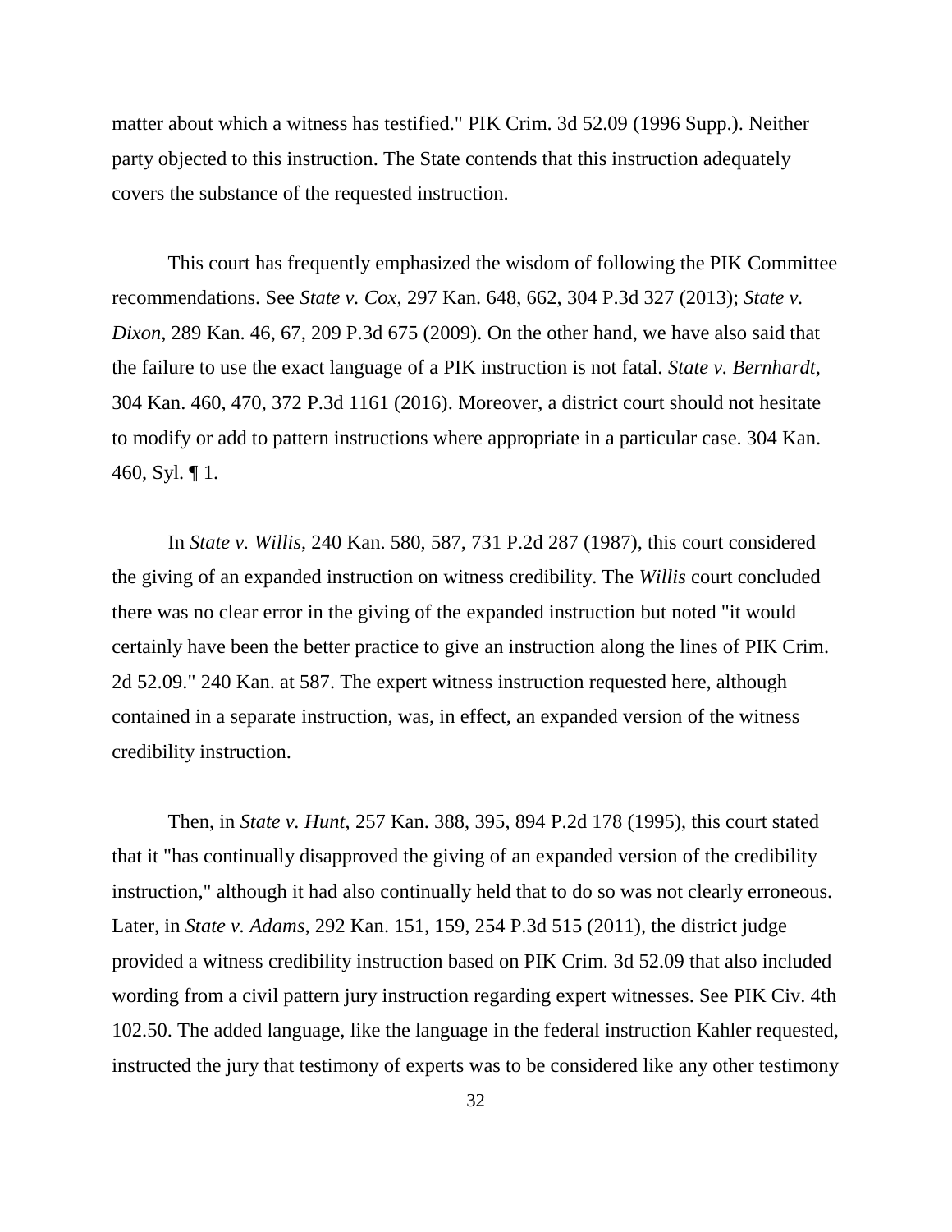matter about which a witness has testified." PIK Crim. 3d 52.09 (1996 Supp.). Neither party objected to this instruction. The State contends that this instruction adequately covers the substance of the requested instruction.

This court has frequently emphasized the wisdom of following the PIK Committee recommendations. See *State v. Cox*, 297 Kan. 648, 662, 304 P.3d 327 (2013); *State v. Dixon*, 289 Kan. 46, 67, 209 P.3d 675 (2009). On the other hand, we have also said that the failure to use the exact language of a PIK instruction is not fatal. *State v. Bernhardt*, 304 Kan. 460, 470, 372 P.3d 1161 (2016). Moreover, a district court should not hesitate to modify or add to pattern instructions where appropriate in a particular case. 304 Kan. 460, Syl. ¶ 1.

In *State v. Willis*, 240 Kan. 580, 587, 731 P.2d 287 (1987), this court considered the giving of an expanded instruction on witness credibility. The *Willis* court concluded there was no clear error in the giving of the expanded instruction but noted "it would certainly have been the better practice to give an instruction along the lines of PIK Crim. 2d 52.09." 240 Kan. at 587. The expert witness instruction requested here, although contained in a separate instruction, was, in effect, an expanded version of the witness credibility instruction.

Then, in *State v. Hunt*, 257 Kan. 388, 395, 894 P.2d 178 (1995), this court stated that it "has continually disapproved the giving of an expanded version of the credibility instruction," although it had also continually held that to do so was not clearly erroneous. Later, in *State v. Adams*, 292 Kan. 151, 159, 254 P.3d 515 (2011), the district judge provided a witness credibility instruction based on PIK Crim. 3d 52.09 that also included wording from a civil pattern jury instruction regarding expert witnesses. See PIK Civ. 4th 102.50. The added language, like the language in the federal instruction Kahler requested, instructed the jury that testimony of experts was to be considered like any other testimony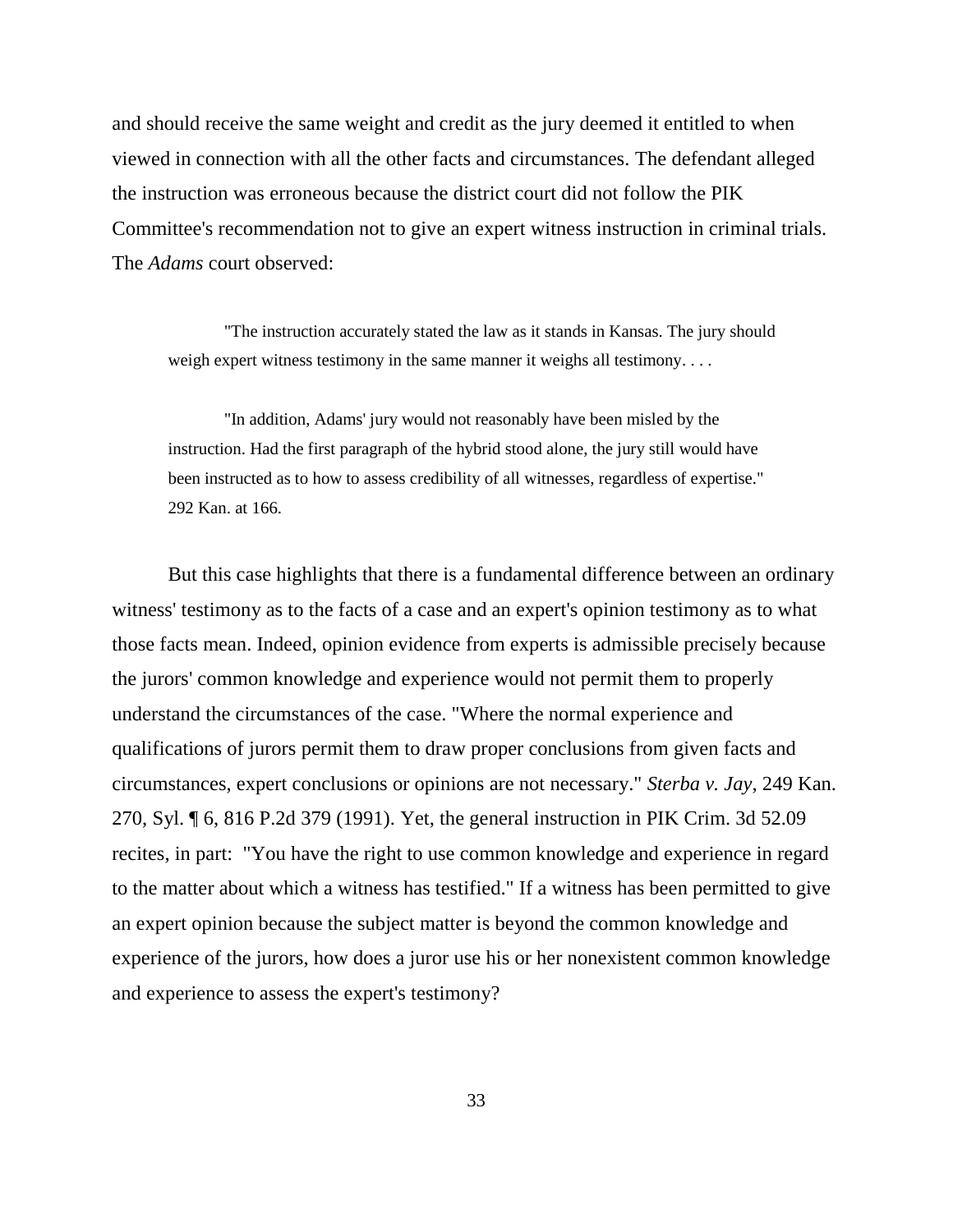and should receive the same weight and credit as the jury deemed it entitled to when viewed in connection with all the other facts and circumstances. The defendant alleged the instruction was erroneous because the district court did not follow the PIK Committee's recommendation not to give an expert witness instruction in criminal trials. The *Adams* court observed:

> "The instruction accurately stated the law as it stands in Kansas. The jury should weigh expert witness testimony in the same manner it weighs all testimony. . . .
>
> "In addition, Adams' jury would not reasonably have been misled by the instruction. Had the first paragraph of the hybrid stood alone, the jury still would have been instructed as to how to assess credibility of all witnesses, regardless of expertise." 292 Kan. at 166.

But this case highlights that there is a fundamental difference between an ordinary witness' testimony as to the facts of a case and an expert's opinion testimony as to what those facts mean. Indeed, opinion evidence from experts is admissible precisely because the jurors' common knowledge and experience would not permit them to properly understand the circumstances of the case. "Where the normal experience and qualifications of jurors permit them to draw proper conclusions from given facts and circumstances, expert conclusions or opinions are not necessary." *Sterba v. Jay*, 249 Kan. 270, Syl. ¶ 6, 816 P.2d 379 (1991). Yet, the general instruction in PIK Crim. 3d 52.09 recites, in part: "You have the right to use common knowledge and experience in regard to the matter about which a witness has testified." If a witness has been permitted to give an expert opinion because the subject matter is beyond the common knowledge and experience of the jurors, how does a juror use his or her nonexistent common knowledge and experience to assess the expert's testimony?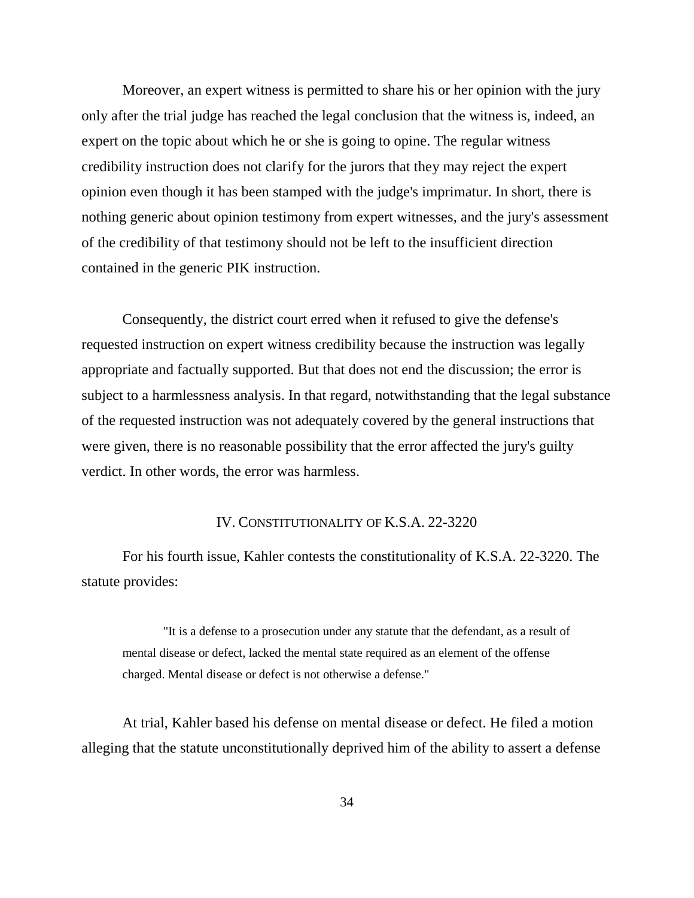Moreover, an expert witness is permitted to share his or her opinion with the jury only after the trial judge has reached the legal conclusion that the witness is, indeed, an expert on the topic about which he or she is going to opine. The regular witness credibility instruction does not clarify for the jurors that they may reject the expert opinion even though it has been stamped with the judge's imprimatur. In short, there is nothing generic about opinion testimony from expert witnesses, and the jury's assessment of the credibility of that testimony should not be left to the insufficient direction contained in the generic PIK instruction.

Consequently, the district court erred when it refused to give the defense's requested instruction on expert witness credibility because the instruction was legally appropriate and factually supported. But that does not end the discussion; the error is subject to a harmlessness analysis. In that regard, notwithstanding that the legal substance of the requested instruction was not adequately covered by the general instructions that were given, there is no reasonable possibility that the error affected the jury's guilty verdict. In other words, the error was harmless.

## IV. Constitutionality of K.S.A. 22-3220

For his fourth issue, Kahler contests the constitutionality of K.S.A. 22-3220. The statute provides:

> "It is a defense to a prosecution under any statute that the defendant, as a result of mental disease or defect, lacked the mental state required as an element of the offense charged. Mental disease or defect is not otherwise a defense."

At trial, Kahler based his defense on mental disease or defect. He filed a motion alleging that the statute unconstitutionally deprived him of the ability to assert a defense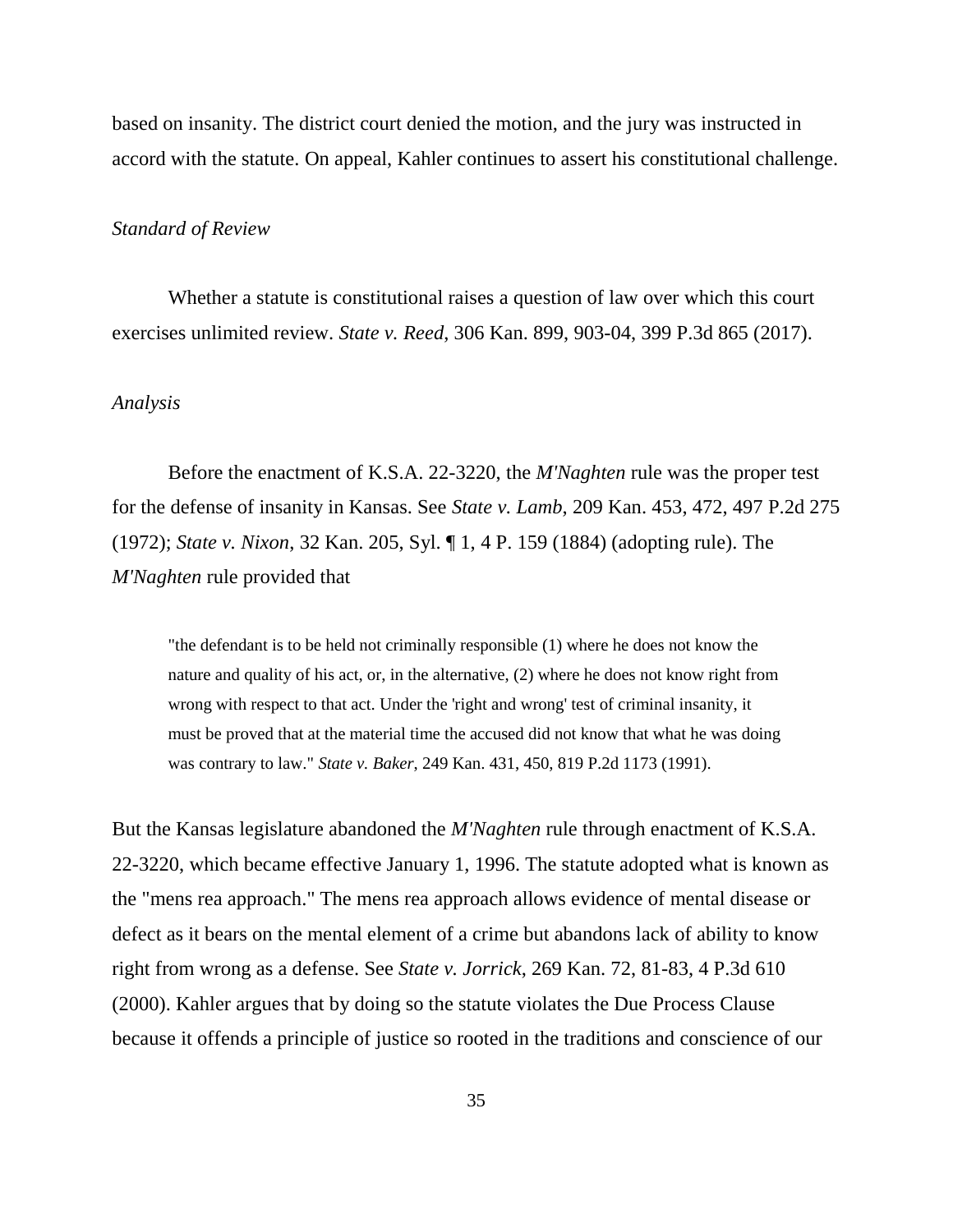based on insanity. The district court denied the motion, and the jury was instructed in accord with the statute. On appeal, Kahler continues to assert his constitutional challenge.

*Standard of Review*

Whether a statute is constitutional raises a question of law over which this court exercises unlimited review. *State v. Reed*, 306 Kan. 899, 903-04, 399 P.3d 865 (2017).

*Analysis*

Before the enactment of K.S.A. 22-3220, the *M'Naghten* rule was the proper test for the defense of insanity in Kansas. See *State v. Lamb*, 209 Kan. 453, 472, 497 P.2d 275 (1972); *State v. Nixon*, 32 Kan. 205, Syl. ¶ 1, 4 P. 159 (1884) (adopting rule). The *M'Naghten* rule provided that

> "the defendant is to be held not criminally responsible (1) where he does not know the nature and quality of his act, or, in the alternative, (2) where he does not know right from wrong with respect to that act. Under the 'right and wrong' test of criminal insanity, it must be proved that at the material time the accused did not know that what he was doing was contrary to law." *State v. Baker*, 249 Kan. 431, 450, 819 P.2d 1173 (1991).

But the Kansas legislature abandoned the *M'Naghten* rule through enactment of K.S.A. 22-3220, which became effective January 1, 1996. The statute adopted what is known as the "mens rea approach." The mens rea approach allows evidence of mental disease or defect as it bears on the mental element of a crime but abandons lack of ability to know right from wrong as a defense. See *State v. Jorrick*, 269 Kan. 72, 81-83, 4 P.3d 610 (2000). Kahler argues that by doing so the statute violates the Due Process Clause because it offends a principle of justice so rooted in the traditions and conscience of our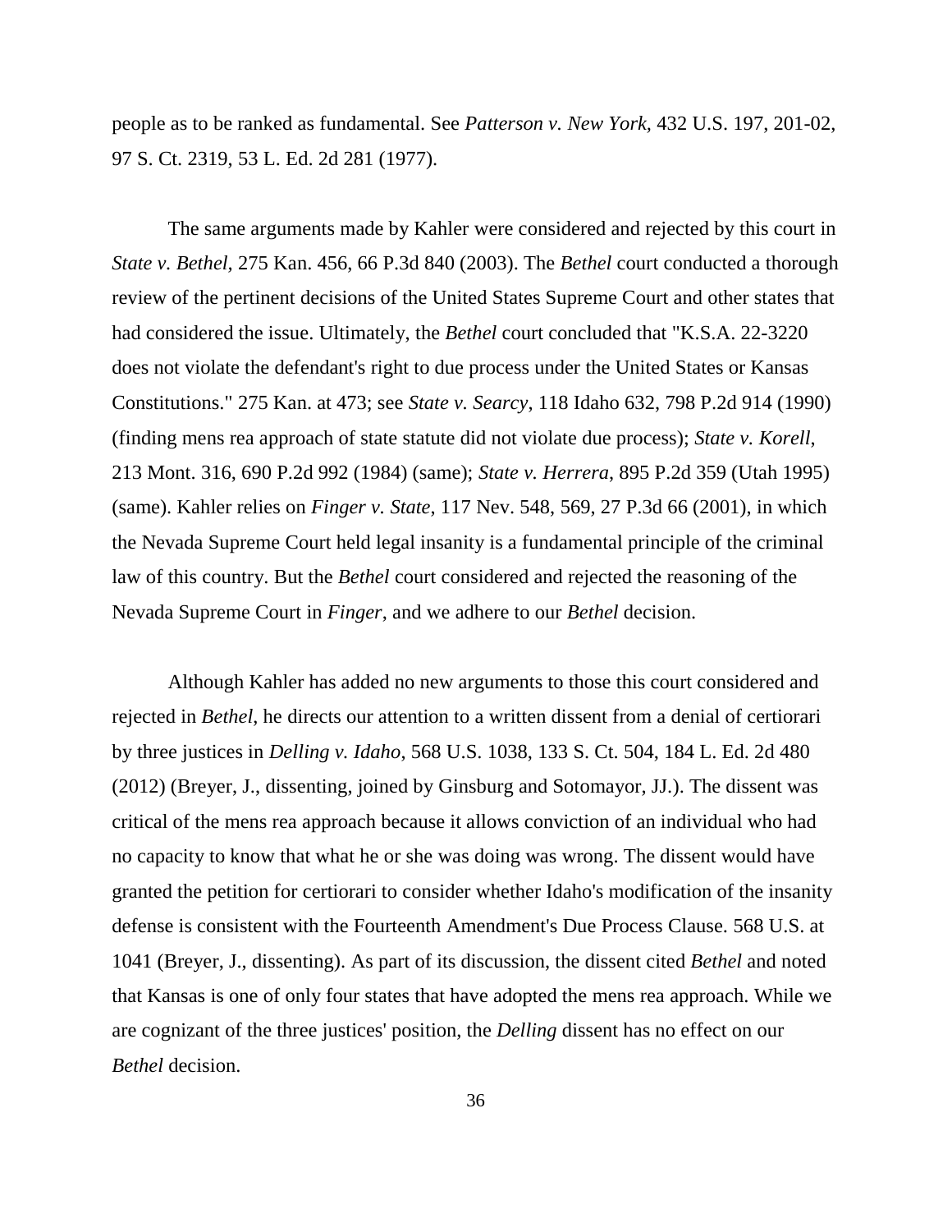people as to be ranked as fundamental. See *Patterson v. New York,* 432 U.S. 197, 201-02, 97 S. Ct. 2319, 53 L. Ed. 2d 281 (1977).

The same arguments made by Kahler were considered and rejected by this court in *State v. Bethel,* 275 Kan. 456, 66 P.3d 840 (2003). The *Bethel* court conducted a thorough review of the pertinent decisions of the United States Supreme Court and other states that had considered the issue. Ultimately, the *Bethel* court concluded that "K.S.A. 22-3220 does not violate the defendant's right to due process under the United States or Kansas Constitutions." 275 Kan. at 473; see *State v. Searcy*, 118 Idaho 632, 798 P.2d 914 (1990) (finding mens rea approach of state statute did not violate due process); *State v. Korell*, 213 Mont. 316, 690 P.2d 992 (1984) (same); *State v. Herrera*, 895 P.2d 359 (Utah 1995) (same). Kahler relies on *Finger v. State*, 117 Nev. 548, 569, 27 P.3d 66 (2001), in which the Nevada Supreme Court held legal insanity is a fundamental principle of the criminal law of this country. But the *Bethel* court considered and rejected the reasoning of the Nevada Supreme Court in *Finger*, and we adhere to our *Bethel* decision.

Although Kahler has added no new arguments to those this court considered and rejected in *Bethel*, he directs our attention to a written dissent from a denial of certiorari by three justices in *Delling v. Idaho,* 568 U.S. 1038, 133 S. Ct. 504, 184 L. Ed. 2d 480 (2012) (Breyer, J., dissenting, joined by Ginsburg and Sotomayor, JJ.). The dissent was critical of the mens rea approach because it allows conviction of an individual who had no capacity to know that what he or she was doing was wrong. The dissent would have granted the petition for certiorari to consider whether Idaho's modification of the insanity defense is consistent with the Fourteenth Amendment's Due Process Clause. 568 U.S. at 1041 (Breyer, J., dissenting). As part of its discussion, the dissent cited *Bethel* and noted that Kansas is one of only four states that have adopted the mens rea approach. While we are cognizant of the three justices' position, the *Delling* dissent has no effect on our *Bethel* decision.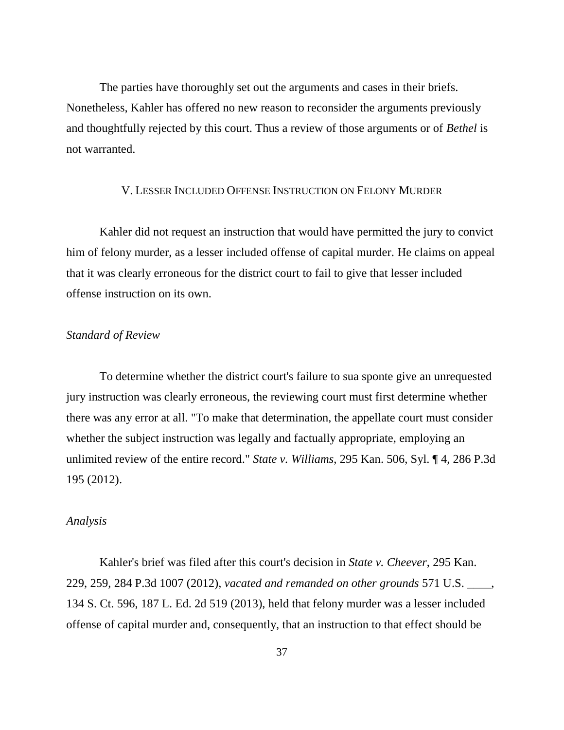The parties have thoroughly set out the arguments and cases in their briefs. Nonetheless, Kahler has offered no new reason to reconsider the arguments previously and thoughtfully rejected by this court. Thus a review of those arguments or of *Bethel* is not warranted.

## V. Lesser Included Offense Instruction on Felony Murder

Kahler did not request an instruction that would have permitted the jury to convict him of felony murder, as a lesser included offense of capital murder. He claims on appeal that it was clearly erroneous for the district court to fail to give that lesser included offense instruction on its own.

*Standard of Review*

To determine whether the district court's failure to sua sponte give an unrequested jury instruction was clearly erroneous, the reviewing court must first determine whether there was any error at all. "To make that determination, the appellate court must consider whether the subject instruction was legally and factually appropriate, employing an unlimited review of the entire record." *State v. Williams*, 295 Kan. 506, Syl. ¶ 4, 286 P.3d 195 (2012).

*Analysis*

Kahler's brief was filed after this court's decision in *State v. Cheever*, 295 Kan. 229, 259, 284 P.3d 1007 (2012), *vacated and remanded on other grounds* 571 U.S. ____, 134 S. Ct. 596, 187 L. Ed. 2d 519 (2013), held that felony murder was a lesser included offense of capital murder and, consequently, that an instruction to that effect should be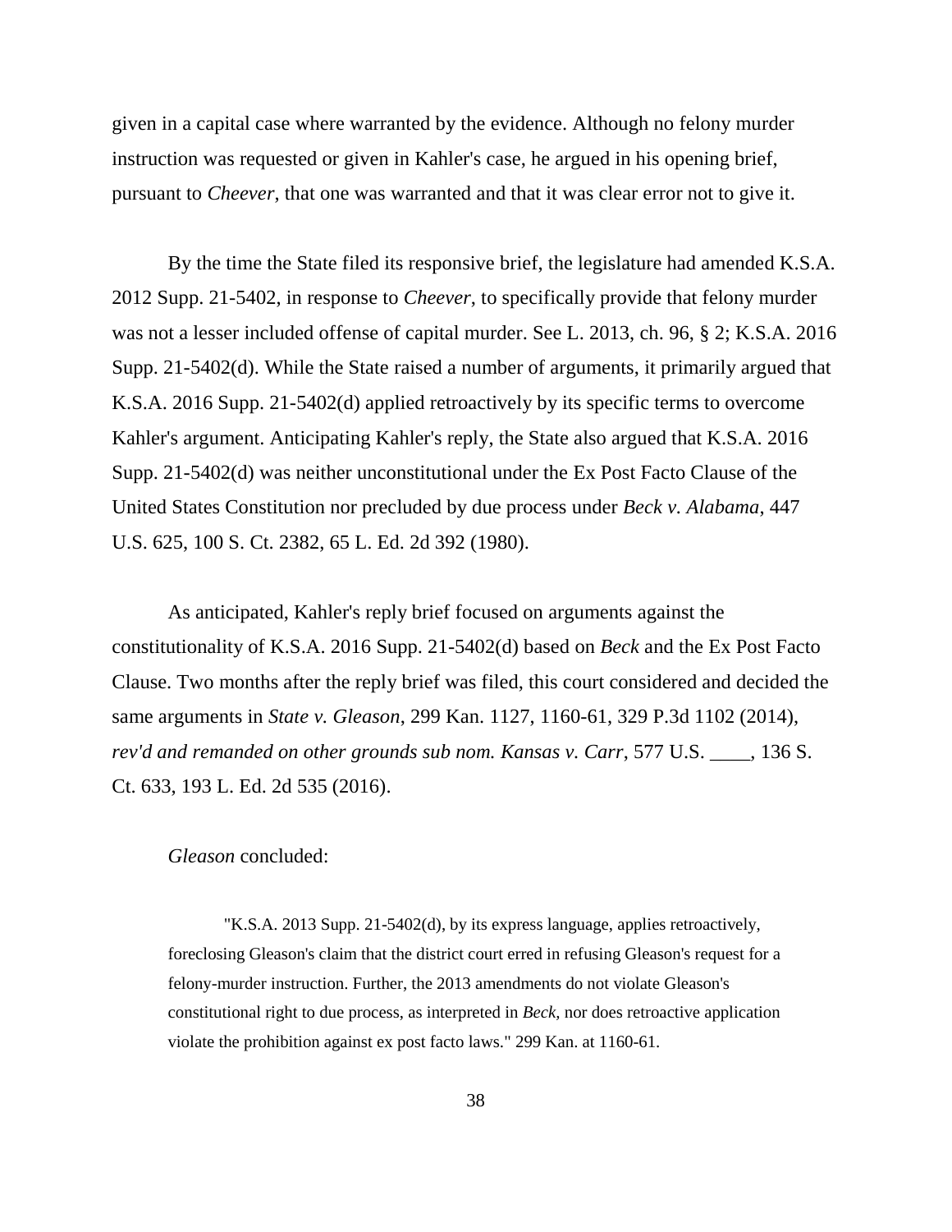given in a capital case where warranted by the evidence. Although no felony murder instruction was requested or given in Kahler's case, he argued in his opening brief, pursuant to *Cheever*, that one was warranted and that it was clear error not to give it.

By the time the State filed its responsive brief, the legislature had amended K.S.A. 2012 Supp. 21-5402, in response to *Cheever*, to specifically provide that felony murder was not a lesser included offense of capital murder. See L. 2013, ch. 96, § 2; K.S.A. 2016 Supp. 21-5402(d). While the State raised a number of arguments, it primarily argued that K.S.A. 2016 Supp. 21-5402(d) applied retroactively by its specific terms to overcome Kahler's argument. Anticipating Kahler's reply, the State also argued that K.S.A. 2016 Supp. 21-5402(d) was neither unconstitutional under the Ex Post Facto Clause of the United States Constitution nor precluded by due process under *Beck v. Alabama*, 447 U.S. 625, 100 S. Ct. 2382, 65 L. Ed. 2d 392 (1980).

As anticipated, Kahler's reply brief focused on arguments against the constitutionality of K.S.A. 2016 Supp. 21-5402(d) based on *Beck* and the Ex Post Facto Clause. Two months after the reply brief was filed, this court considered and decided the same arguments in *State v. Gleason*, 299 Kan. 1127, 1160-61, 329 P.3d 1102 (2014), *rev'd and remanded on other grounds sub nom. Kansas v. Carr*, 577 U.S. ____, 136 S. Ct. 633, 193 L. Ed. 2d 535 (2016).

*Gleason* concluded:

> "K.S.A. 2013 Supp. 21-5402(d), by its express language, applies retroactively, foreclosing Gleason's claim that the district court erred in refusing Gleason's request for a felony-murder instruction. Further, the 2013 amendments do not violate Gleason's constitutional right to due process, as interpreted in *Beck*, nor does retroactive application violate the prohibition against ex post facto laws." 299 Kan. at 1160-61.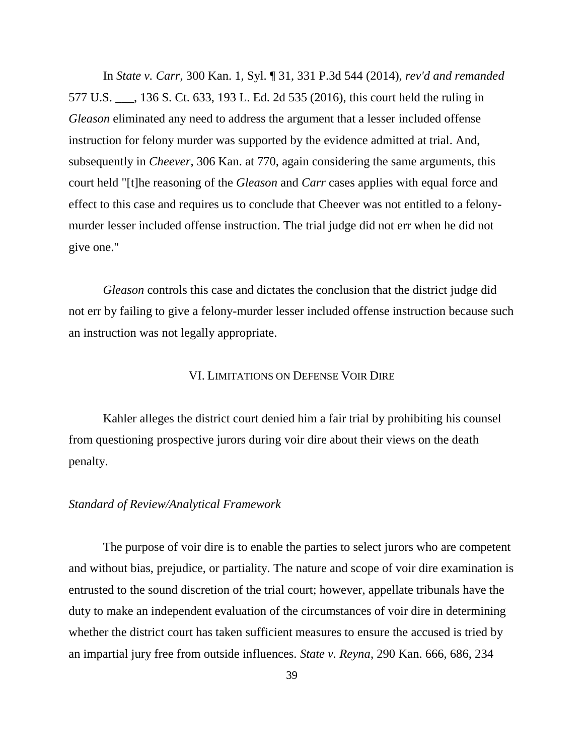In *State v. Carr*, 300 Kan. 1, Syl. ¶ 31, 331 P.3d 544 (2014), *rev'd and remanded* 577 U.S. ___, 136 S. Ct. 633, 193 L. Ed. 2d 535 (2016), this court held the ruling in *Gleason* eliminated any need to address the argument that a lesser included offense instruction for felony murder was supported by the evidence admitted at trial. And, subsequently in *Cheever*, 306 Kan. at 770, again considering the same arguments, this court held "[t]he reasoning of the *Gleason* and *Carr* cases applies with equal force and effect to this case and requires us to conclude that Cheever was not entitled to a felony-murder lesser included offense instruction. The trial judge did not err when he did not give one."

*Gleason* controls this case and dictates the conclusion that the district judge did not err by failing to give a felony-murder lesser included offense instruction because such an instruction was not legally appropriate.

## VI. Limitations on Defense Voir Dire

Kahler alleges the district court denied him a fair trial by prohibiting his counsel from questioning prospective jurors during voir dire about their views on the death penalty.

### *Standard of Review/Analytical Framework*

The purpose of voir dire is to enable the parties to select jurors who are competent and without bias, prejudice, or partiality. The nature and scope of voir dire examination is entrusted to the sound discretion of the trial court; however, appellate tribunals have the duty to make an independent evaluation of the circumstances of voir dire in determining whether the district court has taken sufficient measures to ensure the accused is tried by an impartial jury free from outside influences. *State v. Reyna*, 290 Kan. 666, 686, 234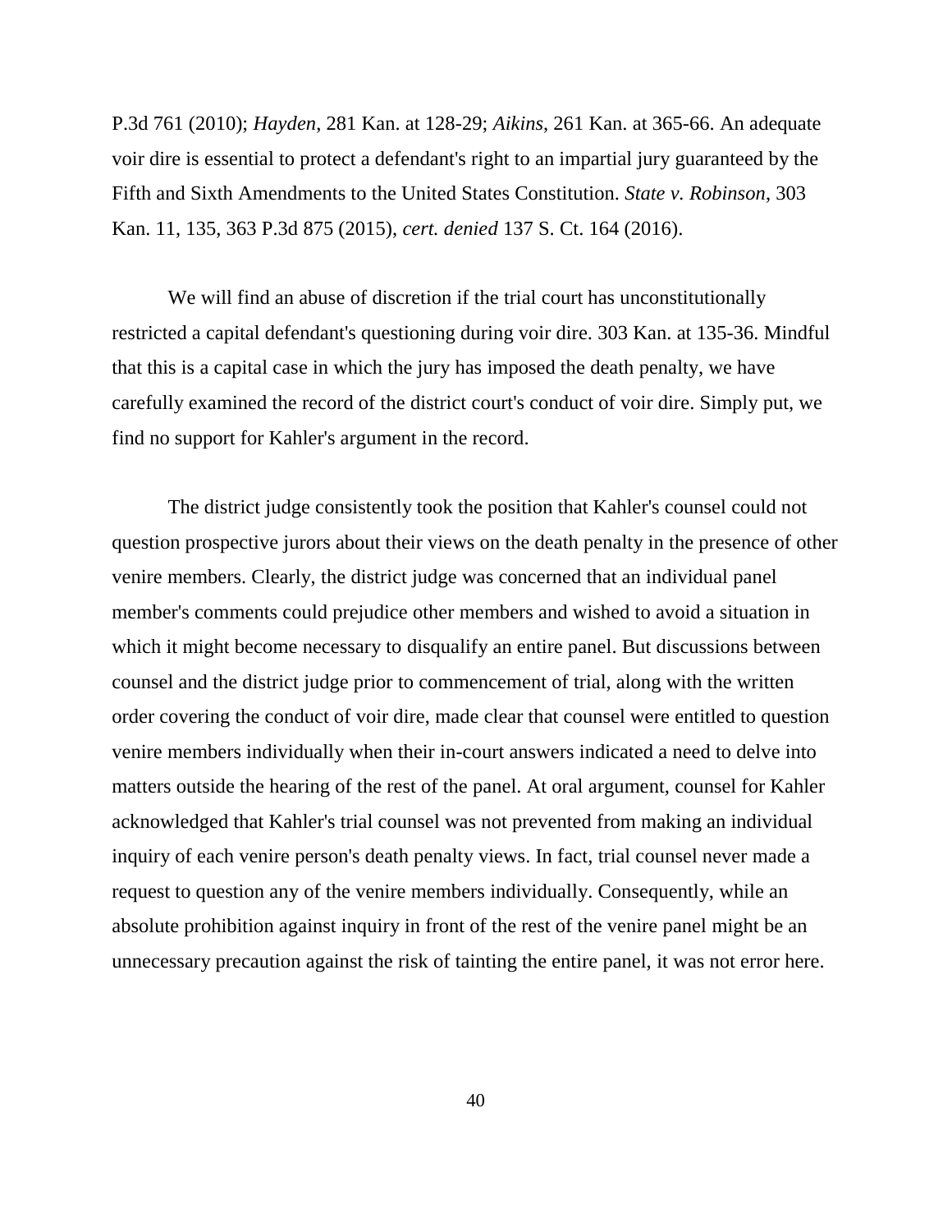P.3d 761 (2010); *Hayden*, 281 Kan. at 128-29; *Aikins*, 261 Kan. at 365-66. An adequate voir dire is essential to protect a defendant's right to an impartial jury guaranteed by the Fifth and Sixth Amendments to the United States Constitution. *State v. Robinson*, 303 Kan. 11, 135, 363 P.3d 875 (2015), *cert. denied* 137 S. Ct. 164 (2016).

We will find an abuse of discretion if the trial court has unconstitutionally restricted a capital defendant's questioning during voir dire. 303 Kan. at 135-36. Mindful that this is a capital case in which the jury has imposed the death penalty, we have carefully examined the record of the district court's conduct of voir dire. Simply put, we find no support for Kahler's argument in the record.

The district judge consistently took the position that Kahler's counsel could not question prospective jurors about their views on the death penalty in the presence of other venire members. Clearly, the district judge was concerned that an individual panel member's comments could prejudice other members and wished to avoid a situation in which it might become necessary to disqualify an entire panel. But discussions between counsel and the district judge prior to commencement of trial, along with the written order covering the conduct of voir dire, made clear that counsel were entitled to question venire members individually when their in-court answers indicated a need to delve into matters outside the hearing of the rest of the panel. At oral argument, counsel for Kahler acknowledged that Kahler's trial counsel was not prevented from making an individual inquiry of each venire person's death penalty views. In fact, trial counsel never made a request to question any of the venire members individually. Consequently, while an absolute prohibition against inquiry in front of the rest of the venire panel might be an unnecessary precaution against the risk of tainting the entire panel, it was not error here.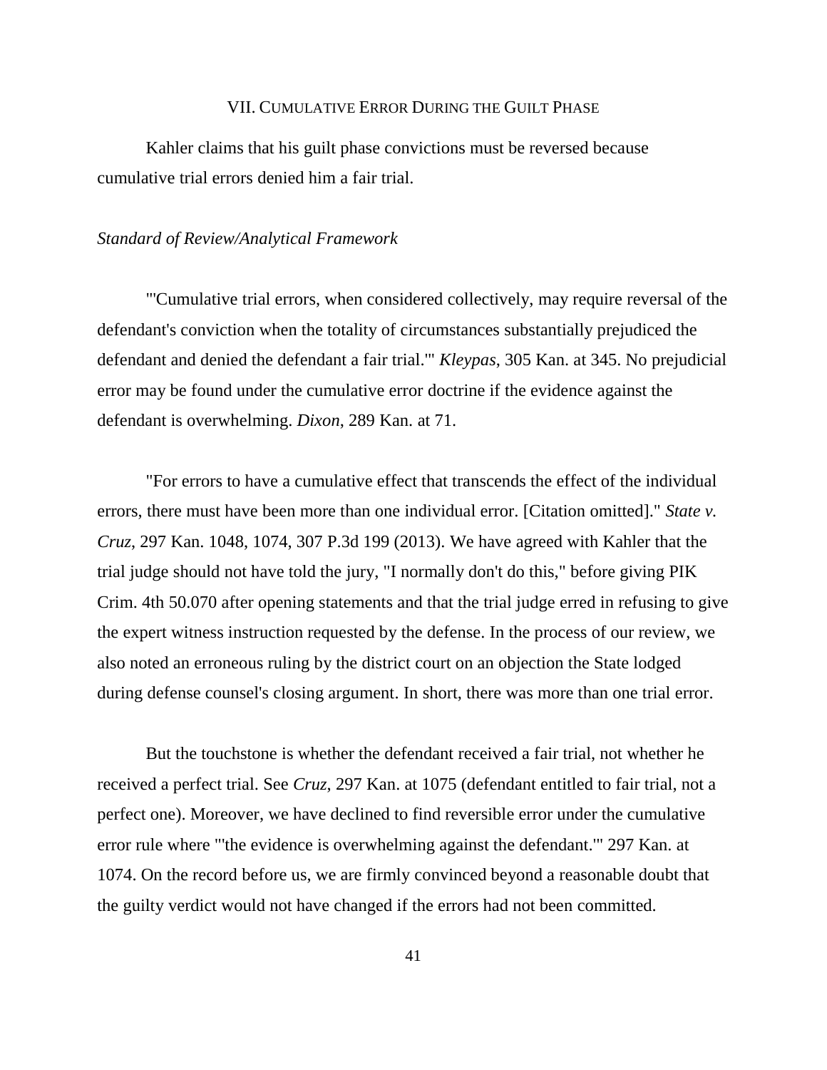## VII. Cumulative Error During the Guilt Phase

Kahler claims that his guilt phase convictions must be reversed because cumulative trial errors denied him a fair trial.

*Standard of Review/Analytical Framework*

"'Cumulative trial errors, when considered collectively, may require reversal of the defendant's conviction when the totality of circumstances substantially prejudiced the defendant and denied the defendant a fair trial.'" *Kleypas*, 305 Kan. at 345. No prejudicial error may be found under the cumulative error doctrine if the evidence against the defendant is overwhelming. *Dixon*, 289 Kan. at 71.

"For errors to have a cumulative effect that transcends the effect of the individual errors, there must have been more than one individual error. [Citation omitted]." *State v. Cruz*, 297 Kan. 1048, 1074, 307 P.3d 199 (2013). We have agreed with Kahler that the trial judge should not have told the jury, "I normally don't do this," before giving PIK Crim. 4th 50.070 after opening statements and that the trial judge erred in refusing to give the expert witness instruction requested by the defense. In the process of our review, we also noted an erroneous ruling by the district court on an objection the State lodged during defense counsel's closing argument. In short, there was more than one trial error.

But the touchstone is whether the defendant received a fair trial, not whether he received a perfect trial. See *Cruz*, 297 Kan. at 1075 (defendant entitled to fair trial, not a perfect one). Moreover, we have declined to find reversible error under the cumulative error rule where "'the evidence is overwhelming against the defendant.'" 297 Kan. at 1074. On the record before us, we are firmly convinced beyond a reasonable doubt that the guilty verdict would not have changed if the errors had not been committed.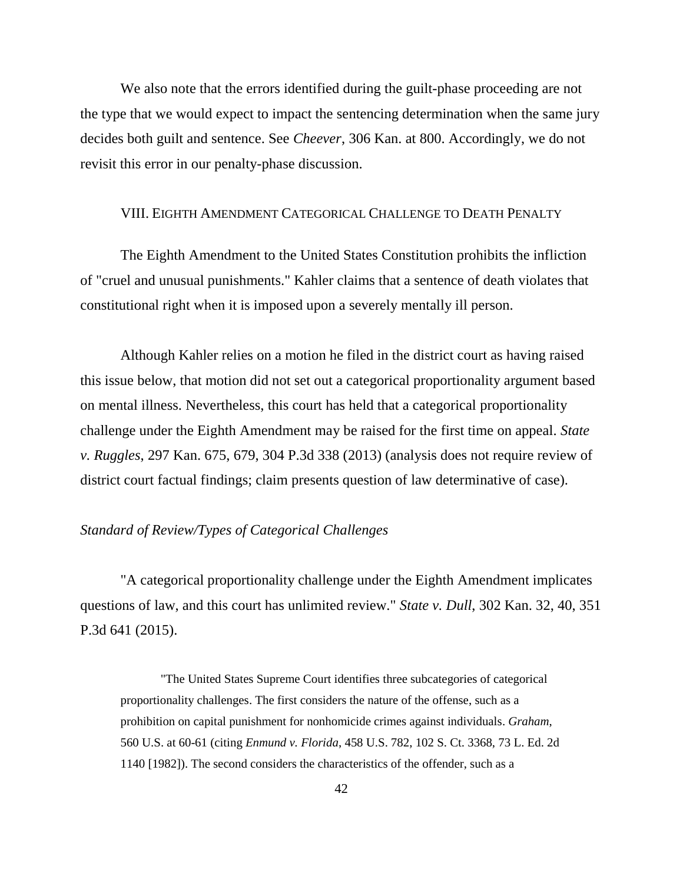We also note that the errors identified during the guilt-phase proceeding are not the type that we would expect to impact the sentencing determination when the same jury decides both guilt and sentence. See *Cheever*, 306 Kan. at 800. Accordingly, we do not revisit this error in our penalty-phase discussion.

## VIII. Eighth Amendment Categorical Challenge to Death Penalty

The Eighth Amendment to the United States Constitution prohibits the infliction of "cruel and unusual punishments." Kahler claims that a sentence of death violates that constitutional right when it is imposed upon a severely mentally ill person.

Although Kahler relies on a motion he filed in the district court as having raised this issue below, that motion did not set out a categorical proportionality argument based on mental illness. Nevertheless, this court has held that a categorical proportionality challenge under the Eighth Amendment may be raised for the first time on appeal. *State v. Ruggles*, 297 Kan. 675, 679, 304 P.3d 338 (2013) (analysis does not require review of district court factual findings; claim presents question of law determinative of case).

### *Standard of Review/Types of Categorical Challenges*

"A categorical proportionality challenge under the Eighth Amendment implicates questions of law, and this court has unlimited review." *State v. Dull*, 302 Kan. 32, 40, 351 P.3d 641 (2015).

> "The United States Supreme Court identifies three subcategories of categorical proportionality challenges. The first considers the nature of the offense, such as a prohibition on capital punishment for nonhomicide crimes against individuals. *Graham*, 560 U.S. at 60-61 (citing *Enmund v. Florida*, 458 U.S. 782, 102 S. Ct. 3368, 73 L. Ed. 2d 1140 [1982]). The second considers the characteristics of the offender, such as a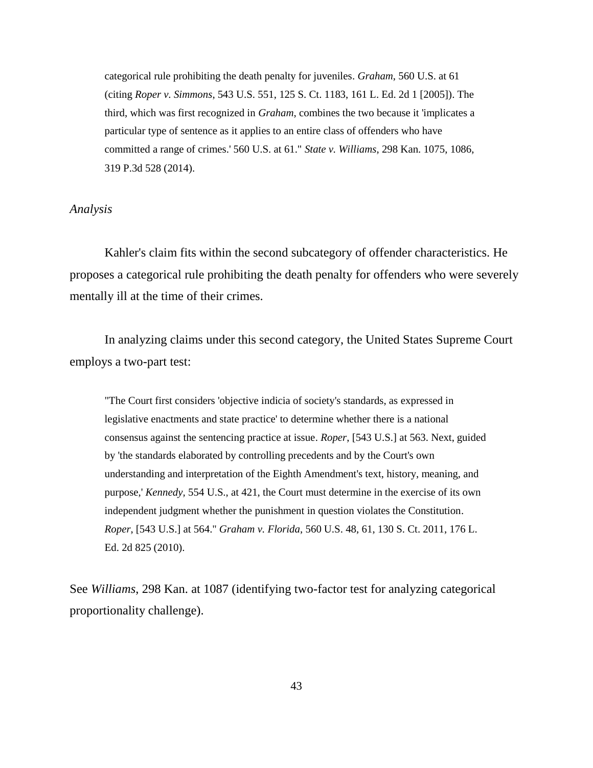> categorical rule prohibiting the death penalty for juveniles. *Graham*, 560 U.S. at 61 (citing *Roper v. Simmons*, 543 U.S. 551, 125 S. Ct. 1183, 161 L. Ed. 2d 1 [2005]). The third, which was first recognized in *Graham*, combines the two because it 'implicates a particular type of sentence as it applies to an entire class of offenders who have committed a range of crimes.' 560 U.S. at 61." *State v. Williams*, 298 Kan. 1075, 1086, 319 P.3d 528 (2014).

*Analysis*

Kahler's claim fits within the second subcategory of offender characteristics. He proposes a categorical rule prohibiting the death penalty for offenders who were severely mentally ill at the time of their crimes.

In analyzing claims under this second category, the United States Supreme Court employs a two-part test:

> "The Court first considers 'objective indicia of society's standards, as expressed in legislative enactments and state practice' to determine whether there is a national consensus against the sentencing practice at issue. *Roper*, [543 U.S.] at 563. Next, guided by 'the standards elaborated by controlling precedents and by the Court's own understanding and interpretation of the Eighth Amendment's text, history, meaning, and purpose,' *Kennedy*, 554 U.S., at 421, the Court must determine in the exercise of its own independent judgment whether the punishment in question violates the Constitution. *Roper*, [543 U.S.] at 564." *Graham v. Florida*, 560 U.S. 48, 61, 130 S. Ct. 2011, 176 L. Ed. 2d 825 (2010).

See *Williams*, 298 Kan. at 1087 (identifying two-factor test for analyzing categorical proportionality challenge).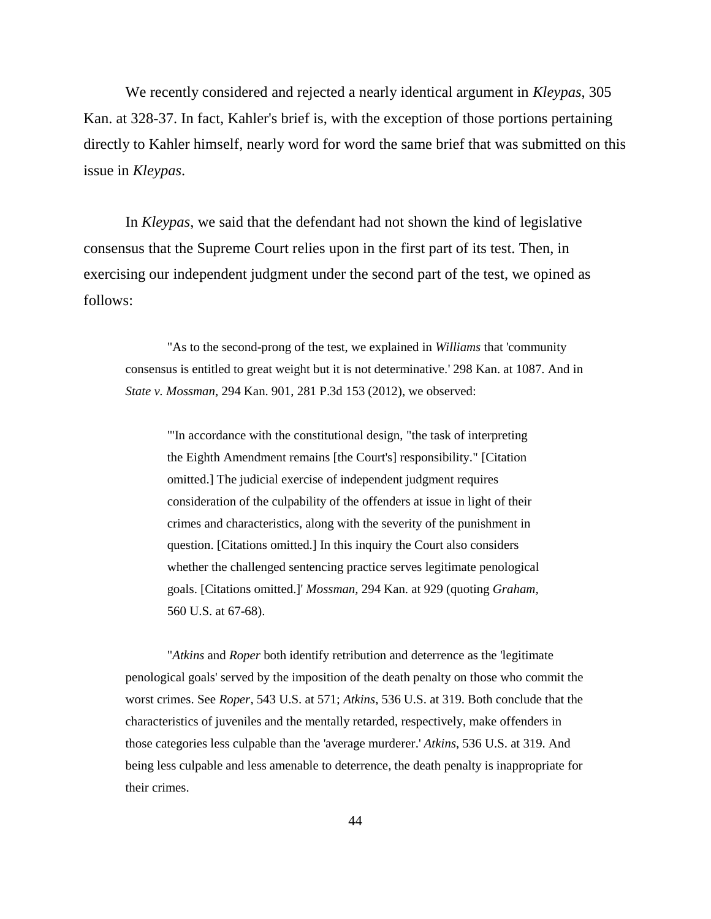We recently considered and rejected a nearly identical argument in *Kleypas*, 305 Kan. at 328-37. In fact, Kahler's brief is, with the exception of those portions pertaining directly to Kahler himself, nearly word for word the same brief that was submitted on this issue in *Kleypas*.

In *Kleypas*, we said that the defendant had not shown the kind of legislative consensus that the Supreme Court relies upon in the first part of its test. Then, in exercising our independent judgment under the second part of the test, we opined as follows:

> "As to the second-prong of the test, we explained in *Williams* that 'community consensus is entitled to great weight but it is not determinative.' 298 Kan. at 1087. And in *State v. Mossman*, 294 Kan. 901, 281 P.3d 153 (2012), we observed:
>
> > "'In accordance with the constitutional design, "the task of interpreting the Eighth Amendment remains [the Court's] responsibility." [Citation omitted.] The judicial exercise of independent judgment requires consideration of the culpability of the offenders at issue in light of their crimes and characteristics, along with the severity of the punishment in question. [Citations omitted.] In this inquiry the Court also considers whether the challenged sentencing practice serves legitimate penological goals. [Citations omitted.]' *Mossman,* 294 Kan. at 929 (quoting *Graham,* 560 U.S. at 67-68).
>
> "*Atkins* and *Roper* both identify retribution and deterrence as the 'legitimate penological goals' served by the imposition of the death penalty on those who commit the worst crimes. See *Roper*, 543 U.S. at 571; *Atkins*, 536 U.S. at 319. Both conclude that the characteristics of juveniles and the mentally retarded, respectively, make offenders in those categories less culpable than the 'average murderer.' *Atkins*, 536 U.S. at 319. And being less culpable and less amenable to deterrence, the death penalty is inappropriate for their crimes.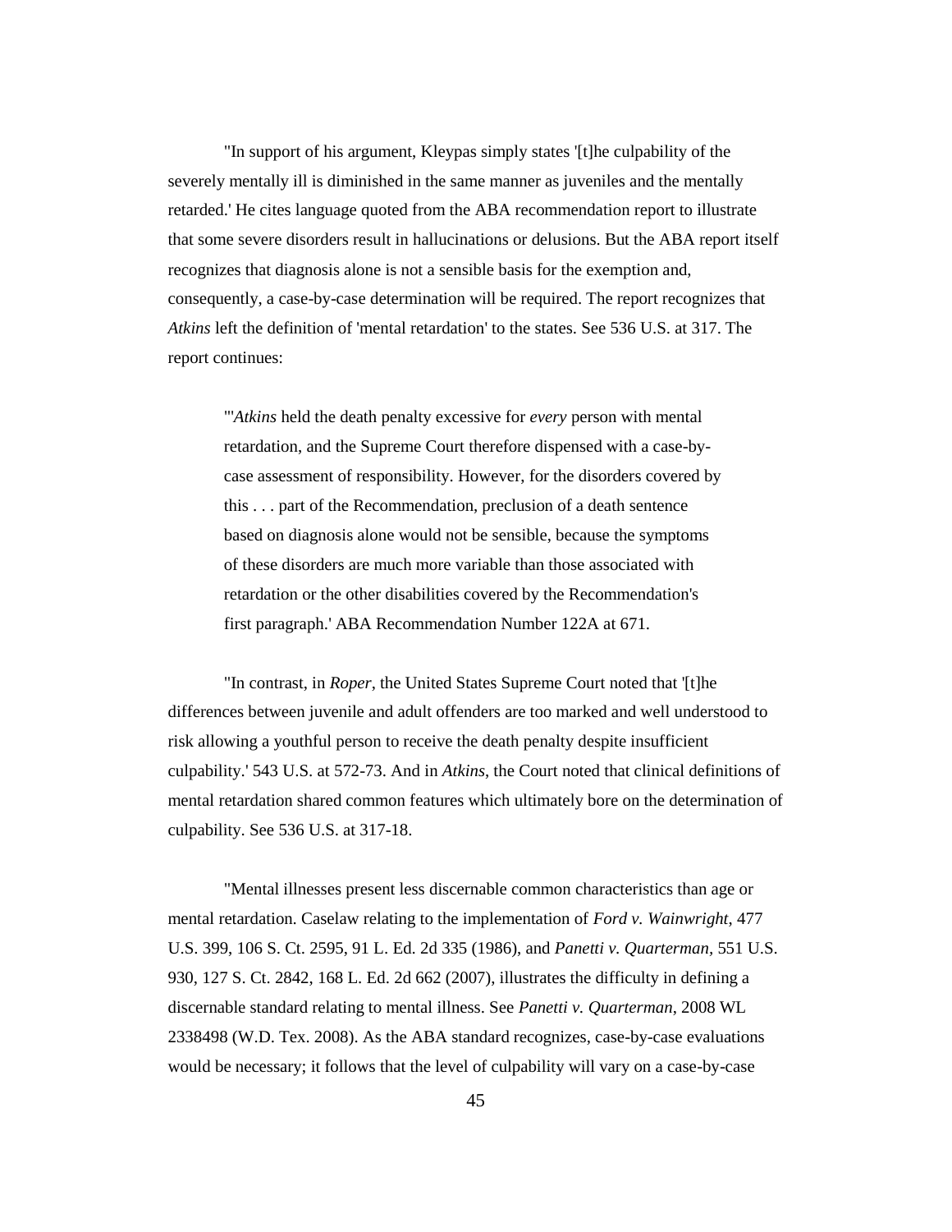"In support of his argument, Kleypas simply states '[t]he culpability of the severely mentally ill is diminished in the same manner as juveniles and the mentally retarded.' He cites language quoted from the ABA recommendation report to illustrate that some severe disorders result in hallucinations or delusions. But the ABA report itself recognizes that diagnosis alone is not a sensible basis for the exemption and, consequently, a case-by-case determination will be required. The report recognizes that *Atkins* left the definition of 'mental retardation' to the states. See 536 U.S. at 317. The report continues:

> "'*Atkins* held the death penalty excessive for *every* person with mental retardation, and the Supreme Court therefore dispensed with a case-by-case assessment of responsibility. However, for the disorders covered by this . . . part of the Recommendation, preclusion of a death sentence based on diagnosis alone would not be sensible, because the symptoms of these disorders are much more variable than those associated with retardation or the other disabilities covered by the Recommendation's first paragraph.' ABA Recommendation Number 122A at 671.

"In contrast, in *Roper*, the United States Supreme Court noted that '[t]he differences between juvenile and adult offenders are too marked and well understood to risk allowing a youthful person to receive the death penalty despite insufficient culpability.' 543 U.S. at 572-73. And in *Atkins*, the Court noted that clinical definitions of mental retardation shared common features which ultimately bore on the determination of culpability. See 536 U.S. at 317-18.

"Mental illnesses present less discernable common characteristics than age or mental retardation. Caselaw relating to the implementation of *Ford v. Wainwright*, 477 U.S. 399, 106 S. Ct. 2595, 91 L. Ed. 2d 335 (1986), and *Panetti v. Quarterman*, 551 U.S. 930, 127 S. Ct. 2842, 168 L. Ed. 2d 662 (2007), illustrates the difficulty in defining a discernable standard relating to mental illness. See *Panetti v. Quarterman*, 2008 WL 2338498 (W.D. Tex. 2008). As the ABA standard recognizes, case-by-case evaluations would be necessary; it follows that the level of culpability will vary on a case-by-case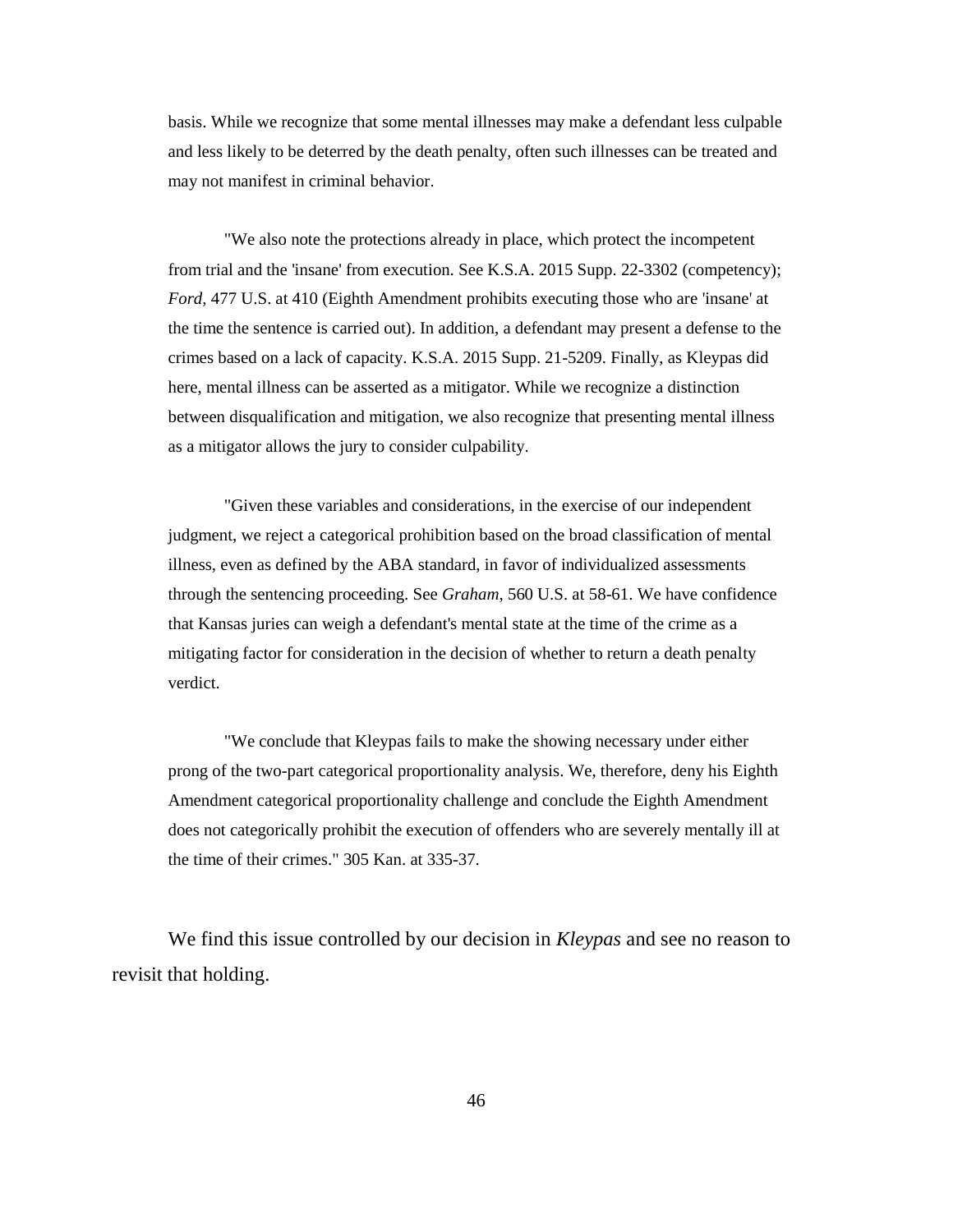> basis. While we recognize that some mental illnesses may make a defendant less culpable and less likely to be deterred by the death penalty, often such illnesses can be treated and may not manifest in criminal behavior.
>
> "We also note the protections already in place, which protect the incompetent from trial and the 'insane' from execution. See K.S.A. 2015 Supp. 22-3302 (competency); *Ford*, 477 U.S. at 410 (Eighth Amendment prohibits executing those who are 'insane' at the time the sentence is carried out). In addition, a defendant may present a defense to the crimes based on a lack of capacity. K.S.A. 2015 Supp. 21-5209. Finally, as Kleypas did here, mental illness can be asserted as a mitigator. While we recognize a distinction between disqualification and mitigation, we also recognize that presenting mental illness as a mitigator allows the jury to consider culpability.
>
> "Given these variables and considerations, in the exercise of our independent judgment, we reject a categorical prohibition based on the broad classification of mental illness, even as defined by the ABA standard, in favor of individualized assessments through the sentencing proceeding. See *Graham*, 560 U.S. at 58-61. We have confidence that Kansas juries can weigh a defendant's mental state at the time of the crime as a mitigating factor for consideration in the decision of whether to return a death penalty verdict.
>
> "We conclude that Kleypas fails to make the showing necessary under either prong of the two-part categorical proportionality analysis. We, therefore, deny his Eighth Amendment categorical proportionality challenge and conclude the Eighth Amendment does not categorically prohibit the execution of offenders who are severely mentally ill at the time of their crimes." 305 Kan. at 335-37.

We find this issue controlled by our decision in *Kleypas* and see no reason to revisit that holding.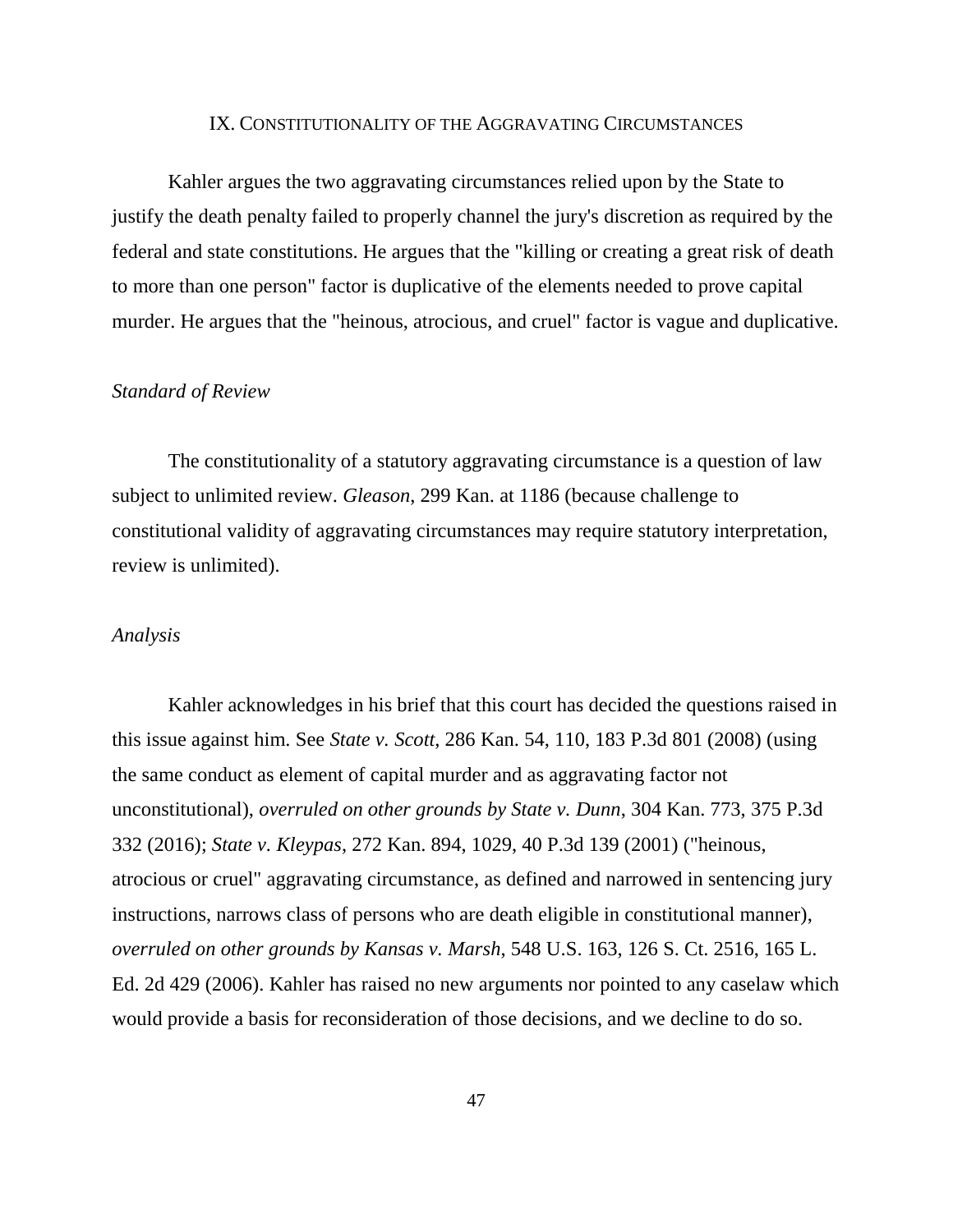## IX. CONSTITUTIONALITY OF THE AGGRAVATING CIRCUMSTANCES

Kahler argues the two aggravating circumstances relied upon by the State to justify the death penalty failed to properly channel the jury's discretion as required by the federal and state constitutions. He argues that the "killing or creating a great risk of death to more than one person" factor is duplicative of the elements needed to prove capital murder. He argues that the "heinous, atrocious, and cruel" factor is vague and duplicative.

### *Standard of Review*

The constitutionality of a statutory aggravating circumstance is a question of law subject to unlimited review. *Gleason*, 299 Kan. at 1186 (because challenge to constitutional validity of aggravating circumstances may require statutory interpretation, review is unlimited).

### *Analysis*

Kahler acknowledges in his brief that this court has decided the questions raised in this issue against him. See *State v. Scott*, 286 Kan. 54, 110, 183 P.3d 801 (2008) (using the same conduct as element of capital murder and as aggravating factor not unconstitutional), *overruled on other grounds by State v. Dunn*, 304 Kan. 773, 375 P.3d 332 (2016); *State v. Kleypas*, 272 Kan. 894, 1029, 40 P.3d 139 (2001) ("heinous, atrocious or cruel" aggravating circumstance, as defined and narrowed in sentencing jury instructions, narrows class of persons who are death eligible in constitutional manner), *overruled on other grounds by Kansas v. Marsh*, 548 U.S. 163, 126 S. Ct. 2516, 165 L. Ed. 2d 429 (2006). Kahler has raised no new arguments nor pointed to any caselaw which would provide a basis for reconsideration of those decisions, and we decline to do so.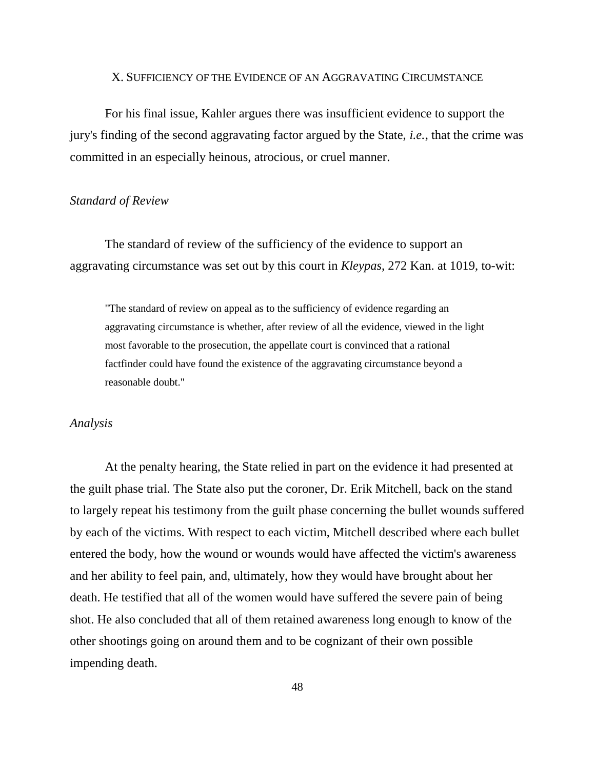## X. Sufficiency of the Evidence of an Aggravating Circumstance

For his final issue, Kahler argues there was insufficient evidence to support the jury's finding of the second aggravating factor argued by the State, *i.e.*, that the crime was committed in an especially heinous, atrocious, or cruel manner.

### *Standard of Review*

The standard of review of the sufficiency of the evidence to support an aggravating circumstance was set out by this court in *Kleypas*, 272 Kan. at 1019, to-wit:

> "The standard of review on appeal as to the sufficiency of evidence regarding an aggravating circumstance is whether, after review of all the evidence, viewed in the light most favorable to the prosecution, the appellate court is convinced that a rational factfinder could have found the existence of the aggravating circumstance beyond a reasonable doubt."

### *Analysis*

At the penalty hearing, the State relied in part on the evidence it had presented at the guilt phase trial. The State also put the coroner, Dr. Erik Mitchell, back on the stand to largely repeat his testimony from the guilt phase concerning the bullet wounds suffered by each of the victims. With respect to each victim, Mitchell described where each bullet entered the body, how the wound or wounds would have affected the victim's awareness and her ability to feel pain, and, ultimately, how they would have brought about her death. He testified that all of the women would have suffered the severe pain of being shot. He also concluded that all of them retained awareness long enough to know of the other shootings going on around them and to be cognizant of their own possible impending death.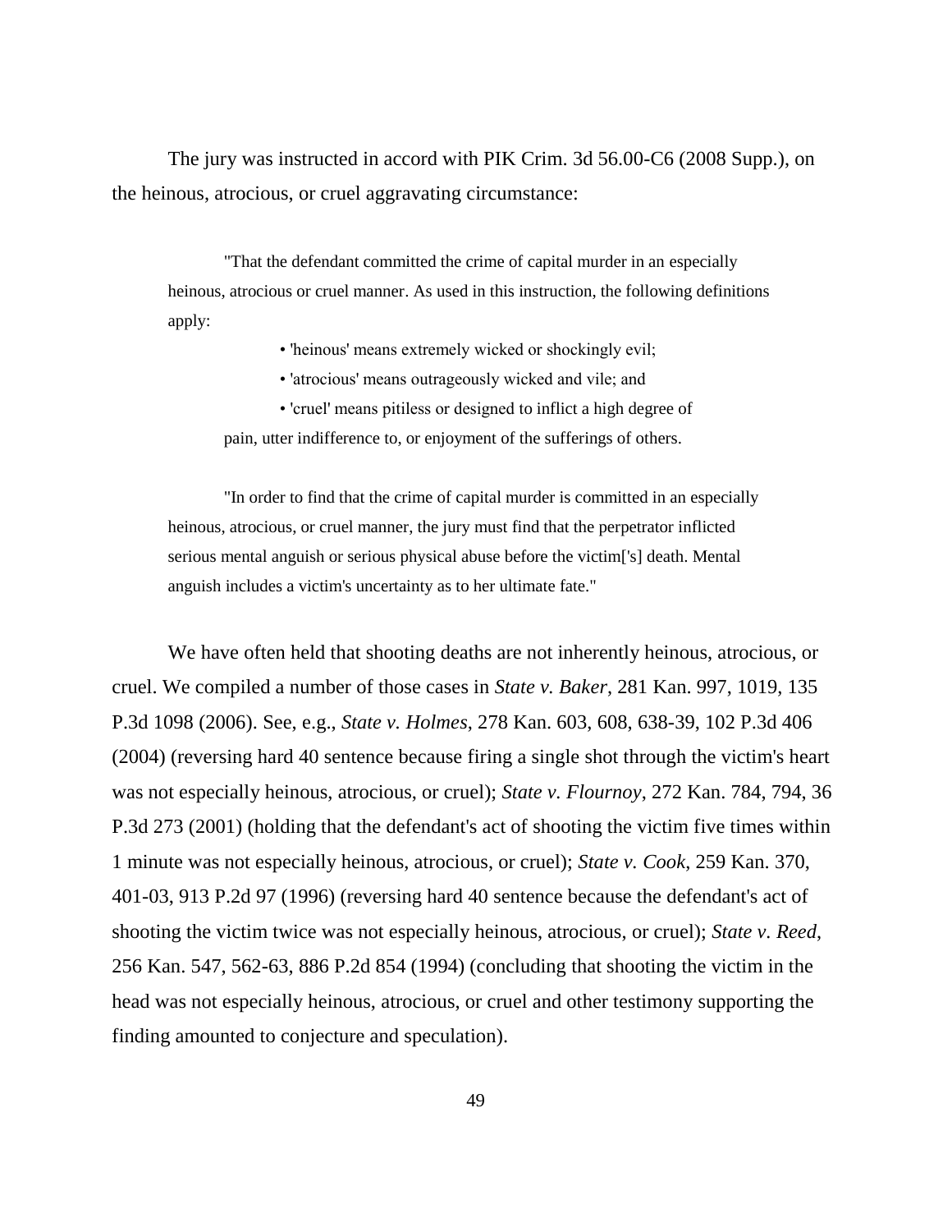The jury was instructed in accord with PIK Crim. 3d 56.00-C6 (2008 Supp.), on the heinous, atrocious, or cruel aggravating circumstance:

> "That the defendant committed the crime of capital murder in an especially heinous, atrocious or cruel manner. As used in this instruction, the following definitions apply:
>
> - 'heinous' means extremely wicked or shockingly evil;
> - 'atrocious' means outrageously wicked and vile; and
> - 'cruel' means pitiless or designed to inflict a high degree of pain, utter indifference to, or enjoyment of the sufferings of others.
>
> "In order to find that the crime of capital murder is committed in an especially heinous, atrocious, or cruel manner, the jury must find that the perpetrator inflicted serious mental anguish or serious physical abuse before the victim['s] death. Mental anguish includes a victim's uncertainty as to her ultimate fate."

We have often held that shooting deaths are not inherently heinous, atrocious, or cruel. We compiled a number of those cases in *State v. Baker*, 281 Kan. 997, 1019, 135 P.3d 1098 (2006). See, e.g., *State v. Holmes*, 278 Kan. 603, 608, 638-39, 102 P.3d 406 (2004) (reversing hard 40 sentence because firing a single shot through the victim's heart was not especially heinous, atrocious, or cruel); *State v. Flournoy*, 272 Kan. 784, 794, 36 P.3d 273 (2001) (holding that the defendant's act of shooting the victim five times within 1 minute was not especially heinous, atrocious, or cruel); *State v. Cook*, 259 Kan. 370, 401-03, 913 P.2d 97 (1996) (reversing hard 40 sentence because the defendant's act of shooting the victim twice was not especially heinous, atrocious, or cruel); *State v. Reed*, 256 Kan. 547, 562-63, 886 P.2d 854 (1994) (concluding that shooting the victim in the head was not especially heinous, atrocious, or cruel and other testimony supporting the finding amounted to conjecture and speculation).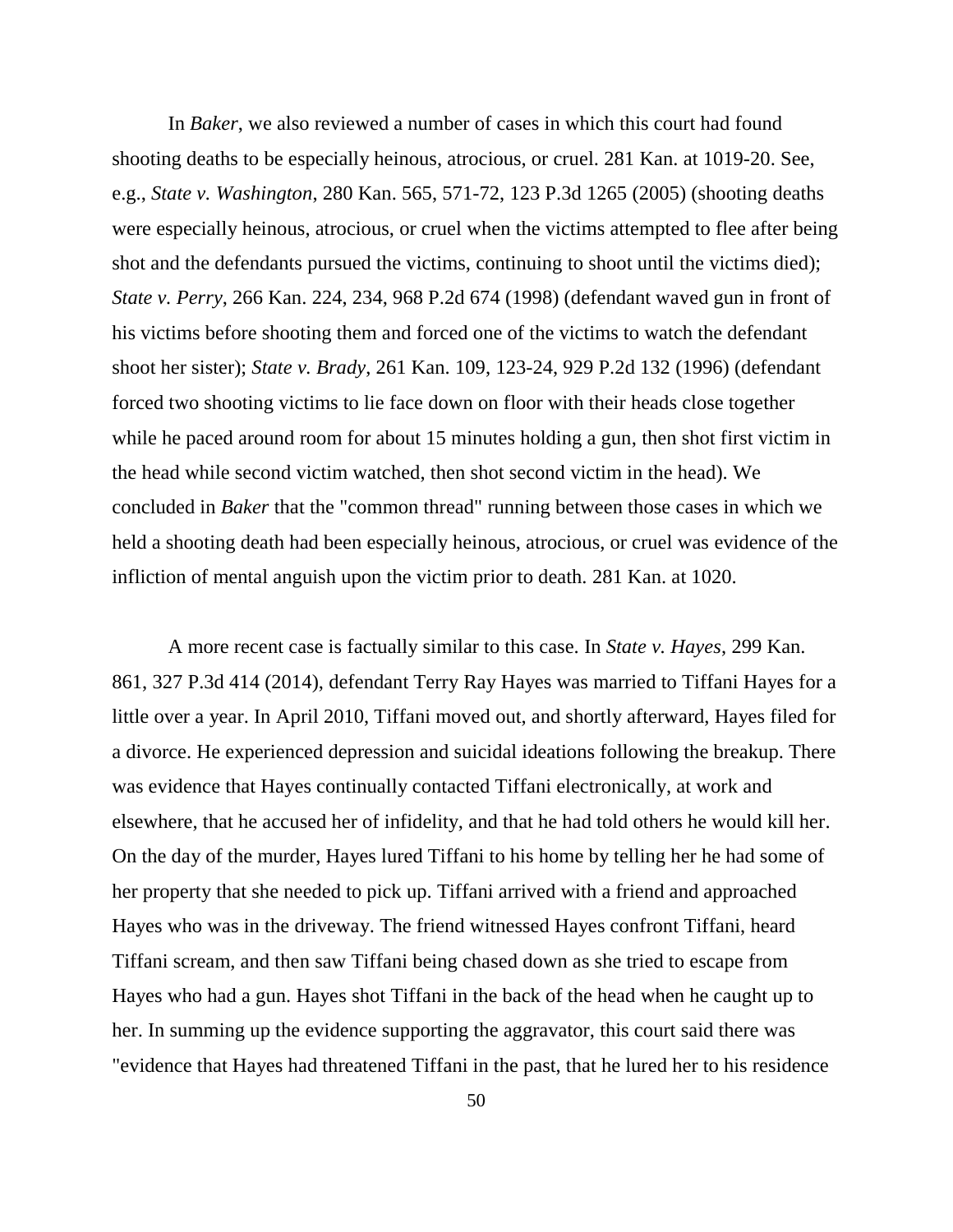In *Baker*, we also reviewed a number of cases in which this court had found shooting deaths to be especially heinous, atrocious, or cruel. 281 Kan. at 1019-20. See, e.g., *State v. Washington*, 280 Kan. 565, 571-72, 123 P.3d 1265 (2005) (shooting deaths were especially heinous, atrocious, or cruel when the victims attempted to flee after being shot and the defendants pursued the victims, continuing to shoot until the victims died); *State v. Perry*, 266 Kan. 224, 234, 968 P.2d 674 (1998) (defendant waved gun in front of his victims before shooting them and forced one of the victims to watch the defendant shoot her sister); *State v. Brady*, 261 Kan. 109, 123-24, 929 P.2d 132 (1996) (defendant forced two shooting victims to lie face down on floor with their heads close together while he paced around room for about 15 minutes holding a gun, then shot first victim in the head while second victim watched, then shot second victim in the head). We concluded in *Baker* that the "common thread" running between those cases in which we held a shooting death had been especially heinous, atrocious, or cruel was evidence of the infliction of mental anguish upon the victim prior to death. 281 Kan. at 1020.

A more recent case is factually similar to this case. In *State v. Hayes*, 299 Kan. 861, 327 P.3d 414 (2014), defendant Terry Ray Hayes was married to Tiffani Hayes for a little over a year. In April 2010, Tiffani moved out, and shortly afterward, Hayes filed for a divorce. He experienced depression and suicidal ideations following the breakup. There was evidence that Hayes continually contacted Tiffani electronically, at work and elsewhere, that he accused her of infidelity, and that he had told others he would kill her. On the day of the murder, Hayes lured Tiffani to his home by telling her he had some of her property that she needed to pick up. Tiffani arrived with a friend and approached Hayes who was in the driveway. The friend witnessed Hayes confront Tiffani, heard Tiffani scream, and then saw Tiffani being chased down as she tried to escape from Hayes who had a gun. Hayes shot Tiffani in the back of the head when he caught up to her. In summing up the evidence supporting the aggravator, this court said there was "evidence that Hayes had threatened Tiffani in the past, that he lured her to his residence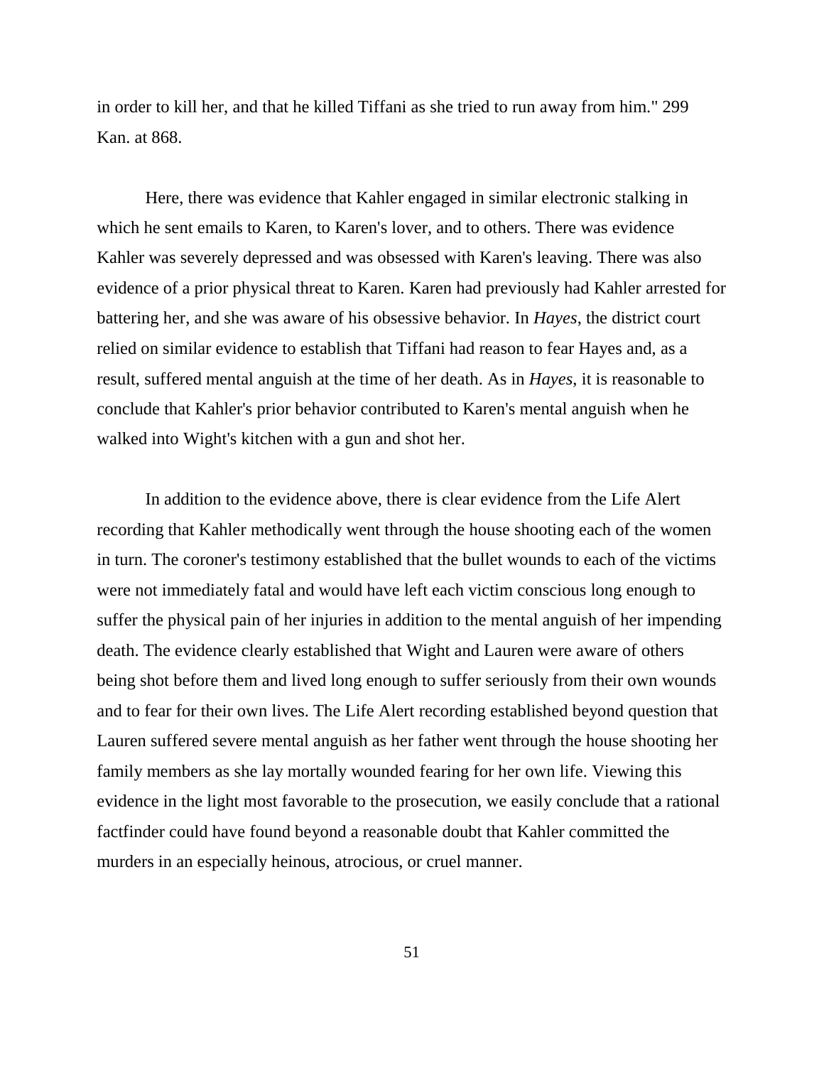in order to kill her, and that he killed Tiffani as she tried to run away from him." 299 Kan. at 868.

Here, there was evidence that Kahler engaged in similar electronic stalking in which he sent emails to Karen, to Karen's lover, and to others. There was evidence Kahler was severely depressed and was obsessed with Karen's leaving. There was also evidence of a prior physical threat to Karen. Karen had previously had Kahler arrested for battering her, and she was aware of his obsessive behavior. In *Hayes*, the district court relied on similar evidence to establish that Tiffani had reason to fear Hayes and, as a result, suffered mental anguish at the time of her death. As in *Hayes*, it is reasonable to conclude that Kahler's prior behavior contributed to Karen's mental anguish when he walked into Wight's kitchen with a gun and shot her.

In addition to the evidence above, there is clear evidence from the Life Alert recording that Kahler methodically went through the house shooting each of the women in turn. The coroner's testimony established that the bullet wounds to each of the victims were not immediately fatal and would have left each victim conscious long enough to suffer the physical pain of her injuries in addition to the mental anguish of her impending death. The evidence clearly established that Wight and Lauren were aware of others being shot before them and lived long enough to suffer seriously from their own wounds and to fear for their own lives. The Life Alert recording established beyond question that Lauren suffered severe mental anguish as her father went through the house shooting her family members as she lay mortally wounded fearing for her own life. Viewing this evidence in the light most favorable to the prosecution, we easily conclude that a rational factfinder could have found beyond a reasonable doubt that Kahler committed the murders in an especially heinous, atrocious, or cruel manner.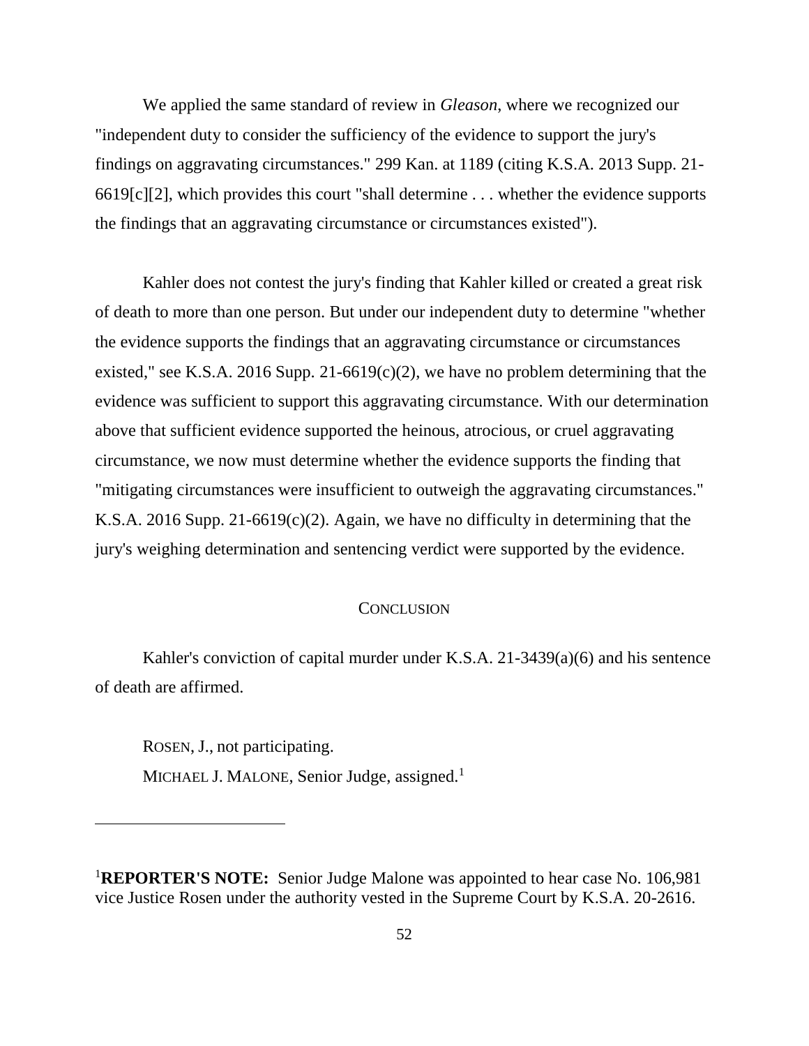We applied the same standard of review in *Gleason*, where we recognized our "independent duty to consider the sufficiency of the evidence to support the jury's findings on aggravating circumstances." 299 Kan. at 1189 (citing K.S.A. 2013 Supp. 21-6619[c][2], which provides this court "shall determine . . . whether the evidence supports the findings that an aggravating circumstance or circumstances existed").

Kahler does not contest the jury's finding that Kahler killed or created a great risk of death to more than one person. But under our independent duty to determine "whether the evidence supports the findings that an aggravating circumstance or circumstances existed," see K.S.A. 2016 Supp. 21-6619(c)(2), we have no problem determining that the evidence was sufficient to support this aggravating circumstance. With our determination above that sufficient evidence supported the heinous, atrocious, or cruel aggravating circumstance, we now must determine whether the evidence supports the finding that "mitigating circumstances were insufficient to outweigh the aggravating circumstances." K.S.A. 2016 Supp. 21-6619(c)(2). Again, we have no difficulty in determining that the jury's weighing determination and sentencing verdict were supported by the evidence.

## CONCLUSION

Kahler's conviction of capital murder under K.S.A. 21-3439(a)(6) and his sentence of death are affirmed.

ROSEN, J., not participating.

MICHAEL J. MALONE, Senior Judge, assigned.[1]

---

[1]**REPORTER'S NOTE:** Senior Judge Malone was appointed to hear case No. 106,981 vice Justice Rosen under the authority vested in the Supreme Court by K.S.A. 20-2616.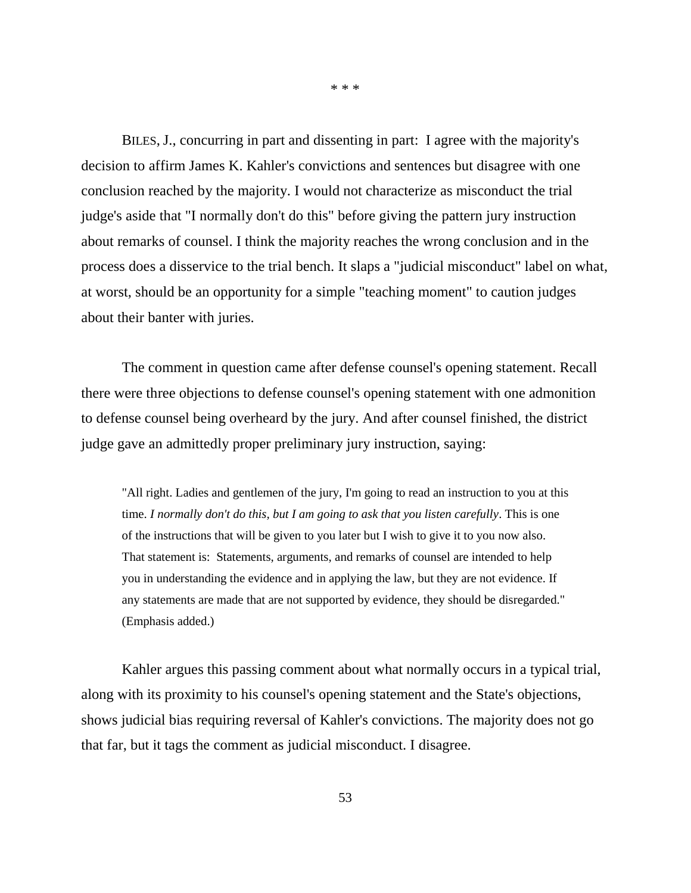\* \* \*

BILES, J., concurring in part and dissenting in part: I agree with the majority's decision to affirm James K. Kahler's convictions and sentences but disagree with one conclusion reached by the majority. I would not characterize as misconduct the trial judge's aside that "I normally don't do this" before giving the pattern jury instruction about remarks of counsel. I think the majority reaches the wrong conclusion and in the process does a disservice to the trial bench. It slaps a "judicial misconduct" label on what, at worst, should be an opportunity for a simple "teaching moment" to caution judges about their banter with juries.

The comment in question came after defense counsel's opening statement. Recall there were three objections to defense counsel's opening statement with one admonition to defense counsel being overheard by the jury. And after counsel finished, the district judge gave an admittedly proper preliminary jury instruction, saying:

> "All right. Ladies and gentlemen of the jury, I'm going to read an instruction to you at this time. *I normally don't do this, but I am going to ask that you listen carefully*. This is one of the instructions that will be given to you later but I wish to give it to you now also. That statement is: Statements, arguments, and remarks of counsel are intended to help you in understanding the evidence and in applying the law, but they are not evidence. If any statements are made that are not supported by evidence, they should be disregarded." (Emphasis added.)

Kahler argues this passing comment about what normally occurs in a typical trial, along with its proximity to his counsel's opening statement and the State's objections, shows judicial bias requiring reversal of Kahler's convictions. The majority does not go that far, but it tags the comment as judicial misconduct. I disagree.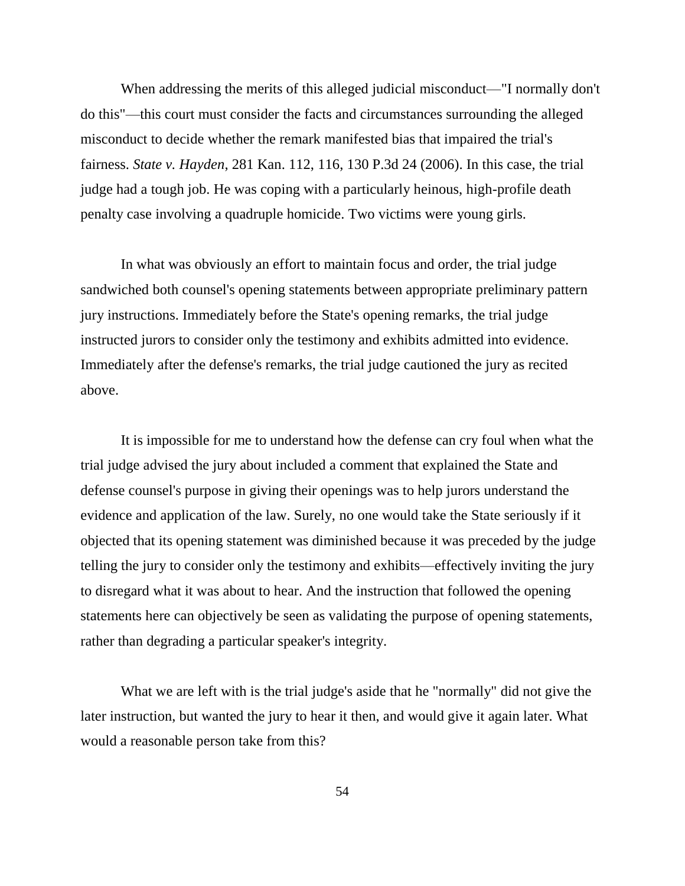When addressing the merits of this alleged judicial misconduct—"I normally don't do this"—this court must consider the facts and circumstances surrounding the alleged misconduct to decide whether the remark manifested bias that impaired the trial's fairness. *State v. Hayden*, 281 Kan. 112, 116, 130 P.3d 24 (2006). In this case, the trial judge had a tough job. He was coping with a particularly heinous, high-profile death penalty case involving a quadruple homicide. Two victims were young girls.

In what was obviously an effort to maintain focus and order, the trial judge sandwiched both counsel's opening statements between appropriate preliminary pattern jury instructions. Immediately before the State's opening remarks, the trial judge instructed jurors to consider only the testimony and exhibits admitted into evidence. Immediately after the defense's remarks, the trial judge cautioned the jury as recited above.

It is impossible for me to understand how the defense can cry foul when what the trial judge advised the jury about included a comment that explained the State and defense counsel's purpose in giving their openings was to help jurors understand the evidence and application of the law. Surely, no one would take the State seriously if it objected that its opening statement was diminished because it was preceded by the judge telling the jury to consider only the testimony and exhibits—effectively inviting the jury to disregard what it was about to hear. And the instruction that followed the opening statements here can objectively be seen as validating the purpose of opening statements, rather than degrading a particular speaker's integrity.

What we are left with is the trial judge's aside that he "normally" did not give the later instruction, but wanted the jury to hear it then, and would give it again later. What would a reasonable person take from this?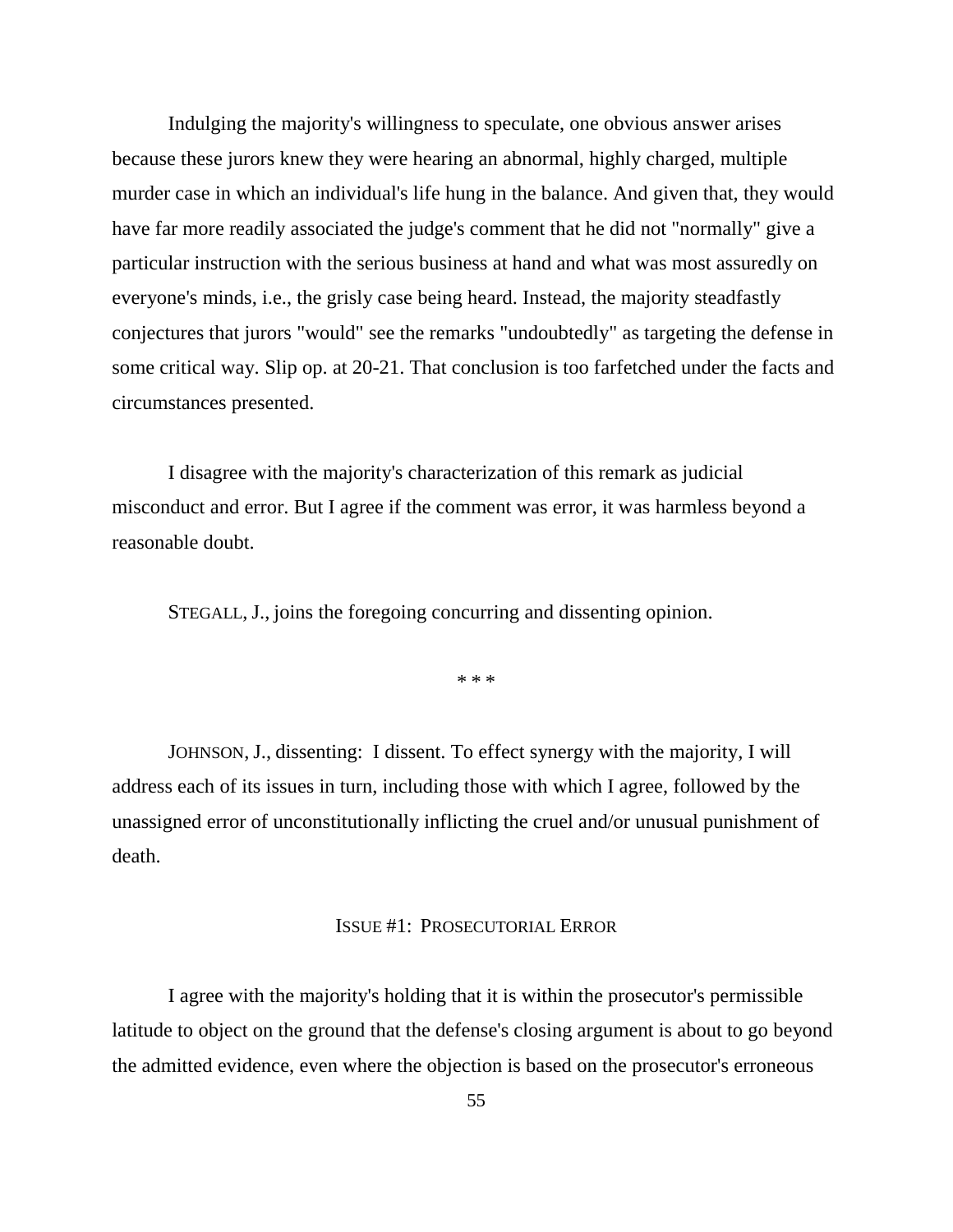Indulging the majority's willingness to speculate, one obvious answer arises because these jurors knew they were hearing an abnormal, highly charged, multiple murder case in which an individual's life hung in the balance. And given that, they would have far more readily associated the judge's comment that he did not "normally" give a particular instruction with the serious business at hand and what was most assuredly on everyone's minds, i.e., the grisly case being heard. Instead, the majority steadfastly conjectures that jurors "would" see the remarks "undoubtedly" as targeting the defense in some critical way. Slip op. at 20-21. That conclusion is too farfetched under the facts and circumstances presented.

I disagree with the majority's characterization of this remark as judicial misconduct and error. But I agree if the comment was error, it was harmless beyond a reasonable doubt.

STEGALL, J., joins the foregoing concurring and dissenting opinion.

\* \* \*

JOHNSON, J., dissenting: I dissent. To effect synergy with the majority, I will address each of its issues in turn, including those with which I agree, followed by the unassigned error of unconstitutionally inflicting the cruel and/or unusual punishment of death.

## ISSUE #1: PROSECUTORIAL ERROR

I agree with the majority's holding that it is within the prosecutor's permissible latitude to object on the ground that the defense's closing argument is about to go beyond the admitted evidence, even where the objection is based on the prosecutor's erroneous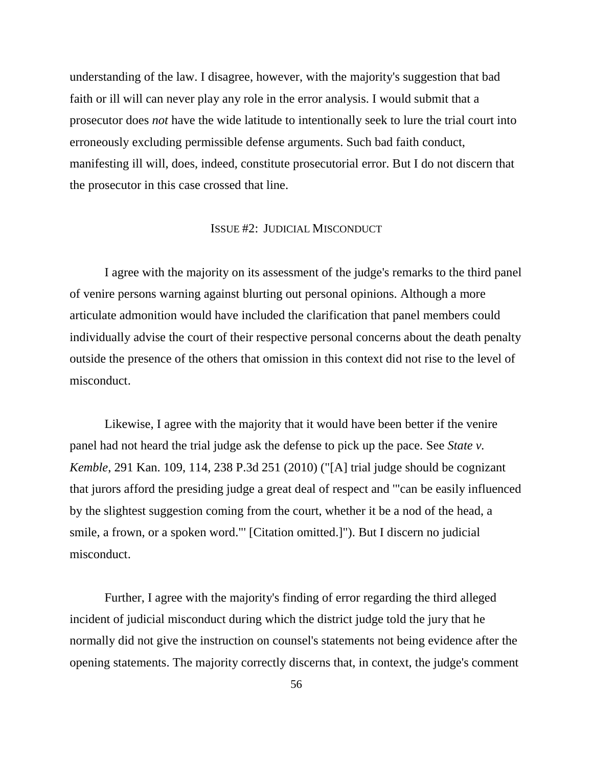understanding of the law. I disagree, however, with the majority's suggestion that bad faith or ill will can never play any role in the error analysis. I would submit that a prosecutor does *not* have the wide latitude to intentionally seek to lure the trial court into erroneously excluding permissible defense arguments. Such bad faith conduct, manifesting ill will, does, indeed, constitute prosecutorial error. But I do not discern that the prosecutor in this case crossed that line.

## ISSUE #2: JUDICIAL MISCONDUCT

I agree with the majority on its assessment of the judge's remarks to the third panel of venire persons warning against blurting out personal opinions. Although a more articulate admonition would have included the clarification that panel members could individually advise the court of their respective personal concerns about the death penalty outside the presence of the others that omission in this context did not rise to the level of misconduct.

Likewise, I agree with the majority that it would have been better if the venire panel had not heard the trial judge ask the defense to pick up the pace. See *State v. Kemble*, 291 Kan. 109, 114, 238 P.3d 251 (2010) ("[A] trial judge should be cognizant that jurors afford the presiding judge a great deal of respect and '"can be easily influenced by the slightest suggestion coming from the court, whether it be a nod of the head, a smile, a frown, or a spoken word."' [Citation omitted.]"). But I discern no judicial misconduct.

Further, I agree with the majority's finding of error regarding the third alleged incident of judicial misconduct during which the district judge told the jury that he normally did not give the instruction on counsel's statements not being evidence after the opening statements. The majority correctly discerns that, in context, the judge's comment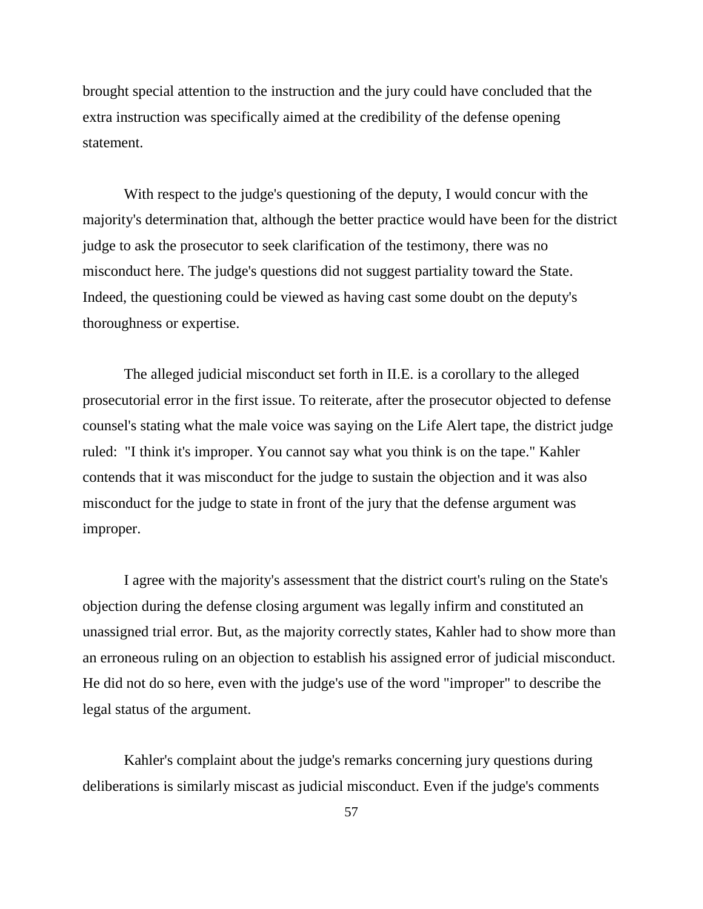brought special attention to the instruction and the jury could have concluded that the extra instruction was specifically aimed at the credibility of the defense opening statement.

With respect to the judge's questioning of the deputy, I would concur with the majority's determination that, although the better practice would have been for the district judge to ask the prosecutor to seek clarification of the testimony, there was no misconduct here. The judge's questions did not suggest partiality toward the State. Indeed, the questioning could be viewed as having cast some doubt on the deputy's thoroughness or expertise.

The alleged judicial misconduct set forth in II.E. is a corollary to the alleged prosecutorial error in the first issue. To reiterate, after the prosecutor objected to defense counsel's stating what the male voice was saying on the Life Alert tape, the district judge ruled: "I think it's improper. You cannot say what you think is on the tape." Kahler contends that it was misconduct for the judge to sustain the objection and it was also misconduct for the judge to state in front of the jury that the defense argument was improper.

I agree with the majority's assessment that the district court's ruling on the State's objection during the defense closing argument was legally infirm and constituted an unassigned trial error. But, as the majority correctly states, Kahler had to show more than an erroneous ruling on an objection to establish his assigned error of judicial misconduct. He did not do so here, even with the judge's use of the word "improper" to describe the legal status of the argument.

Kahler's complaint about the judge's remarks concerning jury questions during deliberations is similarly miscast as judicial misconduct. Even if the judge's comments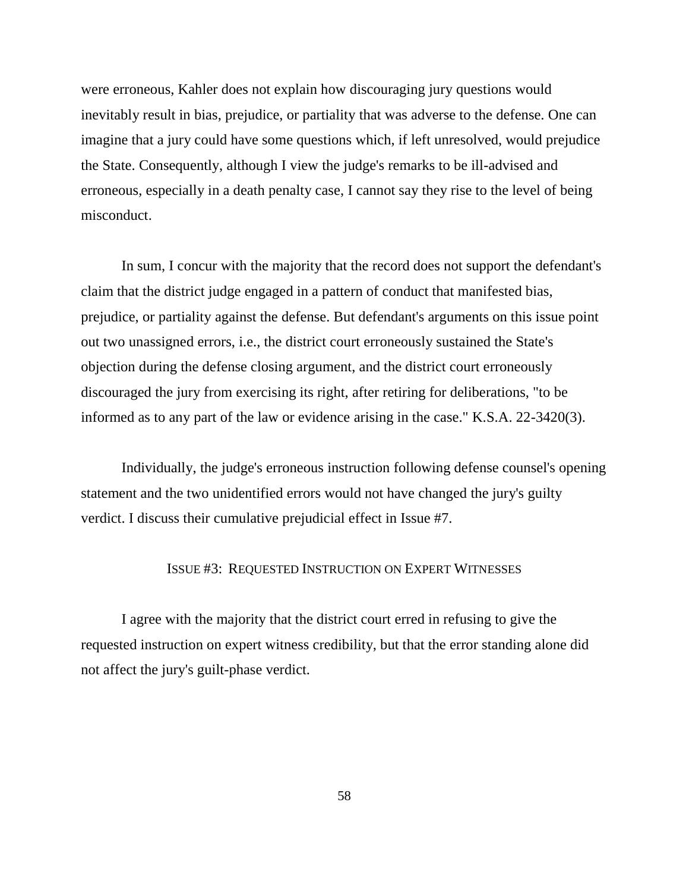were erroneous, Kahler does not explain how discouraging jury questions would inevitably result in bias, prejudice, or partiality that was adverse to the defense. One can imagine that a jury could have some questions which, if left unresolved, would prejudice the State. Consequently, although I view the judge's remarks to be ill-advised and erroneous, especially in a death penalty case, I cannot say they rise to the level of being misconduct.

In sum, I concur with the majority that the record does not support the defendant's claim that the district judge engaged in a pattern of conduct that manifested bias, prejudice, or partiality against the defense. But defendant's arguments on this issue point out two unassigned errors, i.e., the district court erroneously sustained the State's objection during the defense closing argument, and the district court erroneously discouraged the jury from exercising its right, after retiring for deliberations, "to be informed as to any part of the law or evidence arising in the case." K.S.A. 22-3420(3).

Individually, the judge's erroneous instruction following defense counsel's opening statement and the two unidentified errors would not have changed the jury's guilty verdict. I discuss their cumulative prejudicial effect in Issue #7.

### ISSUE #3: REQUESTED INSTRUCTION ON EXPERT WITNESSES

I agree with the majority that the district court erred in refusing to give the requested instruction on expert witness credibility, but that the error standing alone did not affect the jury's guilt-phase verdict.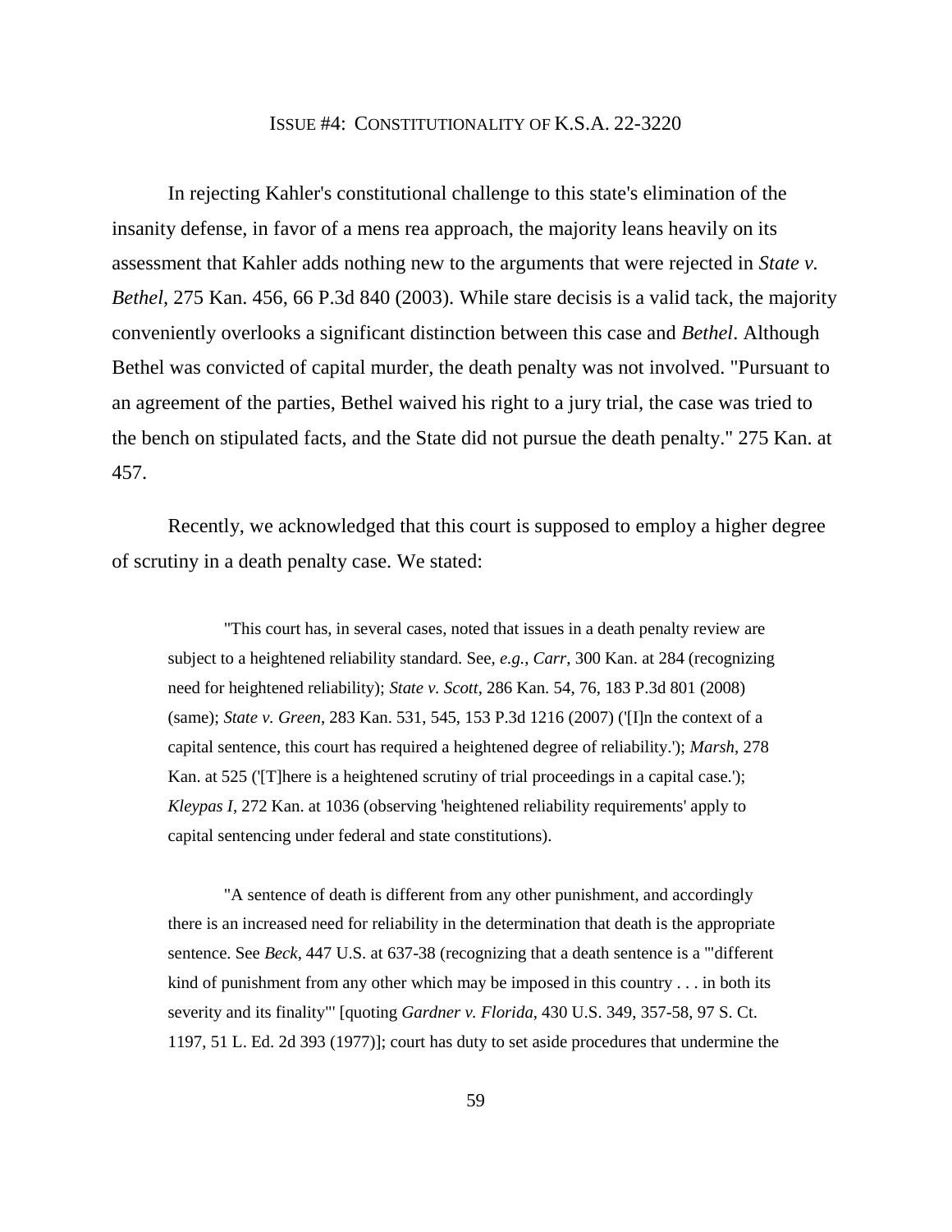## ISSUE #4: CONSTITUTIONALITY OF K.S.A. 22-3220

In rejecting Kahler's constitutional challenge to this state's elimination of the insanity defense, in favor of a mens rea approach, the majority leans heavily on its assessment that Kahler adds nothing new to the arguments that were rejected in *State v. Bethel*, 275 Kan. 456, 66 P.3d 840 (2003). While stare decisis is a valid tack, the majority conveniently overlooks a significant distinction between this case and *Bethel*. Although Bethel was convicted of capital murder, the death penalty was not involved. "Pursuant to an agreement of the parties, Bethel waived his right to a jury trial, the case was tried to the bench on stipulated facts, and the State did not pursue the death penalty." 275 Kan. at 457.

Recently, we acknowledged that this court is supposed to employ a higher degree of scrutiny in a death penalty case. We stated:

> "This court has, in several cases, noted that issues in a death penalty review are subject to a heightened reliability standard. See, *e.g.*, *Carr*, 300 Kan. at 284 (recognizing need for heightened reliability); *State v. Scott*, 286 Kan. 54, 76, 183 P.3d 801 (2008) (same); *State v. Green*, 283 Kan. 531, 545, 153 P.3d 1216 (2007) ('[I]n the context of a capital sentence, this court has required a heightened degree of reliability.'); *Marsh*, 278 Kan. at 525 ('[T]here is a heightened scrutiny of trial proceedings in a capital case.'); *Kleypas I*, 272 Kan. at 1036 (observing 'heightened reliability requirements' apply to capital sentencing under federal and state constitutions).
>
> "A sentence of death is different from any other punishment, and accordingly there is an increased need for reliability in the determination that death is the appropriate sentence. See *Beck*, 447 U.S. at 637-38 (recognizing that a death sentence is a '"different kind of punishment from any other which may be imposed in this country . . . in both its severity and its finality"' [quoting *Gardner v. Florida*, 430 U.S. 349, 357-58, 97 S. Ct. 1197, 51 L. Ed. 2d 393 (1977)]; court has duty to set aside procedures that undermine the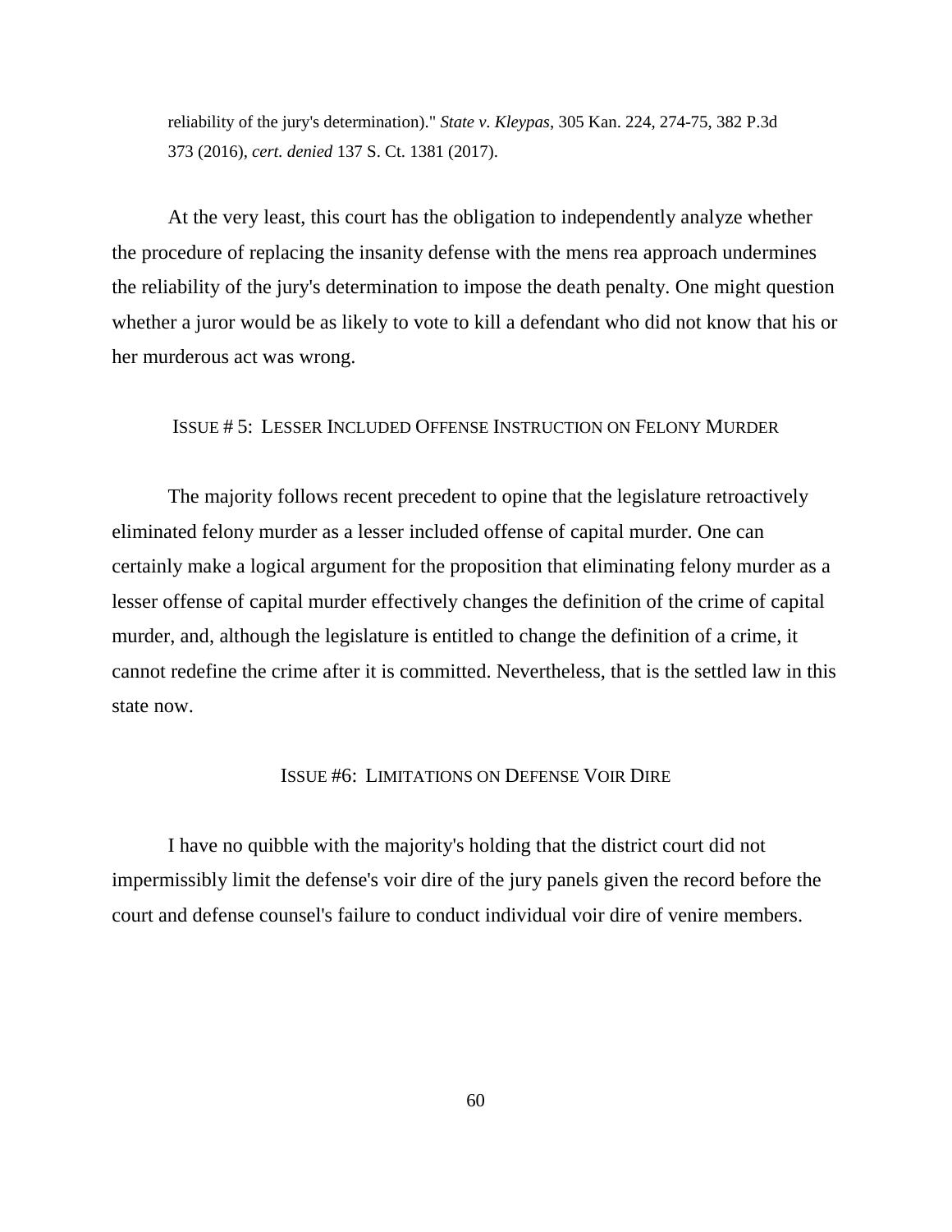reliability of the jury's determination)." *State v. Kleypas*, 305 Kan. 224, 274-75, 382 P.3d 373 (2016), *cert. denied* 137 S. Ct. 1381 (2017).

At the very least, this court has the obligation to independently analyze whether the procedure of replacing the insanity defense with the mens rea approach undermines the reliability of the jury's determination to impose the death penalty. One might question whether a juror would be as likely to vote to kill a defendant who did not know that his or her murderous act was wrong.

### ISSUE # 5: LESSER INCLUDED OFFENSE INSTRUCTION ON FELONY MURDER

The majority follows recent precedent to opine that the legislature retroactively eliminated felony murder as a lesser included offense of capital murder. One can certainly make a logical argument for the proposition that eliminating felony murder as a lesser offense of capital murder effectively changes the definition of the crime of capital murder, and, although the legislature is entitled to change the definition of a crime, it cannot redefine the crime after it is committed. Nevertheless, that is the settled law in this state now.

### ISSUE #6: LIMITATIONS ON DEFENSE VOIR DIRE

I have no quibble with the majority's holding that the district court did not impermissibly limit the defense's voir dire of the jury panels given the record before the court and defense counsel's failure to conduct individual voir dire of venire members.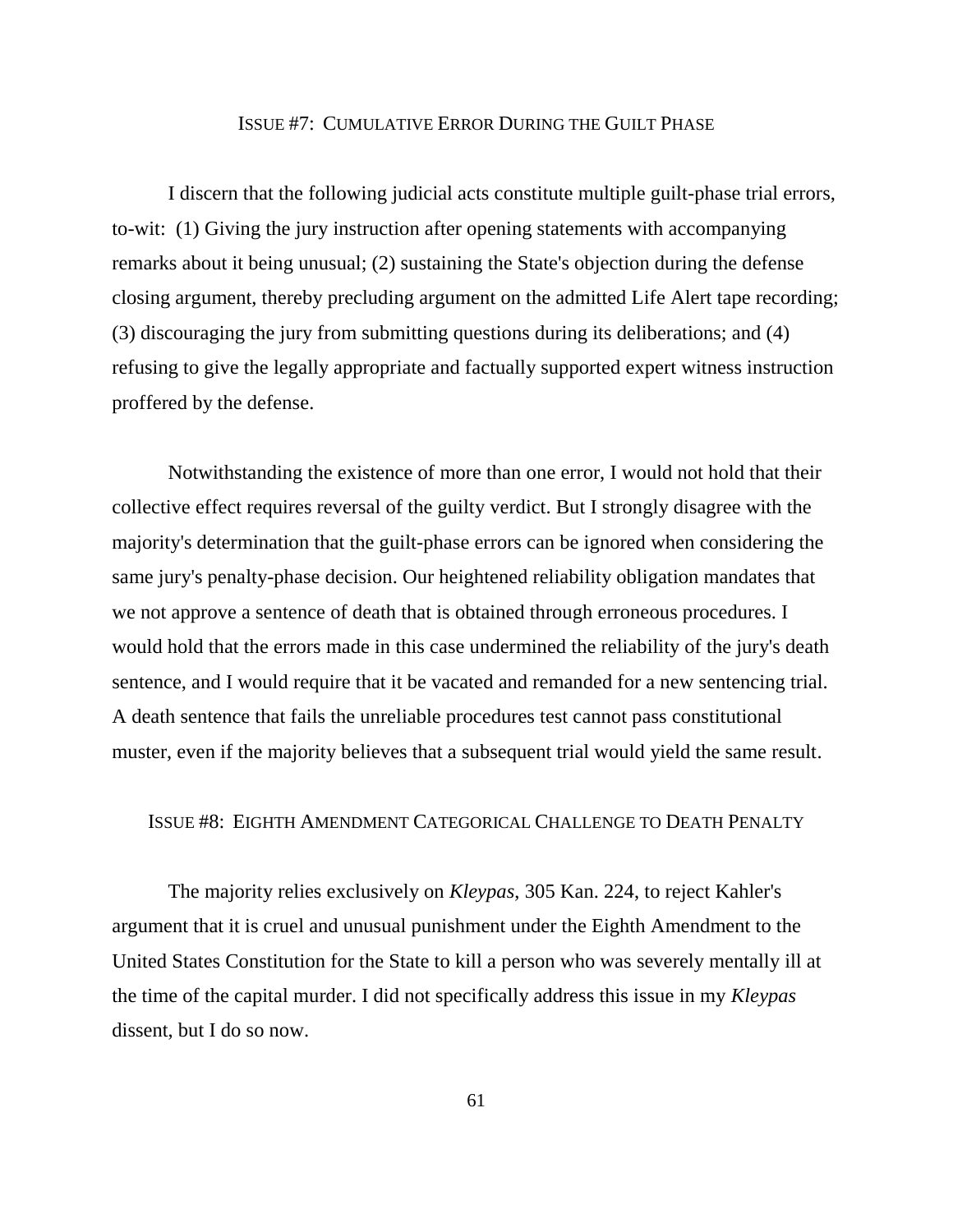### ISSUE #7: CUMULATIVE ERROR DURING THE GUILT PHASE

I discern that the following judicial acts constitute multiple guilt-phase trial errors, to-wit: (1) Giving the jury instruction after opening statements with accompanying remarks about it being unusual; (2) sustaining the State's objection during the defense closing argument, thereby precluding argument on the admitted Life Alert tape recording; (3) discouraging the jury from submitting questions during its deliberations; and (4) refusing to give the legally appropriate and factually supported expert witness instruction proffered by the defense.

Notwithstanding the existence of more than one error, I would not hold that their collective effect requires reversal of the guilty verdict. But I strongly disagree with the majority's determination that the guilt-phase errors can be ignored when considering the same jury's penalty-phase decision. Our heightened reliability obligation mandates that we not approve a sentence of death that is obtained through erroneous procedures. I would hold that the errors made in this case undermined the reliability of the jury's death sentence, and I would require that it be vacated and remanded for a new sentencing trial. A death sentence that fails the unreliable procedures test cannot pass constitutional muster, even if the majority believes that a subsequent trial would yield the same result.

### ISSUE #8: EIGHTH AMENDMENT CATEGORICAL CHALLENGE TO DEATH PENALTY

The majority relies exclusively on *Kleypas*, 305 Kan. 224, to reject Kahler's argument that it is cruel and unusual punishment under the Eighth Amendment to the United States Constitution for the State to kill a person who was severely mentally ill at the time of the capital murder. I did not specifically address this issue in my *Kleypas* dissent, but I do so now.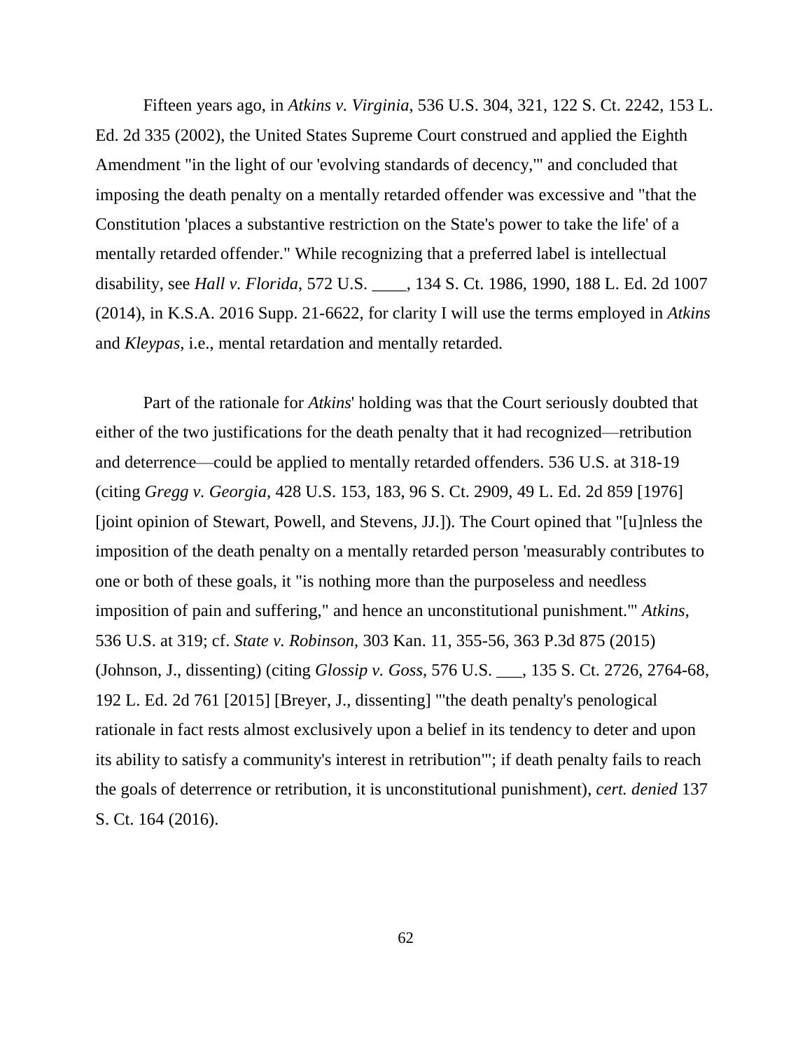Fifteen years ago, in *Atkins v. Virginia*, 536 U.S. 304, 321, 122 S. Ct. 2242, 153 L. Ed. 2d 335 (2002), the United States Supreme Court construed and applied the Eighth Amendment "in the light of our 'evolving standards of decency,'" and concluded that imposing the death penalty on a mentally retarded offender was excessive and "that the Constitution 'places a substantive restriction on the State's power to take the life' of a mentally retarded offender." While recognizing that a preferred label is intellectual disability, see *Hall v. Florida*, 572 U.S. ____, 134 S. Ct. 1986, 1990, 188 L. Ed. 2d 1007 (2014), in K.S.A. 2016 Supp. 21-6622, for clarity I will use the terms employed in *Atkins* and *Kleypas*, i.e., mental retardation and mentally retarded.

Part of the rationale for *Atkins*' holding was that the Court seriously doubted that either of the two justifications for the death penalty that it had recognized—retribution and deterrence—could be applied to mentally retarded offenders. 536 U.S. at 318-19 (citing *Gregg v. Georgia*, 428 U.S. 153, 183, 96 S. Ct. 2909, 49 L. Ed. 2d 859 [1976] [joint opinion of Stewart, Powell, and Stevens, JJ.]). The Court opined that "[u]nless the imposition of the death penalty on a mentally retarded person 'measurably contributes to one or both of these goals, it "is nothing more than the purposeless and needless imposition of pain and suffering," and hence an unconstitutional punishment.'" *Atkins*, 536 U.S. at 319; cf. *State v. Robinson*, 303 Kan. 11, 355-56, 363 P.3d 875 (2015) (Johnson, J., dissenting) (citing *Glossip v. Goss*, 576 U.S. ___, 135 S. Ct. 2726, 2764-68, 192 L. Ed. 2d 761 [2015] [Breyer, J., dissenting] "'the death penalty's penological rationale in fact rests almost exclusively upon a belief in its tendency to deter and upon its ability to satisfy a community's interest in retribution'"; if death penalty fails to reach the goals of deterrence or retribution, it is unconstitutional punishment), *cert. denied* 137 S. Ct. 164 (2016).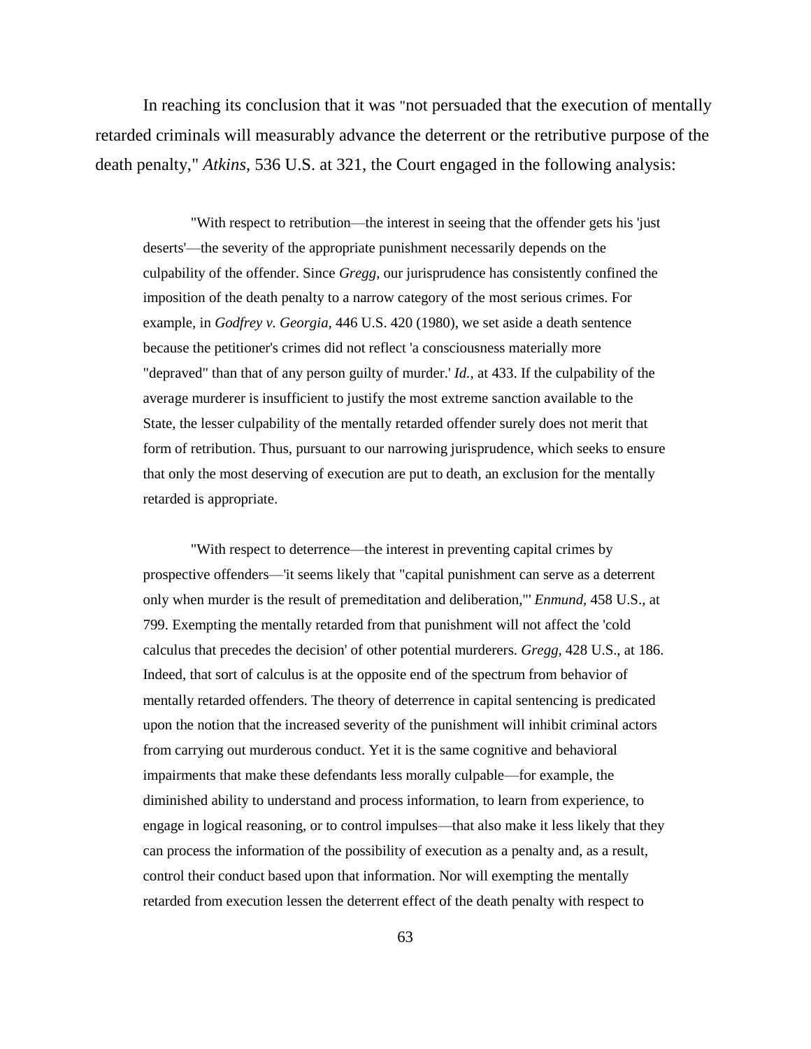In reaching its conclusion that it was "not persuaded that the execution of mentally retarded criminals will measurably advance the deterrent or the retributive purpose of the death penalty," *Atkins*, 536 U.S. at 321, the Court engaged in the following analysis:

> "With respect to retribution—the interest in seeing that the offender gets his 'just deserts'—the severity of the appropriate punishment necessarily depends on the culpability of the offender. Since *Gregg,* our jurisprudence has consistently confined the imposition of the death penalty to a narrow category of the most serious crimes. For example, in *Godfrey v. Georgia,* 446 U.S. 420 (1980), we set aside a death sentence because the petitioner's crimes did not reflect 'a consciousness materially more "depraved" than that of any person guilty of murder.' *Id.,* at 433. If the culpability of the average murderer is insufficient to justify the most extreme sanction available to the State, the lesser culpability of the mentally retarded offender surely does not merit that form of retribution. Thus, pursuant to our narrowing jurisprudence, which seeks to ensure that only the most deserving of execution are put to death, an exclusion for the mentally retarded is appropriate.
>
> "With respect to deterrence—the interest in preventing capital crimes by prospective offenders—'it seems likely that "capital punishment can serve as a deterrent only when murder is the result of premeditation and deliberation,"' *Enmund,* 458 U.S., at 799. Exempting the mentally retarded from that punishment will not affect the 'cold calculus that precedes the decision' of other potential murderers. *Gregg,* 428 U.S., at 186. Indeed, that sort of calculus is at the opposite end of the spectrum from behavior of mentally retarded offenders. The theory of deterrence in capital sentencing is predicated upon the notion that the increased severity of the punishment will inhibit criminal actors from carrying out murderous conduct. Yet it is the same cognitive and behavioral impairments that make these defendants less morally culpable—for example, the diminished ability to understand and process information, to learn from experience, to engage in logical reasoning, or to control impulses—that also make it less likely that they can process the information of the possibility of execution as a penalty and, as a result, control their conduct based upon that information. Nor will exempting the mentally retarded from execution lessen the deterrent effect of the death penalty with respect to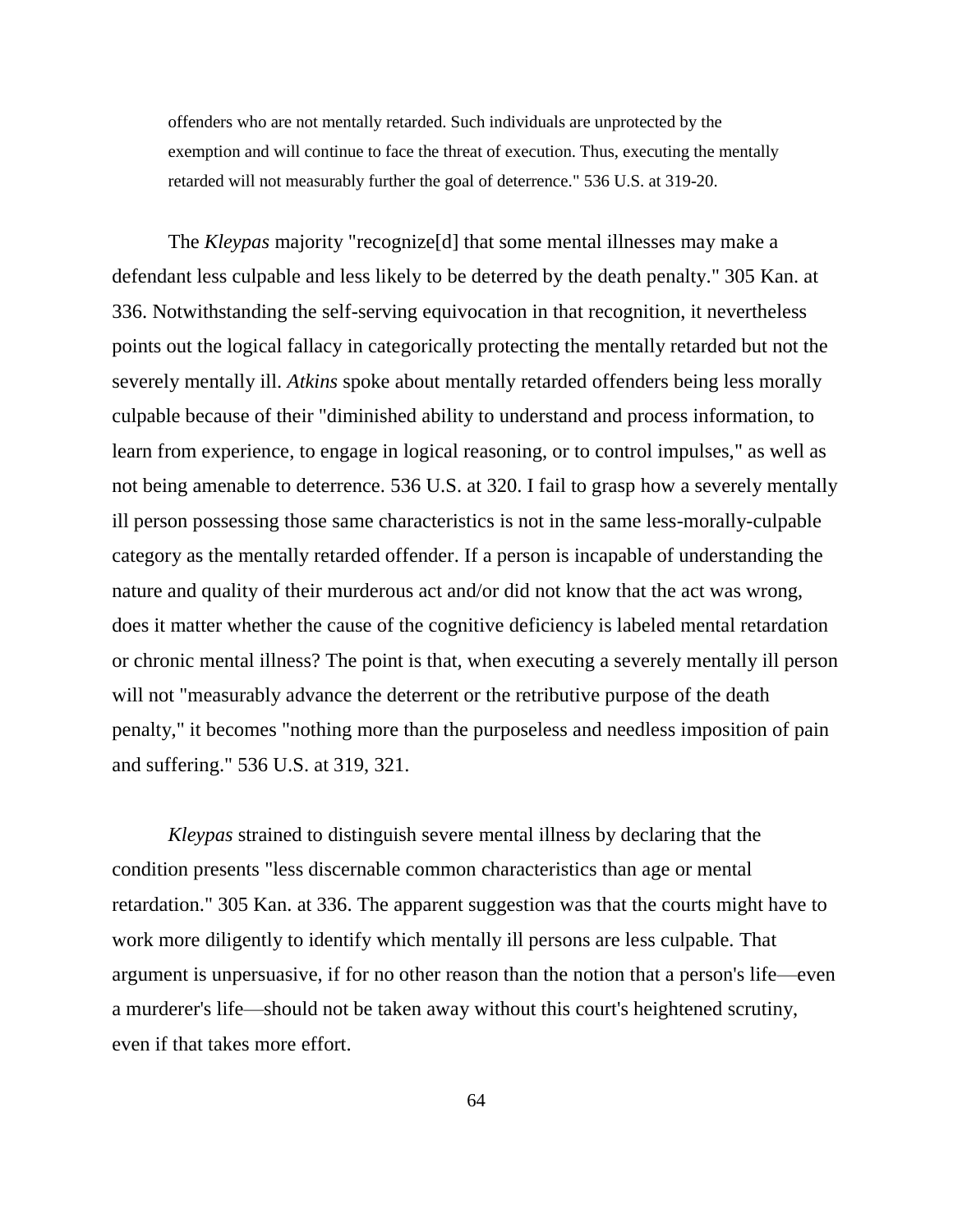> offenders who are not mentally retarded. Such individuals are unprotected by the exemption and will continue to face the threat of execution. Thus, executing the mentally retarded will not measurably further the goal of deterrence." 536 U.S. at 319-20.

The *Kleypas* majority "recognize[d] that some mental illnesses may make a defendant less culpable and less likely to be deterred by the death penalty." 305 Kan. at 336. Notwithstanding the self-serving equivocation in that recognition, it nevertheless points out the logical fallacy in categorically protecting the mentally retarded but not the severely mentally ill. *Atkins* spoke about mentally retarded offenders being less morally culpable because of their "diminished ability to understand and process information, to learn from experience, to engage in logical reasoning, or to control impulses," as well as not being amenable to deterrence. 536 U.S. at 320. I fail to grasp how a severely mentally ill person possessing those same characteristics is not in the same less-morally-culpable category as the mentally retarded offender. If a person is incapable of understanding the nature and quality of their murderous act and/or did not know that the act was wrong, does it matter whether the cause of the cognitive deficiency is labeled mental retardation or chronic mental illness? The point is that, when executing a severely mentally ill person will not "measurably advance the deterrent or the retributive purpose of the death penalty," it becomes "nothing more than the purposeless and needless imposition of pain and suffering." 536 U.S. at 319, 321.

*Kleypas* strained to distinguish severe mental illness by declaring that the condition presents "less discernable common characteristics than age or mental retardation." 305 Kan. at 336. The apparent suggestion was that the courts might have to work more diligently to identify which mentally ill persons are less culpable. That argument is unpersuasive, if for no other reason than the notion that a person's life—even a murderer's life—should not be taken away without this court's heightened scrutiny, even if that takes more effort.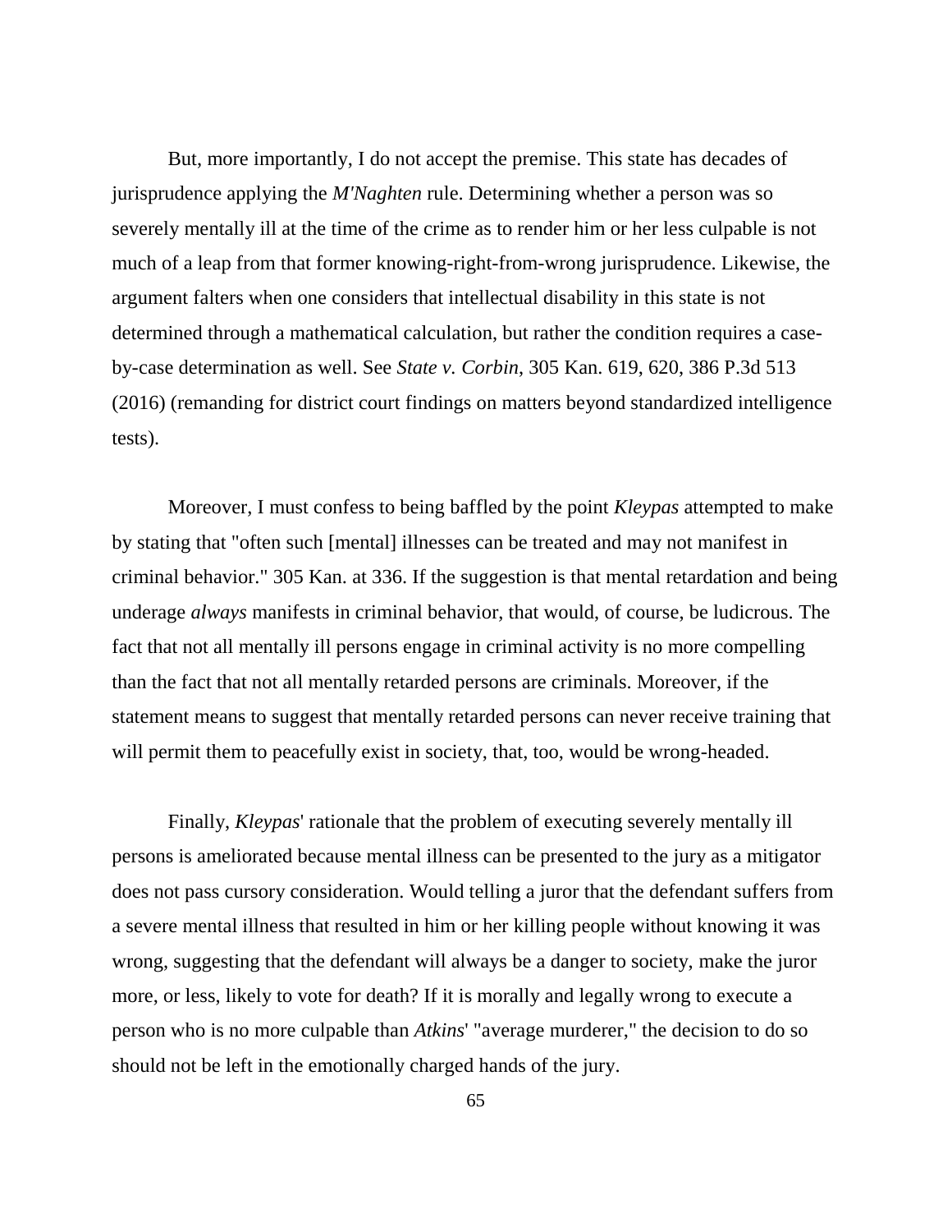But, more importantly, I do not accept the premise. This state has decades of jurisprudence applying the *M'Naghten* rule. Determining whether a person was so severely mentally ill at the time of the crime as to render him or her less culpable is not much of a leap from that former knowing-right-from-wrong jurisprudence. Likewise, the argument falters when one considers that intellectual disability in this state is not determined through a mathematical calculation, but rather the condition requires a case-by-case determination as well. See *State v. Corbin*, 305 Kan. 619, 620, 386 P.3d 513 (2016) (remanding for district court findings on matters beyond standardized intelligence tests).

Moreover, I must confess to being baffled by the point *Kleypas* attempted to make by stating that "often such [mental] illnesses can be treated and may not manifest in criminal behavior." 305 Kan. at 336. If the suggestion is that mental retardation and being underage *always* manifests in criminal behavior, that would, of course, be ludicrous. The fact that not all mentally ill persons engage in criminal activity is no more compelling than the fact that not all mentally retarded persons are criminals. Moreover, if the statement means to suggest that mentally retarded persons can never receive training that will permit them to peacefully exist in society, that, too, would be wrong-headed.

Finally, *Kleypas*' rationale that the problem of executing severely mentally ill persons is ameliorated because mental illness can be presented to the jury as a mitigator does not pass cursory consideration. Would telling a juror that the defendant suffers from a severe mental illness that resulted in him or her killing people without knowing it was wrong, suggesting that the defendant will always be a danger to society, make the juror more, or less, likely to vote for death? If it is morally and legally wrong to execute a person who is no more culpable than *Atkins*' "average murderer," the decision to do so should not be left in the emotionally charged hands of the jury.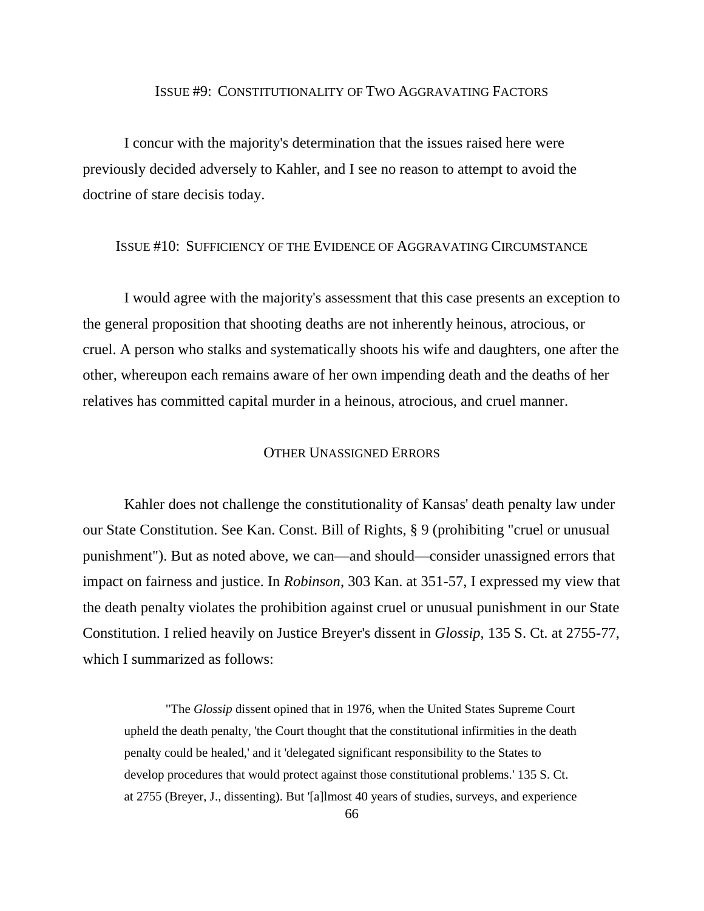### ISSUE #9: CONSTITUTIONALITY OF TWO AGGRAVATING FACTORS

I concur with the majority's determination that the issues raised here were previously decided adversely to Kahler, and I see no reason to attempt to avoid the doctrine of stare decisis today.

### ISSUE #10: SUFFICIENCY OF THE EVIDENCE OF AGGRAVATING CIRCUMSTANCE

I would agree with the majority's assessment that this case presents an exception to the general proposition that shooting deaths are not inherently heinous, atrocious, or cruel. A person who stalks and systematically shoots his wife and daughters, one after the other, whereupon each remains aware of her own impending death and the deaths of her relatives has committed capital murder in a heinous, atrocious, and cruel manner.

### OTHER UNASSIGNED ERRORS

Kahler does not challenge the constitutionality of Kansas' death penalty law under our State Constitution. See Kan. Const. Bill of Rights, § 9 (prohibiting "cruel or unusual punishment"). But as noted above, we can—and should—consider unassigned errors that impact on fairness and justice. In *Robinson*, 303 Kan. at 351-57, I expressed my view that the death penalty violates the prohibition against cruel or unusual punishment in our State Constitution. I relied heavily on Justice Breyer's dissent in *Glossip*, 135 S. Ct. at 2755-77, which I summarized as follows:

> "The *Glossip* dissent opined that in 1976, when the United States Supreme Court upheld the death penalty, 'the Court thought that the constitutional infirmities in the death penalty could be healed,' and it 'delegated significant responsibility to the States to develop procedures that would protect against those constitutional problems.' 135 S. Ct. at 2755 (Breyer, J., dissenting). But '[a]lmost 40 years of studies, surveys, and experience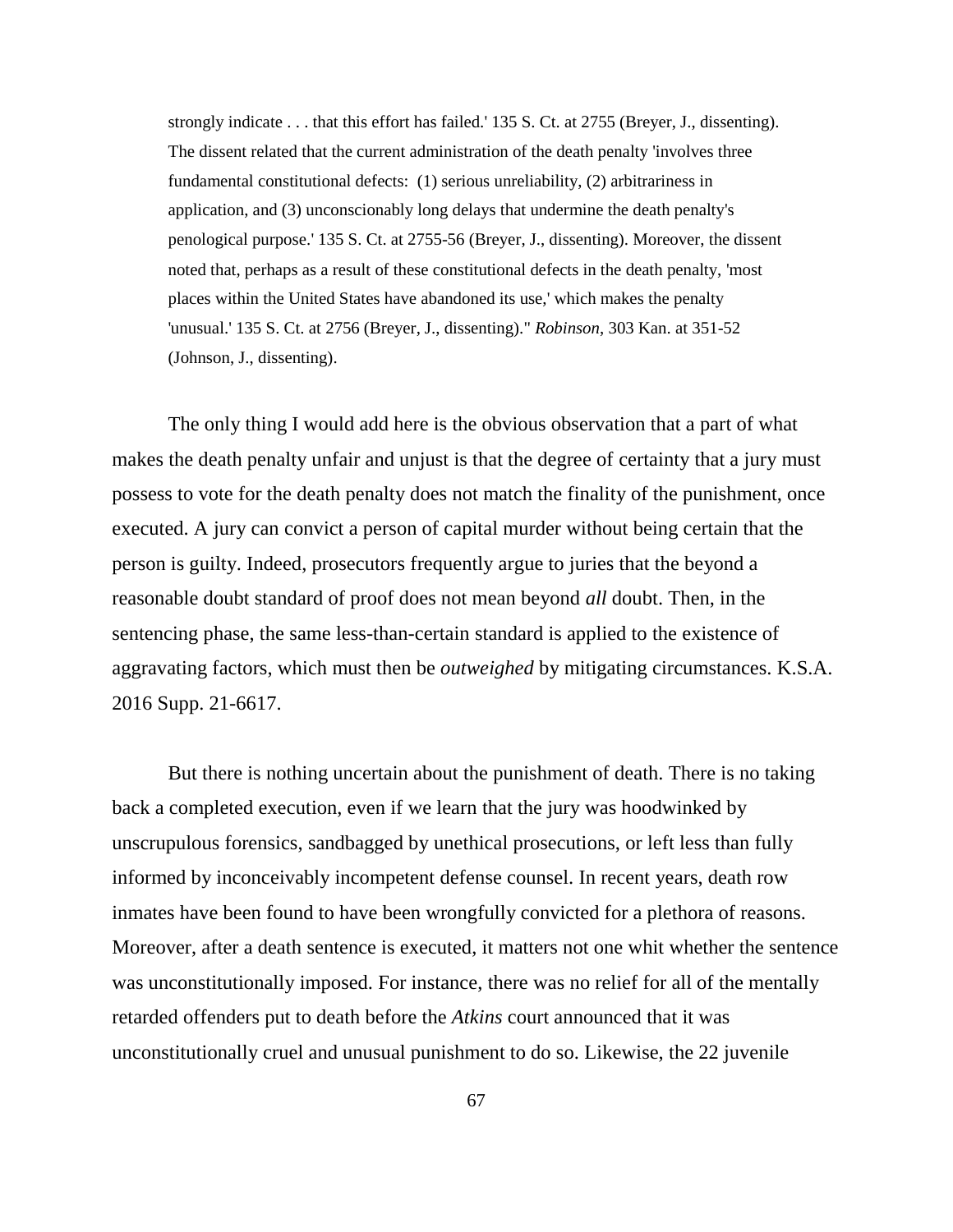> strongly indicate . . . that this effort has failed.' 135 S. Ct. at 2755 (Breyer, J., dissenting). The dissent related that the current administration of the death penalty 'involves three fundamental constitutional defects: (1) serious unreliability, (2) arbitrariness in application, and (3) unconscionably long delays that undermine the death penalty's penological purpose.' 135 S. Ct. at 2755-56 (Breyer, J., dissenting). Moreover, the dissent noted that, perhaps as a result of these constitutional defects in the death penalty, 'most places within the United States have abandoned its use,' which makes the penalty 'unusual.' 135 S. Ct. at 2756 (Breyer, J., dissenting)." *Robinson*, 303 Kan. at 351-52 (Johnson, J., dissenting).

The only thing I would add here is the obvious observation that a part of what makes the death penalty unfair and unjust is that the degree of certainty that a jury must possess to vote for the death penalty does not match the finality of the punishment, once executed. A jury can convict a person of capital murder without being certain that the person is guilty. Indeed, prosecutors frequently argue to juries that the beyond a reasonable doubt standard of proof does not mean beyond *all* doubt. Then, in the sentencing phase, the same less-than-certain standard is applied to the existence of aggravating factors, which must then be *outweighed* by mitigating circumstances. K.S.A. 2016 Supp. 21-6617.

But there is nothing uncertain about the punishment of death. There is no taking back a completed execution, even if we learn that the jury was hoodwinked by unscrupulous forensics, sandbagged by unethical prosecutions, or left less than fully informed by inconceivably incompetent defense counsel. In recent years, death row inmates have been found to have been wrongfully convicted for a plethora of reasons. Moreover, after a death sentence is executed, it matters not one whit whether the sentence was unconstitutionally imposed. For instance, there was no relief for all of the mentally retarded offenders put to death before the *Atkins* court announced that it was unconstitutionally cruel and unusual punishment to do so. Likewise, the 22 juvenile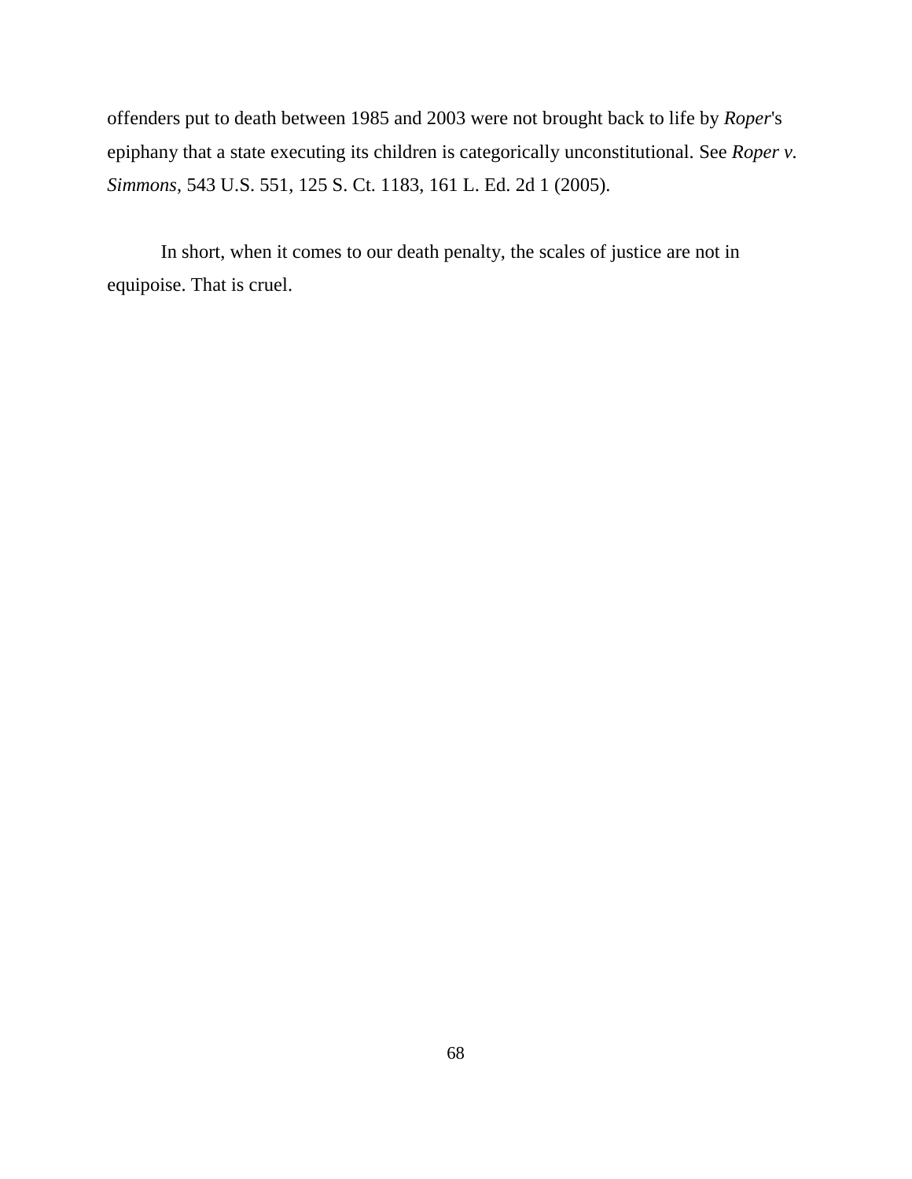offenders put to death between 1985 and 2003 were not brought back to life by *Roper*'s epiphany that a state executing its children is categorically unconstitutional. See *Roper v. Simmons*, 543 U.S. 551, 125 S. Ct. 1183, 161 L. Ed. 2d 1 (2005).

In short, when it comes to our death penalty, the scales of justice are not in equipoise. That is cruel.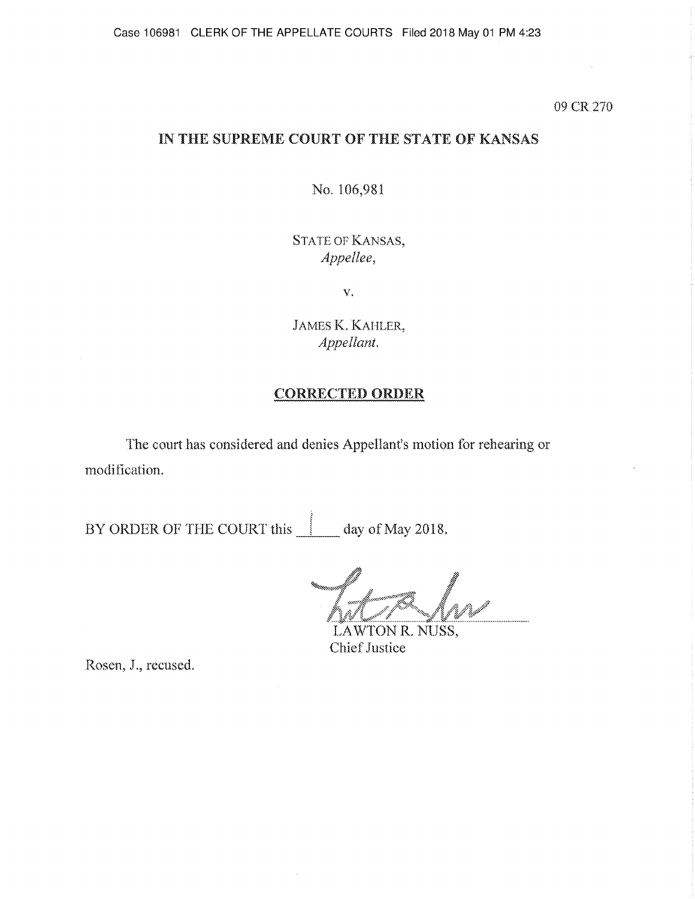Case 106981 CLERK OF THE APPELLATE COURTS Filed 2018 May 01 PM 4:23

09 CR 270

# IN THE SUPREME COURT OF THE STATE OF KANSAS

No. 106,981

STATE OF KANSAS,
*Appellee*,

v.

JAMES K. KAHLER,
*Appellant*.

## CORRECTED ORDER

The court has considered and denies Appellant's motion for rehearing or modification.

BY ORDER OF THE COURT this 1 day of May 2018.

LAWTON R. NUSS,
Chief Justice

Rosen, J., recused.